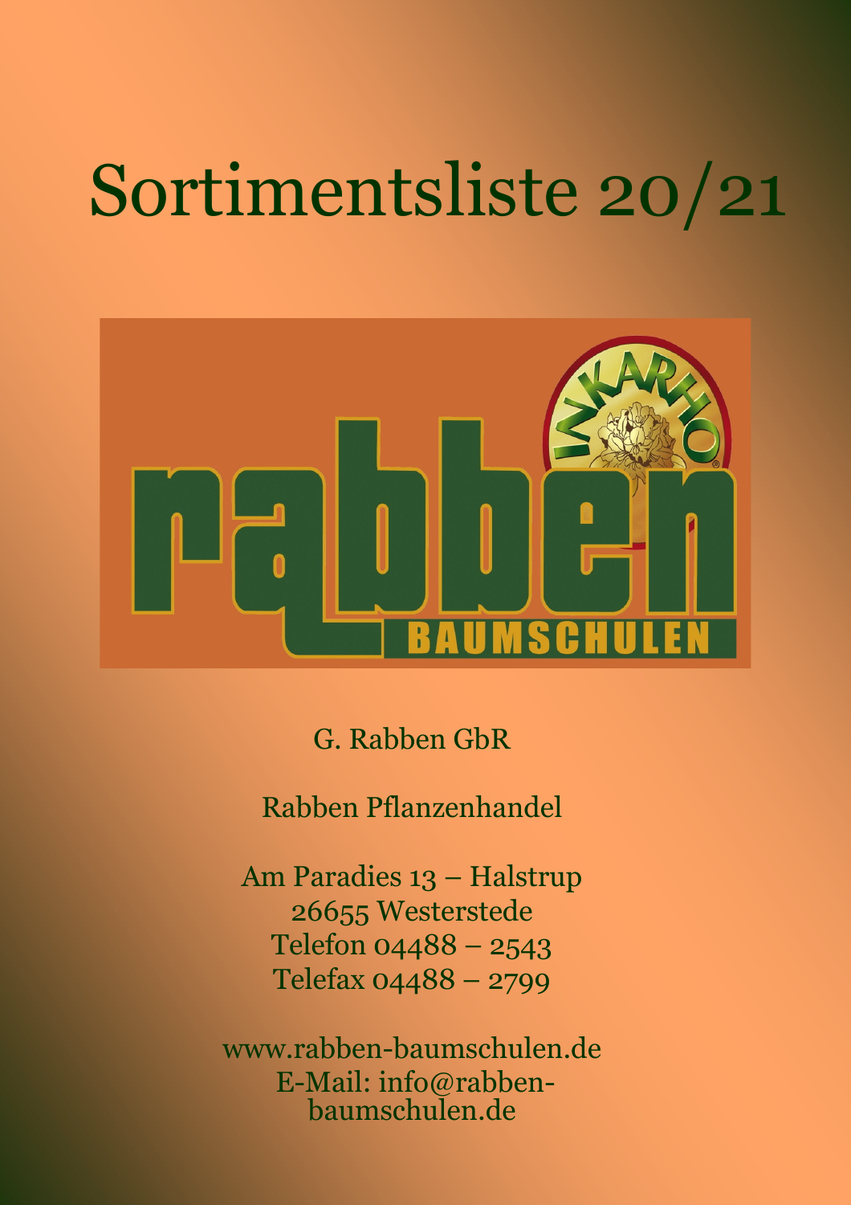# Sortimentsliste 20/21

G. Rabben GbR

Rabben Pflanzenhandel

Am Paradies 13 – Halstrup
26655 Westerstede
Telefon 04488 – 2543
Telefax 04488 – 2799

www.rabben-baumschulen.de
E-Mail: info@rabben-baumschulen.de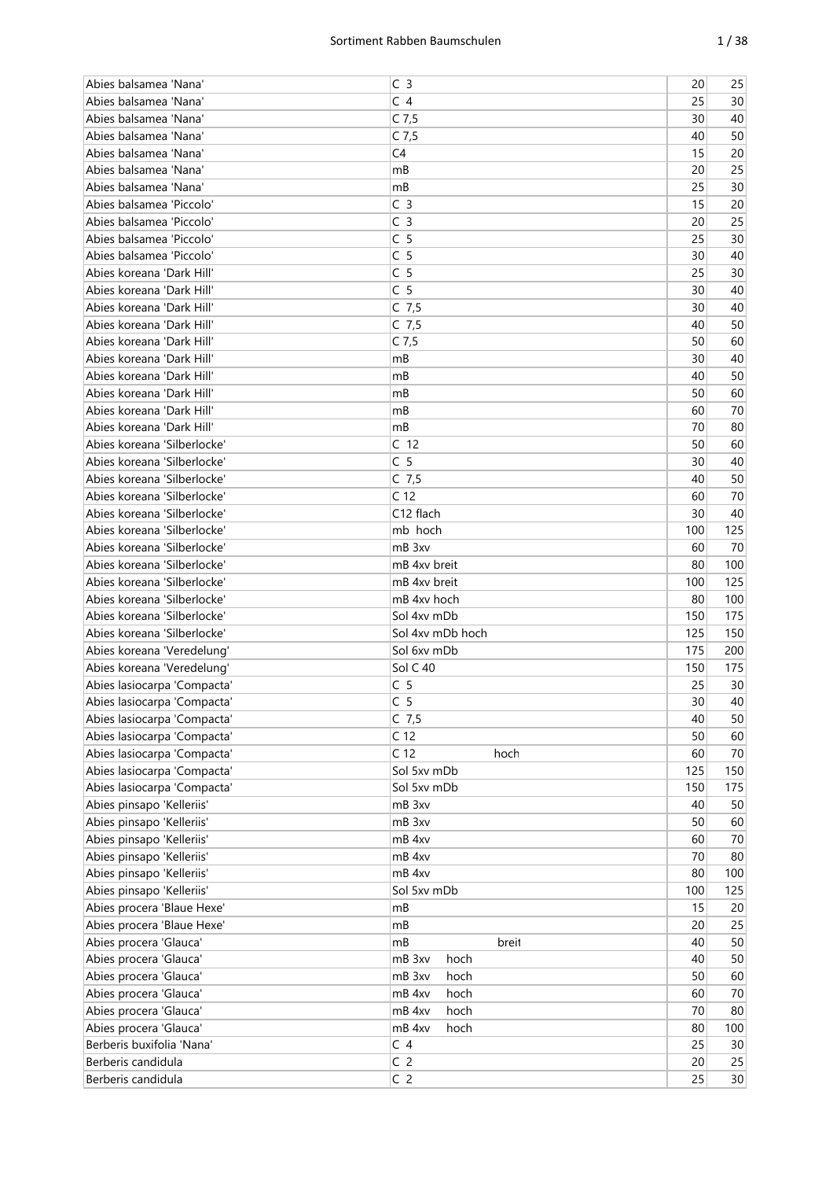| Abies balsamea 'Nana' | C 3 | 20 | 25 |
|---|---|---|---|
| Abies balsamea 'Nana' | C 4 | 25 | 30 |
| Abies balsamea 'Nana' | C 7,5 | 30 | 40 |
| Abies balsamea 'Nana' | C 7,5 | 40 | 50 |
| Abies balsamea 'Nana' | C4 | 15 | 20 |
| Abies balsamea 'Nana' | mB | 20 | 25 |
| Abies balsamea 'Nana' | mB | 25 | 30 |
| Abies balsamea 'Piccolo' | C 3 | 15 | 20 |
| Abies balsamea 'Piccolo' | C 3 | 20 | 25 |
| Abies balsamea 'Piccolo' | C 5 | 25 | 30 |
| Abies balsamea 'Piccolo' | C 5 | 30 | 40 |
| Abies koreana 'Dark Hill' | C 5 | 25 | 30 |
| Abies koreana 'Dark Hill' | C 5 | 30 | 40 |
| Abies koreana 'Dark Hill' | C 7,5 | 30 | 40 |
| Abies koreana 'Dark Hill' | C 7,5 | 40 | 50 |
| Abies koreana 'Dark Hill' | C 7,5 | 50 | 60 |
| Abies koreana 'Dark Hill' | mB | 30 | 40 |
| Abies koreana 'Dark Hill' | mB | 40 | 50 |
| Abies koreana 'Dark Hill' | mB | 50 | 60 |
| Abies koreana 'Dark Hill' | mB | 60 | 70 |
| Abies koreana 'Dark Hill' | mB | 70 | 80 |
| Abies koreana 'Silberlocke' | C 12 | 50 | 60 |
| Abies koreana 'Silberlocke' | C 5 | 30 | 40 |
| Abies koreana 'Silberlocke' | C 7,5 | 40 | 50 |
| Abies koreana 'Silberlocke' | C 12 | 60 | 70 |
| Abies koreana 'Silberlocke' | C12 flach | 30 | 40 |
| Abies koreana 'Silberlocke' | mb hoch | 100 | 125 |
| Abies koreana 'Silberlocke' | mB 3xv | 60 | 70 |
| Abies koreana 'Silberlocke' | mB 4xv breit | 80 | 100 |
| Abies koreana 'Silberlocke' | mB 4xv breit | 100 | 125 |
| Abies koreana 'Silberlocke' | mB 4xv hoch | 80 | 100 |
| Abies koreana 'Silberlocke' | Sol 4xv mDb | 150 | 175 |
| Abies koreana 'Silberlocke' | Sol 4xv mDb hoch | 125 | 150 |
| Abies koreana 'Veredelung' | Sol 6xv mDb | 175 | 200 |
| Abies koreana 'Veredelung' | Sol C 40 | 150 | 175 |
| Abies lasiocarpa 'Compacta' | C 5 | 25 | 30 |
| Abies lasiocarpa 'Compacta' | C 5 | 30 | 40 |
| Abies lasiocarpa 'Compacta' | C 7,5 | 40 | 50 |
| Abies lasiocarpa 'Compacta' | C 12 | 50 | 60 |
| Abies lasiocarpa 'Compacta' | C 12 hoch | 60 | 70 |
| Abies lasiocarpa 'Compacta' | Sol 5xv mDb | 125 | 150 |
| Abies lasiocarpa 'Compacta' | Sol 5xv mDb | 150 | 175 |
| Abies pinsapo 'Kelleriis' | mB 3xv | 40 | 50 |
| Abies pinsapo 'Kelleriis' | mB 3xv | 50 | 60 |
| Abies pinsapo 'Kelleriis' | mB 4xv | 60 | 70 |
| Abies pinsapo 'Kelleriis' | mB 4xv | 70 | 80 |
| Abies pinsapo 'Kelleriis' | mB 4xv | 80 | 100 |
| Abies pinsapo 'Kelleriis' | Sol 5xv mDb | 100 | 125 |
| Abies procera 'Blaue Hexe' | mB | 15 | 20 |
| Abies procera 'Blaue Hexe' | mB | 20 | 25 |
| Abies procera 'Glauca' | mB breit | 40 | 50 |
| Abies procera 'Glauca' | mB 3xv hoch | 40 | 50 |
| Abies procera 'Glauca' | mB 3xv hoch | 50 | 60 |
| Abies procera 'Glauca' | mB 4xv hoch | 60 | 70 |
| Abies procera 'Glauca' | mB 4xv hoch | 70 | 80 |
| Abies procera 'Glauca' | mB 4xv hoch | 80 | 100 |
| Berberis buxifolia 'Nana' | C 4 | 25 | 30 |
| Berberis candidula | C 2 | 20 | 25 |
| Berberis candidula | C 2 | 25 | 30 |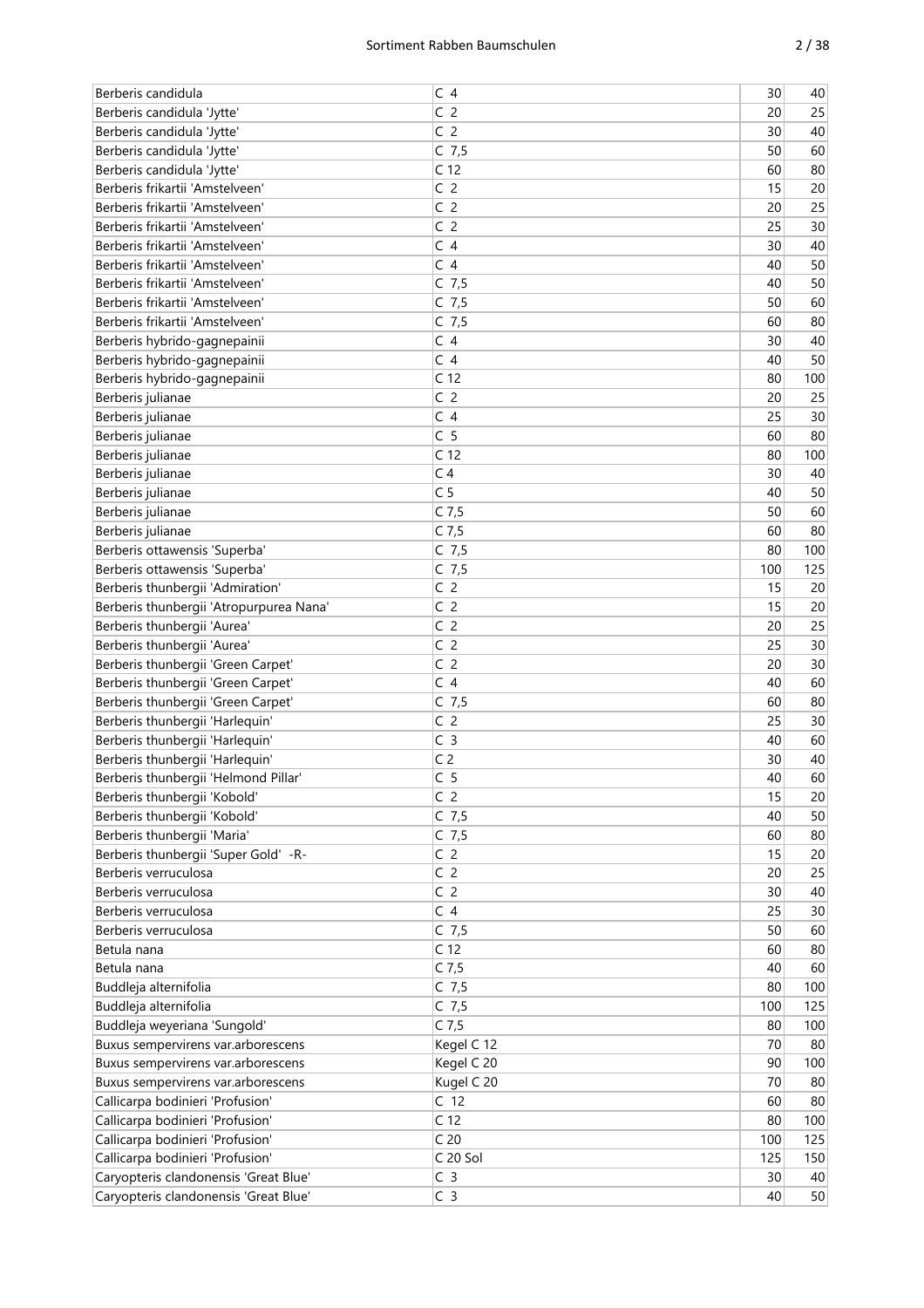| Berberis candidula | C 4 | 30 | 40 |
|---|---|---|---|
| Berberis candidula 'Jytte' | C 2 | 20 | 25 |
| Berberis candidula 'Jytte' | C 2 | 30 | 40 |
| Berberis candidula 'Jytte' | C 7,5 | 50 | 60 |
| Berberis candidula 'Jytte' | C 12 | 60 | 80 |
| Berberis frikartii 'Amstelveen' | C 2 | 15 | 20 |
| Berberis frikartii 'Amstelveen' | C 2 | 20 | 25 |
| Berberis frikartii 'Amstelveen' | C 2 | 25 | 30 |
| Berberis frikartii 'Amstelveen' | C 4 | 30 | 40 |
| Berberis frikartii 'Amstelveen' | C 4 | 40 | 50 |
| Berberis frikartii 'Amstelveen' | C 7,5 | 40 | 50 |
| Berberis frikartii 'Amstelveen' | C 7,5 | 50 | 60 |
| Berberis frikartii 'Amstelveen' | C 7,5 | 60 | 80 |
| Berberis hybrido-gagnepainii | C 4 | 30 | 40 |
| Berberis hybrido-gagnepainii | C 4 | 40 | 50 |
| Berberis hybrido-gagnepainii | C 12 | 80 | 100 |
| Berberis julianae | C 2 | 20 | 25 |
| Berberis julianae | C 4 | 25 | 30 |
| Berberis julianae | C 5 | 60 | 80 |
| Berberis julianae | C 12 | 80 | 100 |
| Berberis julianae | C 4 | 30 | 40 |
| Berberis julianae | C 5 | 40 | 50 |
| Berberis julianae | C 7,5 | 50 | 60 |
| Berberis julianae | C 7,5 | 60 | 80 |
| Berberis ottawensis 'Superba' | C 7,5 | 80 | 100 |
| Berberis ottawensis 'Superba' | C 7,5 | 100 | 125 |
| Berberis thunbergii 'Admiration' | C 2 | 15 | 20 |
| Berberis thunbergii 'Atropurpurea Nana' | C 2 | 15 | 20 |
| Berberis thunbergii 'Aurea' | C 2 | 20 | 25 |
| Berberis thunbergii 'Aurea' | C 2 | 25 | 30 |
| Berberis thunbergii 'Green Carpet' | C 2 | 20 | 30 |
| Berberis thunbergii 'Green Carpet' | C 4 | 40 | 60 |
| Berberis thunbergii 'Green Carpet' | C 7,5 | 60 | 80 |
| Berberis thunbergii 'Harlequin' | C 2 | 25 | 30 |
| Berberis thunbergii 'Harlequin' | C 3 | 40 | 60 |
| Berberis thunbergii 'Harlequin' | C 2 | 30 | 40 |
| Berberis thunbergii 'Helmond Pillar' | C 5 | 40 | 60 |
| Berberis thunbergii 'Kobold' | C 2 | 15 | 20 |
| Berberis thunbergii 'Kobold' | C 7,5 | 40 | 50 |
| Berberis thunbergii 'Maria' | C 7,5 | 60 | 80 |
| Berberis thunbergii 'Super Gold' -R- | C 2 | 15 | 20 |
| Berberis verruculosa | C 2 | 20 | 25 |
| Berberis verruculosa | C 2 | 30 | 40 |
| Berberis verruculosa | C 4 | 25 | 30 |
| Berberis verruculosa | C 7,5 | 50 | 60 |
| Betula nana | C 12 | 60 | 80 |
| Betula nana | C 7,5 | 40 | 60 |
| Buddleja alternifolia | C 7,5 | 80 | 100 |
| Buddleja alternifolia | C 7,5 | 100 | 125 |
| Buddleja weyeriana 'Sungold' | C 7,5 | 80 | 100 |
| Buxus sempervirens var.arborescens | Kegel C 12 | 70 | 80 |
| Buxus sempervirens var.arborescens | Kegel C 20 | 90 | 100 |
| Buxus sempervirens var.arborescens | Kugel C 20 | 70 | 80 |
| Callicarpa bodinieri 'Profusion' | C 12 | 60 | 80 |
| Callicarpa bodinieri 'Profusion' | C 12 | 80 | 100 |
| Callicarpa bodinieri 'Profusion' | C 20 | 100 | 125 |
| Callicarpa bodinieri 'Profusion' | C 20 Sol | 125 | 150 |
| Caryopteris clandonensis 'Great Blue' | C 3 | 30 | 40 |
| Caryopteris clandonensis 'Great Blue' | C 3 | 40 | 50 |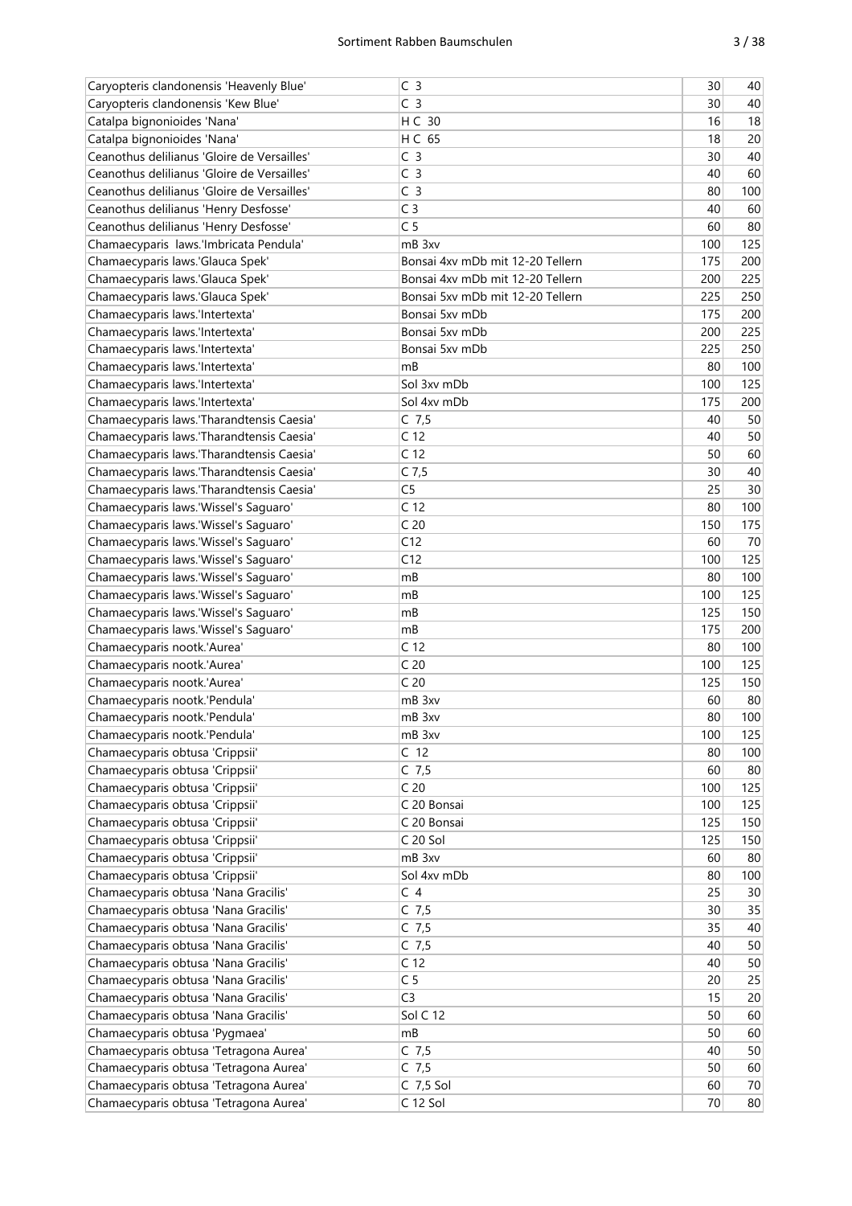| | | | |
|---|---|---|---|
| Caryopteris clandonensis 'Heavenly Blue' | C 3 | 30 | 40 |
| Caryopteris clandonensis 'Kew Blue' | C 3 | 30 | 40 |
| Catalpa bignonioides 'Nana' | H C 30 | 16 | 18 |
| Catalpa bignonioides 'Nana' | H C 65 | 18 | 20 |
| Ceanothus delilianus 'Gloire de Versailles' | C 3 | 30 | 40 |
| Ceanothus delilianus 'Gloire de Versailles' | C 3 | 40 | 60 |
| Ceanothus delilianus 'Gloire de Versailles' | C 3 | 80 | 100 |
| Ceanothus delilianus 'Henry Desfosse' | C 3 | 40 | 60 |
| Ceanothus delilianus 'Henry Desfosse' | C 5 | 60 | 80 |
| Chamaecyparis laws.'Imbricata Pendula' | mB 3xv | 100 | 125 |
| Chamaecyparis laws.'Glauca Spek' | Bonsai 4xv mDb mit 12-20 Tellern | 175 | 200 |
| Chamaecyparis laws.'Glauca Spek' | Bonsai 4xv mDb mit 12-20 Tellern | 200 | 225 |
| Chamaecyparis laws.'Glauca Spek' | Bonsai 5xv mDb mit 12-20 Tellern | 225 | 250 |
| Chamaecyparis laws.'Intertexta' | Bonsai 5xv mDb | 175 | 200 |
| Chamaecyparis laws.'Intertexta' | Bonsai 5xv mDb | 200 | 225 |
| Chamaecyparis laws.'Intertexta' | Bonsai 5xv mDb | 225 | 250 |
| Chamaecyparis laws.'Intertexta' | mB | 80 | 100 |
| Chamaecyparis laws.'Intertexta' | Sol 3xv mDb | 100 | 125 |
| Chamaecyparis laws.'Intertexta' | Sol 4xv mDb | 175 | 200 |
| Chamaecyparis laws.'Tharandtensis Caesia' | C 7,5 | 40 | 50 |
| Chamaecyparis laws.'Tharandtensis Caesia' | C 12 | 40 | 50 |
| Chamaecyparis laws.'Tharandtensis Caesia' | C 12 | 50 | 60 |
| Chamaecyparis laws.'Tharandtensis Caesia' | C 7,5 | 30 | 40 |
| Chamaecyparis laws.'Tharandtensis Caesia' | C5 | 25 | 30 |
| Chamaecyparis laws.'Wissel's Saguaro' | C 12 | 80 | 100 |
| Chamaecyparis laws.'Wissel's Saguaro' | C 20 | 150 | 175 |
| Chamaecyparis laws.'Wissel's Saguaro' | C12 | 60 | 70 |
| Chamaecyparis laws.'Wissel's Saguaro' | C12 | 100 | 125 |
| Chamaecyparis laws.'Wissel's Saguaro' | mB | 80 | 100 |
| Chamaecyparis laws.'Wissel's Saguaro' | mB | 100 | 125 |
| Chamaecyparis laws.'Wissel's Saguaro' | mB | 125 | 150 |
| Chamaecyparis laws.'Wissel's Saguaro' | mB | 175 | 200 |
| Chamaecyparis nootk.'Aurea' | C 12 | 80 | 100 |
| Chamaecyparis nootk.'Aurea' | C 20 | 100 | 125 |
| Chamaecyparis nootk.'Aurea' | C 20 | 125 | 150 |
| Chamaecyparis nootk.'Pendula' | mB 3xv | 60 | 80 |
| Chamaecyparis nootk.'Pendula' | mB 3xv | 80 | 100 |
| Chamaecyparis nootk.'Pendula' | mB 3xv | 100 | 125 |
| Chamaecyparis obtusa 'Crippsii' | C 12 | 80 | 100 |
| Chamaecyparis obtusa 'Crippsii' | C 7,5 | 60 | 80 |
| Chamaecyparis obtusa 'Crippsii' | C 20 | 100 | 125 |
| Chamaecyparis obtusa 'Crippsii' | C 20 Bonsai | 100 | 125 |
| Chamaecyparis obtusa 'Crippsii' | C 20 Bonsai | 125 | 150 |
| Chamaecyparis obtusa 'Crippsii' | C 20 Sol | 125 | 150 |
| Chamaecyparis obtusa 'Crippsii' | mB 3xv | 60 | 80 |
| Chamaecyparis obtusa 'Crippsii' | Sol 4xv mDb | 80 | 100 |
| Chamaecyparis obtusa 'Nana Gracilis' | C 4 | 25 | 30 |
| Chamaecyparis obtusa 'Nana Gracilis' | C 7,5 | 30 | 35 |
| Chamaecyparis obtusa 'Nana Gracilis' | C 7,5 | 35 | 40 |
| Chamaecyparis obtusa 'Nana Gracilis' | C 7,5 | 40 | 50 |
| Chamaecyparis obtusa 'Nana Gracilis' | C 12 | 40 | 50 |
| Chamaecyparis obtusa 'Nana Gracilis' | C 5 | 20 | 25 |
| Chamaecyparis obtusa 'Nana Gracilis' | C3 | 15 | 20 |
| Chamaecyparis obtusa 'Nana Gracilis' | Sol C 12 | 50 | 60 |
| Chamaecyparis obtusa 'Pygmaea' | mB | 50 | 60 |
| Chamaecyparis obtusa 'Tetragona Aurea' | C 7,5 | 40 | 50 |
| Chamaecyparis obtusa 'Tetragona Aurea' | C 7,5 | 50 | 60 |
| Chamaecyparis obtusa 'Tetragona Aurea' | C 7,5 Sol | 60 | 70 |
| Chamaecyparis obtusa 'Tetragona Aurea' | C 12 Sol | 70 | 80 |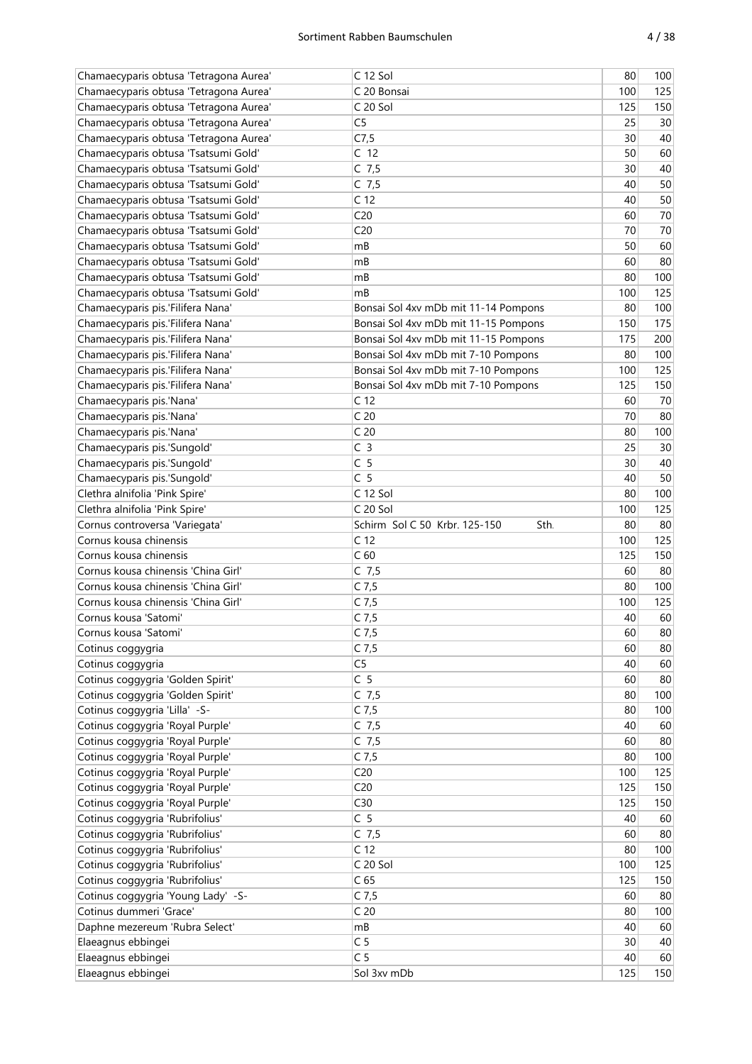| | | | |
|---|---|---|---|
| Chamaecyparis obtusa 'Tetragona Aurea' | C 12 Sol | 80 | 100 |
| Chamaecyparis obtusa 'Tetragona Aurea' | C 20 Bonsai | 100 | 125 |
| Chamaecyparis obtusa 'Tetragona Aurea' | C 20 Sol | 125 | 150 |
| Chamaecyparis obtusa 'Tetragona Aurea' | C5 | 25 | 30 |
| Chamaecyparis obtusa 'Tetragona Aurea' | C7,5 | 30 | 40 |
| Chamaecyparis obtusa 'Tsatsumi Gold' | C 12 | 50 | 60 |
| Chamaecyparis obtusa 'Tsatsumi Gold' | C 7,5 | 30 | 40 |
| Chamaecyparis obtusa 'Tsatsumi Gold' | C 7,5 | 40 | 50 |
| Chamaecyparis obtusa 'Tsatsumi Gold' | C 12 | 40 | 50 |
| Chamaecyparis obtusa 'Tsatsumi Gold' | C20 | 60 | 70 |
| Chamaecyparis obtusa 'Tsatsumi Gold' | C20 | 70 | 70 |
| Chamaecyparis obtusa 'Tsatsumi Gold' | mB | 50 | 60 |
| Chamaecyparis obtusa 'Tsatsumi Gold' | mB | 60 | 80 |
| Chamaecyparis obtusa 'Tsatsumi Gold' | mB | 80 | 100 |
| Chamaecyparis obtusa 'Tsatsumi Gold' | mB | 100 | 125 |
| Chamaecyparis pis.'Filifera Nana' | Bonsai Sol 4xv mDb mit 11-14 Pompons | 80 | 100 |
| Chamaecyparis pis.'Filifera Nana' | Bonsai Sol 4xv mDb mit 11-15 Pompons | 150 | 175 |
| Chamaecyparis pis.'Filifera Nana' | Bonsai Sol 4xv mDb mit 11-15 Pompons | 175 | 200 |
| Chamaecyparis pis.'Filifera Nana' | Bonsai Sol 4xv mDb mit 7-10 Pompons | 80 | 100 |
| Chamaecyparis pis.'Filifera Nana' | Bonsai Sol 4xv mDb mit 7-10 Pompons | 100 | 125 |
| Chamaecyparis pis.'Filifera Nana' | Bonsai Sol 4xv mDb mit 7-10 Pompons | 125 | 150 |
| Chamaecyparis pis.'Nana' | C 12 | 60 | 70 |
| Chamaecyparis pis.'Nana' | C 20 | 70 | 80 |
| Chamaecyparis pis.'Nana' | C 20 | 80 | 100 |
| Chamaecyparis pis.'Sungold' | C 3 | 25 | 30 |
| Chamaecyparis pis.'Sungold' | C 5 | 30 | 40 |
| Chamaecyparis pis.'Sungold' | C 5 | 40 | 50 |
| Clethra alnifolia 'Pink Spire' | C 12 Sol | 80 | 100 |
| Clethra alnifolia 'Pink Spire' | C 20 Sol | 100 | 125 |
| Cornus controversa 'Variegata' | Schirm Sol C 50 Krbr. 125-150 Sth. | 80 | 80 |
| Cornus kousa chinensis | C 12 | 100 | 125 |
| Cornus kousa chinensis | C 60 | 125 | 150 |
| Cornus kousa chinensis 'China Girl' | C 7,5 | 60 | 80 |
| Cornus kousa chinensis 'China Girl' | C 7,5 | 80 | 100 |
| Cornus kousa chinensis 'China Girl' | C 7,5 | 100 | 125 |
| Cornus kousa 'Satomi' | C 7,5 | 40 | 60 |
| Cornus kousa 'Satomi' | C 7,5 | 60 | 80 |
| Cotinus coggygria | C 7,5 | 60 | 80 |
| Cotinus coggygria | C5 | 40 | 60 |
| Cotinus coggygria 'Golden Spirit' | C 5 | 60 | 80 |
| Cotinus coggygria 'Golden Spirit' | C 7,5 | 80 | 100 |
| Cotinus coggygria 'Lilla' -S- | C 7,5 | 80 | 100 |
| Cotinus coggygria 'Royal Purple' | C 7,5 | 40 | 60 |
| Cotinus coggygria 'Royal Purple' | C 7,5 | 60 | 80 |
| Cotinus coggygria 'Royal Purple' | C 7,5 | 80 | 100 |
| Cotinus coggygria 'Royal Purple' | C20 | 100 | 125 |
| Cotinus coggygria 'Royal Purple' | C20 | 125 | 150 |
| Cotinus coggygria 'Royal Purple' | C30 | 125 | 150 |
| Cotinus coggygria 'Rubrifolius' | C 5 | 40 | 60 |
| Cotinus coggygria 'Rubrifolius' | C 7,5 | 60 | 80 |
| Cotinus coggygria 'Rubrifolius' | C 12 | 80 | 100 |
| Cotinus coggygria 'Rubrifolius' | C 20 Sol | 100 | 125 |
| Cotinus coggygria 'Rubrifolius' | C 65 | 125 | 150 |
| Cotinus coggygria 'Young Lady' -S- | C 7,5 | 60 | 80 |
| Cotinus dummeri 'Grace' | C 20 | 80 | 100 |
| Daphne mezereum 'Rubra Select' | mB | 40 | 60 |
| Elaeagnus ebbingei | C 5 | 30 | 40 |
| Elaeagnus ebbingei | C 5 | 40 | 60 |
| Elaeagnus ebbingei | Sol 3xv mDb | 125 | 150 |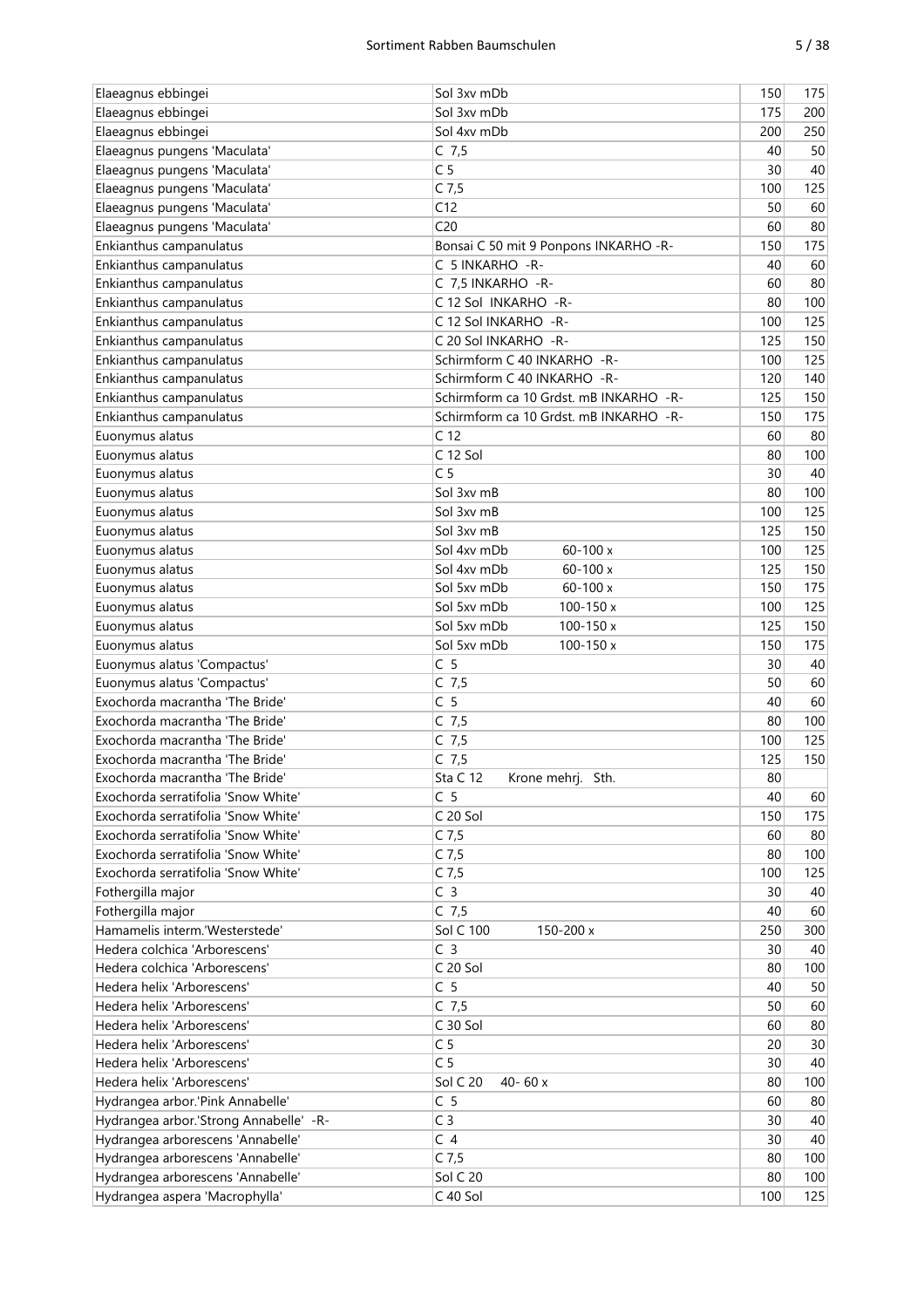| Elaeagnus ebbingei | Sol 3xv mDb | 150 | 175 |
|---|---|---|---|
| Elaeagnus ebbingei | Sol 3xv mDb | 175 | 200 |
| Elaeagnus ebbingei | Sol 4xv mDb | 200 | 250 |
| Elaeagnus pungens 'Maculata' | C 7,5 | 40 | 50 |
| Elaeagnus pungens 'Maculata' | C 5 | 30 | 40 |
| Elaeagnus pungens 'Maculata' | C 7,5 | 100 | 125 |
| Elaeagnus pungens 'Maculata' | C12 | 50 | 60 |
| Elaeagnus pungens 'Maculata' | C20 | 60 | 80 |
| Enkianthus campanulatus | Bonsai C 50 mit 9 Ponpons INKARHO -R- | 150 | 175 |
| Enkianthus campanulatus | C 5 INKARHO -R- | 40 | 60 |
| Enkianthus campanulatus | C 7,5 INKARHO -R- | 60 | 80 |
| Enkianthus campanulatus | C 12 Sol INKARHO -R- | 80 | 100 |
| Enkianthus campanulatus | C 12 Sol INKARHO -R- | 100 | 125 |
| Enkianthus campanulatus | C 20 Sol INKARHO -R- | 125 | 150 |
| Enkianthus campanulatus | Schirmform C 40 INKARHO -R- | 100 | 125 |
| Enkianthus campanulatus | Schirmform C 40 INKARHO -R- | 120 | 140 |
| Enkianthus campanulatus | Schirmform ca 10 Grdst. mB INKARHO -R- | 125 | 150 |
| Enkianthus campanulatus | Schirmform ca 10 Grdst. mB INKARHO -R- | 150 | 175 |
| Euonymus alatus | C 12 | 60 | 80 |
| Euonymus alatus | C 12 Sol | 80 | 100 |
| Euonymus alatus | C 5 | 30 | 40 |
| Euonymus alatus | Sol 3xv mB | 80 | 100 |
| Euonymus alatus | Sol 3xv mB | 100 | 125 |
| Euonymus alatus | Sol 3xv mB | 125 | 150 |
| Euonymus alatus | Sol 4xv mDb 60-100 x | 100 | 125 |
| Euonymus alatus | Sol 4xv mDb 60-100 x | 125 | 150 |
| Euonymus alatus | Sol 5xv mDb 60-100 x | 150 | 175 |
| Euonymus alatus | Sol 5xv mDb 100-150 x | 100 | 125 |
| Euonymus alatus | Sol 5xv mDb 100-150 x | 125 | 150 |
| Euonymus alatus | Sol 5xv mDb 100-150 x | 150 | 175 |
| Euonymus alatus 'Compactus' | C 5 | 30 | 40 |
| Euonymus alatus 'Compactus' | C 7,5 | 50 | 60 |
| Exochorda macrantha 'The Bride' | C 5 | 40 | 60 |
| Exochorda macrantha 'The Bride' | C 7,5 | 80 | 100 |
| Exochorda macrantha 'The Bride' | C 7,5 | 100 | 125 |
| Exochorda macrantha 'The Bride' | C 7,5 | 125 | 150 |
| Exochorda macrantha 'The Bride' | Sta C 12 Krone mehrj. Sth. | 80 | |
| Exochorda serratifolia 'Snow White' | C 5 | 40 | 60 |
| Exochorda serratifolia 'Snow White' | C 20 Sol | 150 | 175 |
| Exochorda serratifolia 'Snow White' | C 7,5 | 60 | 80 |
| Exochorda serratifolia 'Snow White' | C 7,5 | 80 | 100 |
| Exochorda serratifolia 'Snow White' | C 7,5 | 100 | 125 |
| Fothergilla major | C 3 | 30 | 40 |
| Fothergilla major | C 7,5 | 40 | 60 |
| Hamamelis interm.'Westerstede' | Sol C 100 150-200 x | 250 | 300 |
| Hedera colchica 'Arborescens' | C 3 | 30 | 40 |
| Hedera colchica 'Arborescens' | C 20 Sol | 80 | 100 |
| Hedera helix 'Arborescens' | C 5 | 40 | 50 |
| Hedera helix 'Arborescens' | C 7,5 | 50 | 60 |
| Hedera helix 'Arborescens' | C 30 Sol | 60 | 80 |
| Hedera helix 'Arborescens' | C 5 | 20 | 30 |
| Hedera helix 'Arborescens' | C 5 | 30 | 40 |
| Hedera helix 'Arborescens' | Sol C 20 40- 60 x | 80 | 100 |
| Hydrangea arbor.'Pink Annabelle' | C 5 | 60 | 80 |
| Hydrangea arbor.'Strong Annabelle' -R- | C 3 | 30 | 40 |
| Hydrangea arborescens 'Annabelle' | C 4 | 30 | 40 |
| Hydrangea arborescens 'Annabelle' | C 7,5 | 80 | 100 |
| Hydrangea arborescens 'Annabelle' | Sol C 20 | 80 | 100 |
| Hydrangea aspera 'Macrophylla' | C 40 Sol | 100 | 125 |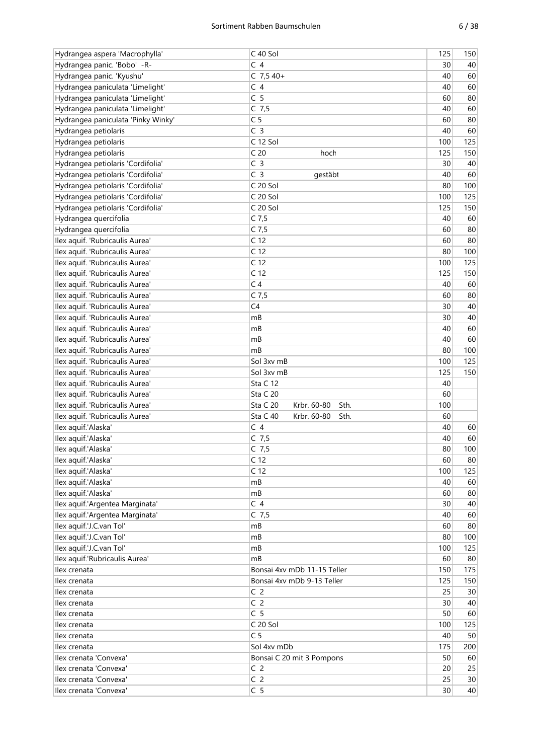| | | | |
|---|---|---|---|
| Hydrangea aspera 'Macrophylla' | C 40 Sol | 125 | 150 |
| Hydrangea panic. 'Bobo' -R- | C 4 | 30 | 40 |
| Hydrangea panic. 'Kyushu' | C 7,5 40+ | 40 | 60 |
| Hydrangea paniculata 'Limelight' | C 4 | 40 | 60 |
| Hydrangea paniculata 'Limelight' | C 5 | 60 | 80 |
| Hydrangea paniculata 'Limelight' | C 7,5 | 40 | 60 |
| Hydrangea paniculata 'Pinky Winky' | C 5 | 60 | 80 |
| Hydrangea petiolaris | C 3 | 40 | 60 |
| Hydrangea petiolaris | C 12 Sol | 100 | 125 |
| Hydrangea petiolaris | C 20 hoch | 125 | 150 |
| Hydrangea petiolaris 'Cordifolia' | C 3 | 30 | 40 |
| Hydrangea petiolaris 'Cordifolia' | C 3 gestäbt | 40 | 60 |
| Hydrangea petiolaris 'Cordifolia' | C 20 Sol | 80 | 100 |
| Hydrangea petiolaris 'Cordifolia' | C 20 Sol | 100 | 125 |
| Hydrangea petiolaris 'Cordifolia' | C 20 Sol | 125 | 150 |
| Hydrangea quercifolia | C 7,5 | 40 | 60 |
| Hydrangea quercifolia | C 7,5 | 60 | 80 |
| Ilex aquif. 'Rubricaulis Aurea' | C 12 | 60 | 80 |
| Ilex aquif. 'Rubricaulis Aurea' | C 12 | 80 | 100 |
| Ilex aquif. 'Rubricaulis Aurea' | C 12 | 100 | 125 |
| Ilex aquif. 'Rubricaulis Aurea' | C 12 | 125 | 150 |
| Ilex aquif. 'Rubricaulis Aurea' | C 4 | 40 | 60 |
| Ilex aquif. 'Rubricaulis Aurea' | C 7,5 | 60 | 80 |
| Ilex aquif. 'Rubricaulis Aurea' | C4 | 30 | 40 |
| Ilex aquif. 'Rubricaulis Aurea' | mB | 30 | 40 |
| Ilex aquif. 'Rubricaulis Aurea' | mB | 40 | 60 |
| Ilex aquif. 'Rubricaulis Aurea' | mB | 40 | 60 |
| Ilex aquif. 'Rubricaulis Aurea' | mB | 80 | 100 |
| Ilex aquif. 'Rubricaulis Aurea' | Sol 3xv mB | 100 | 125 |
| Ilex aquif. 'Rubricaulis Aurea' | Sol 3xv mB | 125 | 150 |
| Ilex aquif. 'Rubricaulis Aurea' | Sta C 12 | 40 | |
| Ilex aquif. 'Rubricaulis Aurea' | Sta C 20 | 60 | |
| Ilex aquif. 'Rubricaulis Aurea' | Sta C 20 Krbr. 60-80 Sth. | 100 | |
| Ilex aquif. 'Rubricaulis Aurea' | Sta C 40 Krbr. 60-80 Sth. | 60 | |
| Ilex aquif.'Alaska' | C 4 | 40 | 60 |
| Ilex aquif.'Alaska' | C 7,5 | 40 | 60 |
| Ilex aquif.'Alaska' | C 7,5 | 80 | 100 |
| Ilex aquif.'Alaska' | C 12 | 60 | 80 |
| Ilex aquif.'Alaska' | C 12 | 100 | 125 |
| Ilex aquif.'Alaska' | mB | 40 | 60 |
| Ilex aquif.'Alaska' | mB | 60 | 80 |
| Ilex aquif.'Argentea Marginata' | C 4 | 30 | 40 |
| Ilex aquif.'Argentea Marginata' | C 7,5 | 40 | 60 |
| Ilex aquif.'J.C.van Tol' | mB | 60 | 80 |
| Ilex aquif.'J.C.van Tol' | mB | 80 | 100 |
| Ilex aquif.'J.C.van Tol' | mB | 100 | 125 |
| Ilex aquif.'Rubricaulis Aurea' | mB | 60 | 80 |
| Ilex crenata | Bonsai 4xv mDb 11-15 Teller | 150 | 175 |
| Ilex crenata | Bonsai 4xv mDb 9-13 Teller | 125 | 150 |
| Ilex crenata | C 2 | 25 | 30 |
| Ilex crenata | C 2 | 30 | 40 |
| Ilex crenata | C 5 | 50 | 60 |
| Ilex crenata | C 20 Sol | 100 | 125 |
| Ilex crenata | C 5 | 40 | 50 |
| Ilex crenata | Sol 4xv mDb | 175 | 200 |
| Ilex crenata 'Convexa' | Bonsai C 20 mit 3 Pompons | 50 | 60 |
| Ilex crenata 'Convexa' | C 2 | 20 | 25 |
| Ilex crenata 'Convexa' | C 2 | 25 | 30 |
| Ilex crenata 'Convexa' | C 5 | 30 | 40 |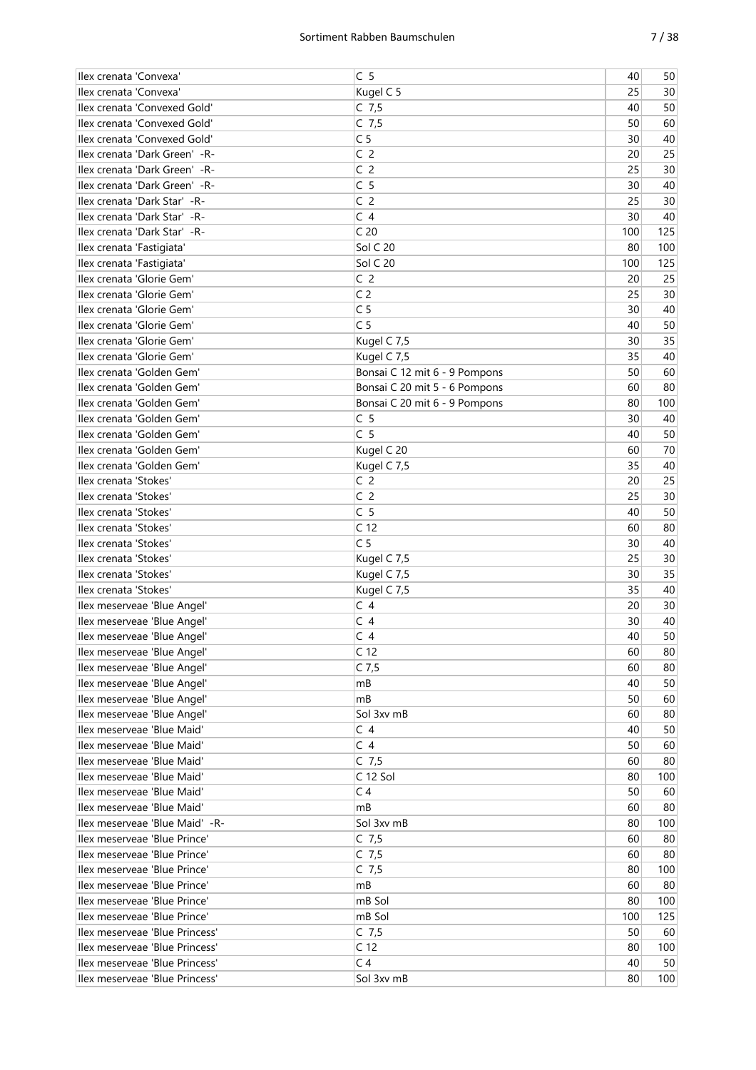| | | | |
|---|---|---|---|
| Ilex crenata 'Convexa' | C 5 | 40 | 50 |
| Ilex crenata 'Convexa' | Kugel C 5 | 25 | 30 |
| Ilex crenata 'Convexed Gold' | C 7,5 | 40 | 50 |
| Ilex crenata 'Convexed Gold' | C 7,5 | 50 | 60 |
| Ilex crenata 'Convexed Gold' | C 5 | 30 | 40 |
| Ilex crenata 'Dark Green' -R- | C 2 | 20 | 25 |
| Ilex crenata 'Dark Green' -R- | C 2 | 25 | 30 |
| Ilex crenata 'Dark Green' -R- | C 5 | 30 | 40 |
| Ilex crenata 'Dark Star' -R- | C 2 | 25 | 30 |
| Ilex crenata 'Dark Star' -R- | C 4 | 30 | 40 |
| Ilex crenata 'Dark Star' -R- | C 20 | 100 | 125 |
| Ilex crenata 'Fastigiata' | Sol C 20 | 80 | 100 |
| Ilex crenata 'Fastigiata' | Sol C 20 | 100 | 125 |
| Ilex crenata 'Glorie Gem' | C 2 | 20 | 25 |
| Ilex crenata 'Glorie Gem' | C 2 | 25 | 30 |
| Ilex crenata 'Glorie Gem' | C 5 | 30 | 40 |
| Ilex crenata 'Glorie Gem' | C 5 | 40 | 50 |
| Ilex crenata 'Glorie Gem' | Kugel C 7,5 | 30 | 35 |
| Ilex crenata 'Glorie Gem' | Kugel C 7,5 | 35 | 40 |
| Ilex crenata 'Golden Gem' | Bonsai C 12 mit 6 - 9 Pompons | 50 | 60 |
| Ilex crenata 'Golden Gem' | Bonsai C 20 mit 5 - 6 Pompons | 60 | 80 |
| Ilex crenata 'Golden Gem' | Bonsai C 20 mit 6 - 9 Pompons | 80 | 100 |
| Ilex crenata 'Golden Gem' | C 5 | 30 | 40 |
| Ilex crenata 'Golden Gem' | C 5 | 40 | 50 |
| Ilex crenata 'Golden Gem' | Kugel C 20 | 60 | 70 |
| Ilex crenata 'Golden Gem' | Kugel C 7,5 | 35 | 40 |
| Ilex crenata 'Stokes' | C 2 | 20 | 25 |
| Ilex crenata 'Stokes' | C 2 | 25 | 30 |
| Ilex crenata 'Stokes' | C 5 | 40 | 50 |
| Ilex crenata 'Stokes' | C 12 | 60 | 80 |
| Ilex crenata 'Stokes' | C 5 | 30 | 40 |
| Ilex crenata 'Stokes' | Kugel C 7,5 | 25 | 30 |
| Ilex crenata 'Stokes' | Kugel C 7,5 | 30 | 35 |
| Ilex crenata 'Stokes' | Kugel C 7,5 | 35 | 40 |
| Ilex meserveae 'Blue Angel' | C 4 | 20 | 30 |
| Ilex meserveae 'Blue Angel' | C 4 | 30 | 40 |
| Ilex meserveae 'Blue Angel' | C 4 | 40 | 50 |
| Ilex meserveae 'Blue Angel' | C 12 | 60 | 80 |
| Ilex meserveae 'Blue Angel' | C 7,5 | 60 | 80 |
| Ilex meserveae 'Blue Angel' | mB | 40 | 50 |
| Ilex meserveae 'Blue Angel' | mB | 50 | 60 |
| Ilex meserveae 'Blue Angel' | Sol 3xv mB | 60 | 80 |
| Ilex meserveae 'Blue Maid' | C 4 | 40 | 50 |
| Ilex meserveae 'Blue Maid' | C 4 | 50 | 60 |
| Ilex meserveae 'Blue Maid' | C 7,5 | 60 | 80 |
| Ilex meserveae 'Blue Maid' | C 12 Sol | 80 | 100 |
| Ilex meserveae 'Blue Maid' | C 4 | 50 | 60 |
| Ilex meserveae 'Blue Maid' | mB | 60 | 80 |
| Ilex meserveae 'Blue Maid' -R- | Sol 3xv mB | 80 | 100 |
| Ilex meserveae 'Blue Prince' | C 7,5 | 60 | 80 |
| Ilex meserveae 'Blue Prince' | C 7,5 | 60 | 80 |
| Ilex meserveae 'Blue Prince' | C 7,5 | 80 | 100 |
| Ilex meserveae 'Blue Prince' | mB | 60 | 80 |
| Ilex meserveae 'Blue Prince' | mB Sol | 80 | 100 |
| Ilex meserveae 'Blue Prince' | mB Sol | 100 | 125 |
| Ilex meserveae 'Blue Princess' | C 7,5 | 50 | 60 |
| Ilex meserveae 'Blue Princess' | C 12 | 80 | 100 |
| Ilex meserveae 'Blue Princess' | C 4 | 40 | 50 |
| Ilex meserveae 'Blue Princess' | Sol 3xv mB | 80 | 100 |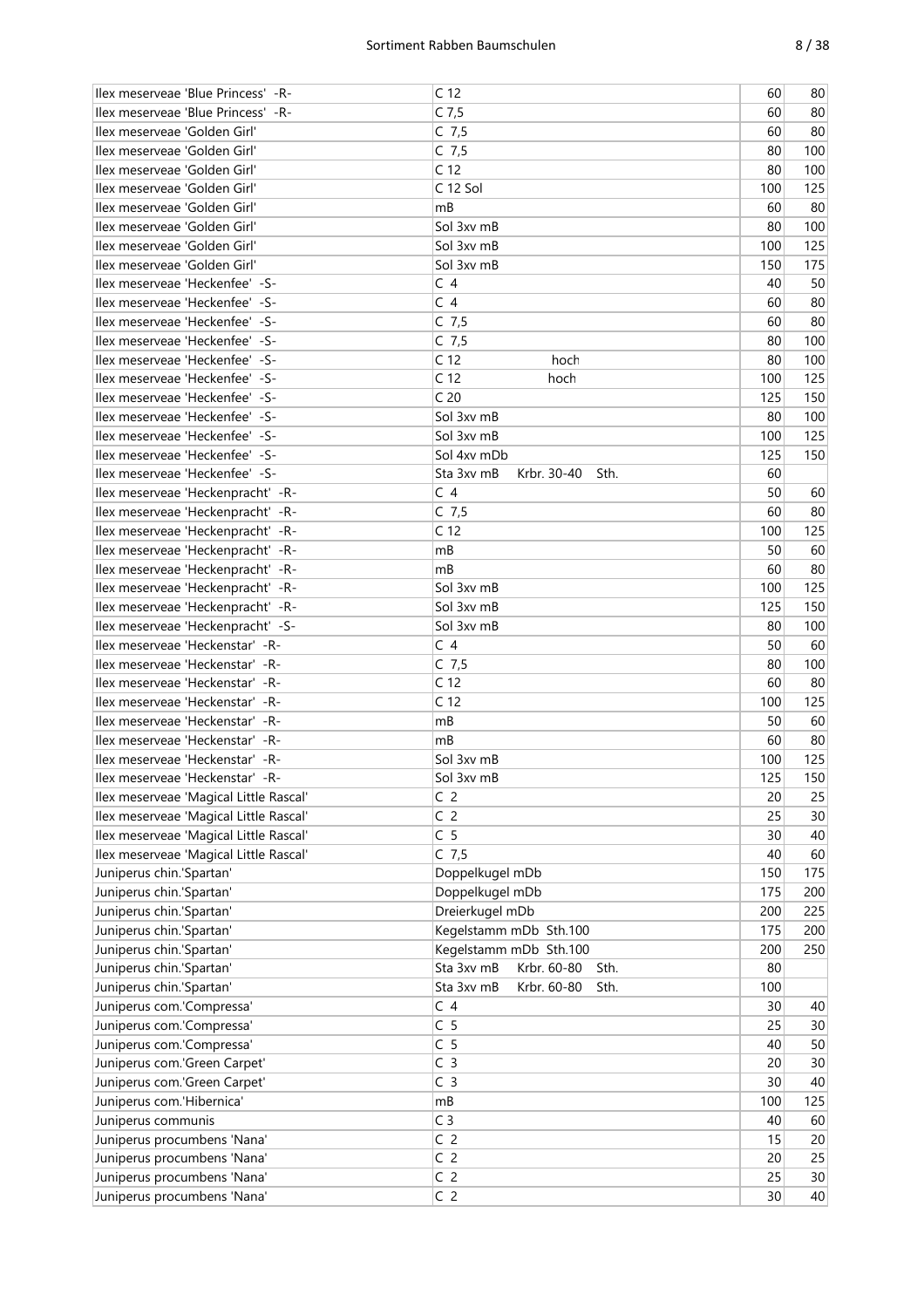| Ilex meserveae 'Blue Princess' -R- | C 12 | 60 | 80 |
|---|---|---|---|
| Ilex meserveae 'Blue Princess' -R- | C 7,5 | 60 | 80 |
| Ilex meserveae 'Golden Girl' | C 7,5 | 60 | 80 |
| Ilex meserveae 'Golden Girl' | C 7,5 | 80 | 100 |
| Ilex meserveae 'Golden Girl' | C 12 | 80 | 100 |
| Ilex meserveae 'Golden Girl' | C 12 Sol | 100 | 125 |
| Ilex meserveae 'Golden Girl' | mB | 60 | 80 |
| Ilex meserveae 'Golden Girl' | Sol 3xv mB | 80 | 100 |
| Ilex meserveae 'Golden Girl' | Sol 3xv mB | 100 | 125 |
| Ilex meserveae 'Golden Girl' | Sol 3xv mB | 150 | 175 |
| Ilex meserveae 'Heckenfee' -S- | C 4 | 40 | 50 |
| Ilex meserveae 'Heckenfee' -S- | C 4 | 60 | 80 |
| Ilex meserveae 'Heckenfee' -S- | C 7,5 | 60 | 80 |
| Ilex meserveae 'Heckenfee' -S- | C 7,5 | 80 | 100 |
| Ilex meserveae 'Heckenfee' -S- | C 12 hoch | 80 | 100 |
| Ilex meserveae 'Heckenfee' -S- | C 12 hoch | 100 | 125 |
| Ilex meserveae 'Heckenfee' -S- | C 20 | 125 | 150 |
| Ilex meserveae 'Heckenfee' -S- | Sol 3xv mB | 80 | 100 |
| Ilex meserveae 'Heckenfee' -S- | Sol 3xv mB | 100 | 125 |
| Ilex meserveae 'Heckenfee' -S- | Sol 4xv mDb | 125 | 150 |
| Ilex meserveae 'Heckenfee' -S- | Sta 3xv mB Krbr. 30-40 Sth. | 60 | |
| Ilex meserveae 'Heckenpracht' -R- | C 4 | 50 | 60 |
| Ilex meserveae 'Heckenpracht' -R- | C 7,5 | 60 | 80 |
| Ilex meserveae 'Heckenpracht' -R- | C 12 | 100 | 125 |
| Ilex meserveae 'Heckenpracht' -R- | mB | 50 | 60 |
| Ilex meserveae 'Heckenpracht' -R- | mB | 60 | 80 |
| Ilex meserveae 'Heckenpracht' -R- | Sol 3xv mB | 100 | 125 |
| Ilex meserveae 'Heckenpracht' -R- | Sol 3xv mB | 125 | 150 |
| Ilex meserveae 'Heckenpracht' -S- | Sol 3xv mB | 80 | 100 |
| Ilex meserveae 'Heckenstar' -R- | C 4 | 50 | 60 |
| Ilex meserveae 'Heckenstar' -R- | C 7,5 | 80 | 100 |
| Ilex meserveae 'Heckenstar' -R- | C 12 | 60 | 80 |
| Ilex meserveae 'Heckenstar' -R- | C 12 | 100 | 125 |
| Ilex meserveae 'Heckenstar' -R- | mB | 50 | 60 |
| Ilex meserveae 'Heckenstar' -R- | mB | 60 | 80 |
| Ilex meserveae 'Heckenstar' -R- | Sol 3xv mB | 100 | 125 |
| Ilex meserveae 'Heckenstar' -R- | Sol 3xv mB | 125 | 150 |
| Ilex meserveae 'Magical Little Rascal' | C 2 | 20 | 25 |
| Ilex meserveae 'Magical Little Rascal' | C 2 | 25 | 30 |
| Ilex meserveae 'Magical Little Rascal' | C 5 | 30 | 40 |
| Ilex meserveae 'Magical Little Rascal' | C 7,5 | 40 | 60 |
| Juniperus chin.'Spartan' | Doppelkugel mDb | 150 | 175 |
| Juniperus chin.'Spartan' | Doppelkugel mDb | 175 | 200 |
| Juniperus chin.'Spartan' | Dreierkugel mDb | 200 | 225 |
| Juniperus chin.'Spartan' | Kegelstamm mDb Sth.100 | 175 | 200 |
| Juniperus chin.'Spartan' | Kegelstamm mDb Sth.100 | 200 | 250 |
| Juniperus chin.'Spartan' | Sta 3xv mB Krbr. 60-80 Sth. | 80 | |
| Juniperus chin.'Spartan' | Sta 3xv mB Krbr. 60-80 Sth. | 100 | |
| Juniperus com.'Compressa' | C 4 | 30 | 40 |
| Juniperus com.'Compressa' | C 5 | 25 | 30 |
| Juniperus com.'Compressa' | C 5 | 40 | 50 |
| Juniperus com.'Green Carpet' | C 3 | 20 | 30 |
| Juniperus com.'Green Carpet' | C 3 | 30 | 40 |
| Juniperus com.'Hibernica' | mB | 100 | 125 |
| Juniperus communis | C 3 | 40 | 60 |
| Juniperus procumbens 'Nana' | C 2 | 15 | 20 |
| Juniperus procumbens 'Nana' | C 2 | 20 | 25 |
| Juniperus procumbens 'Nana' | C 2 | 25 | 30 |
| Juniperus procumbens 'Nana' | C 2 | 30 | 40 |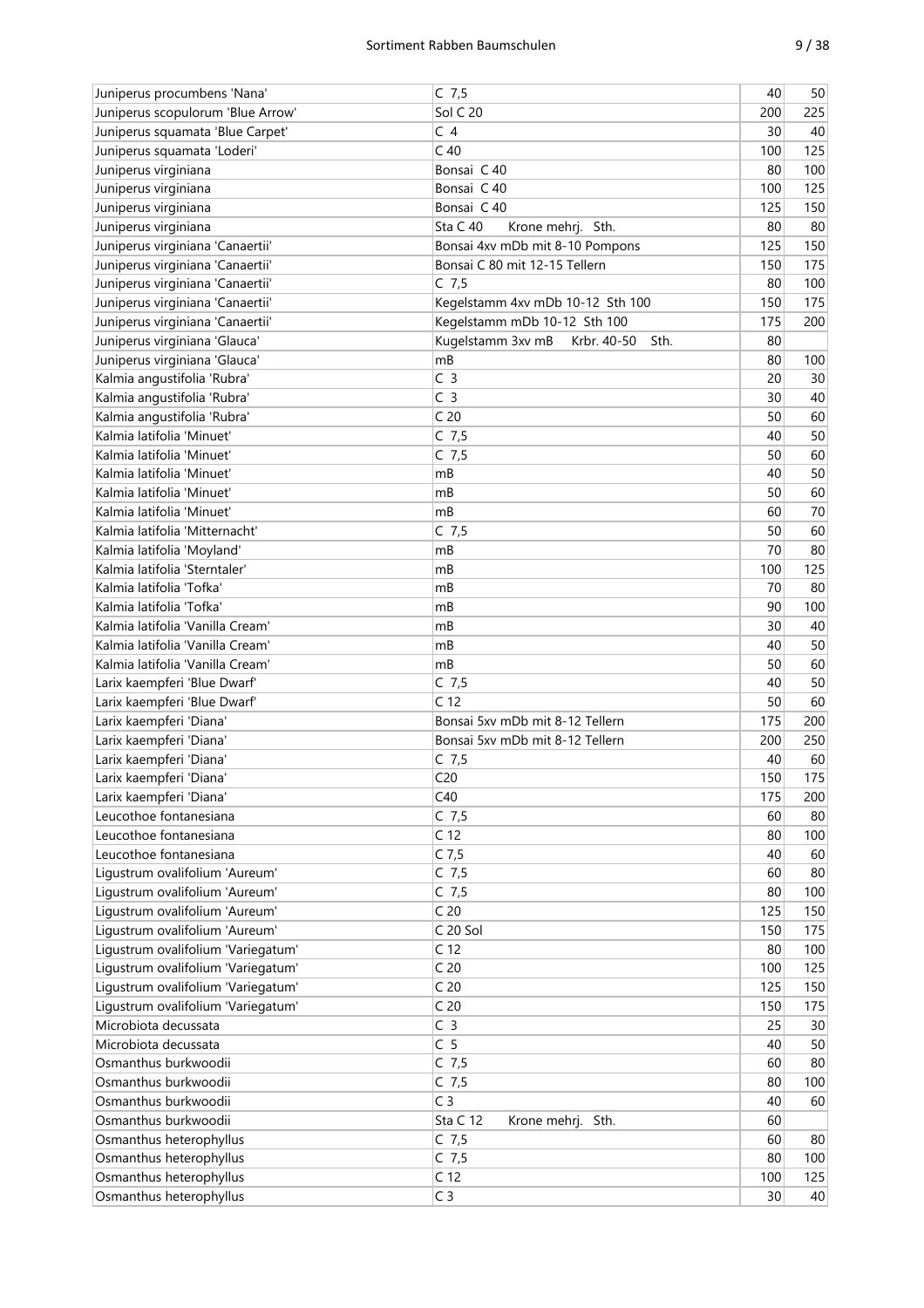| | | | |
|---|---|---|---|
| Juniperus procumbens 'Nana' | C 7,5 | 40 | 50 |
| Juniperus scopulorum 'Blue Arrow' | Sol C 20 | 200 | 225 |
| Juniperus squamata 'Blue Carpet' | C 4 | 30 | 40 |
| Juniperus squamata 'Loderi' | C 40 | 100 | 125 |
| Juniperus virginiana | Bonsai C 40 | 80 | 100 |
| Juniperus virginiana | Bonsai C 40 | 100 | 125 |
| Juniperus virginiana | Bonsai C 40 | 125 | 150 |
| Juniperus virginiana | Sta C 40 Krone mehrj. Sth. | 80 | 80 |
| Juniperus virginiana 'Canaertii' | Bonsai 4xv mDb mit 8-10 Pompons | 125 | 150 |
| Juniperus virginiana 'Canaertii' | Bonsai C 80 mit 12-15 Tellern | 150 | 175 |
| Juniperus virginiana 'Canaertii' | C 7,5 | 80 | 100 |
| Juniperus virginiana 'Canaertii' | Kegelstamm 4xv mDb 10-12 Sth 100 | 150 | 175 |
| Juniperus virginiana 'Canaertii' | Kegelstamm mDb 10-12 Sth 100 | 175 | 200 |
| Juniperus virginiana 'Glauca' | Kugelstamm 3xv mB Krbr. 40-50 Sth. | 80 | |
| Juniperus virginiana 'Glauca' | mB | 80 | 100 |
| Kalmia angustifolia 'Rubra' | C 3 | 20 | 30 |
| Kalmia angustifolia 'Rubra' | C 3 | 30 | 40 |
| Kalmia angustifolia 'Rubra' | C 20 | 50 | 60 |
| Kalmia latifolia 'Minuet' | C 7,5 | 40 | 50 |
| Kalmia latifolia 'Minuet' | C 7,5 | 50 | 60 |
| Kalmia latifolia 'Minuet' | mB | 40 | 50 |
| Kalmia latifolia 'Minuet' | mB | 50 | 60 |
| Kalmia latifolia 'Minuet' | mB | 60 | 70 |
| Kalmia latifolia 'Mitternacht' | C 7,5 | 50 | 60 |
| Kalmia latifolia 'Moyland' | mB | 70 | 80 |
| Kalmia latifolia 'Sterntaler' | mB | 100 | 125 |
| Kalmia latifolia 'Tofka' | mB | 70 | 80 |
| Kalmia latifolia 'Tofka' | mB | 90 | 100 |
| Kalmia latifolia 'Vanilla Cream' | mB | 30 | 40 |
| Kalmia latifolia 'Vanilla Cream' | mB | 40 | 50 |
| Kalmia latifolia 'Vanilla Cream' | mB | 50 | 60 |
| Larix kaempferi 'Blue Dwarf' | C 7,5 | 40 | 50 |
| Larix kaempferi 'Blue Dwarf' | C 12 | 50 | 60 |
| Larix kaempferi 'Diana' | Bonsai 5xv mDb mit 8-12 Tellern | 175 | 200 |
| Larix kaempferi 'Diana' | Bonsai 5xv mDb mit 8-12 Tellern | 200 | 250 |
| Larix kaempferi 'Diana' | C 7,5 | 40 | 60 |
| Larix kaempferi 'Diana' | C20 | 150 | 175 |
| Larix kaempferi 'Diana' | C40 | 175 | 200 |
| Leucothoe fontanesiana | C 7,5 | 60 | 80 |
| Leucothoe fontanesiana | C 12 | 80 | 100 |
| Leucothoe fontanesiana | C 7,5 | 40 | 60 |
| Ligustrum ovalifolium 'Aureum' | C 7,5 | 60 | 80 |
| Ligustrum ovalifolium 'Aureum' | C 7,5 | 80 | 100 |
| Ligustrum ovalifolium 'Aureum' | C 20 | 125 | 150 |
| Ligustrum ovalifolium 'Aureum' | C 20 Sol | 150 | 175 |
| Ligustrum ovalifolium 'Variegatum' | C 12 | 80 | 100 |
| Ligustrum ovalifolium 'Variegatum' | C 20 | 100 | 125 |
| Ligustrum ovalifolium 'Variegatum' | C 20 | 125 | 150 |
| Ligustrum ovalifolium 'Variegatum' | C 20 | 150 | 175 |
| Microbiota decussata | C 3 | 25 | 30 |
| Microbiota decussata | C 5 | 40 | 50 |
| Osmanthus burkwoodii | C 7,5 | 60 | 80 |
| Osmanthus burkwoodii | C 7,5 | 80 | 100 |
| Osmanthus burkwoodii | C 3 | 40 | 60 |
| Osmanthus burkwoodii | Sta C 12 Krone mehrj. Sth. | 60 | |
| Osmanthus heterophyllus | C 7,5 | 60 | 80 |
| Osmanthus heterophyllus | C 7,5 | 80 | 100 |
| Osmanthus heterophyllus | C 12 | 100 | 125 |
| Osmanthus heterophyllus | C 3 | 30 | 40 |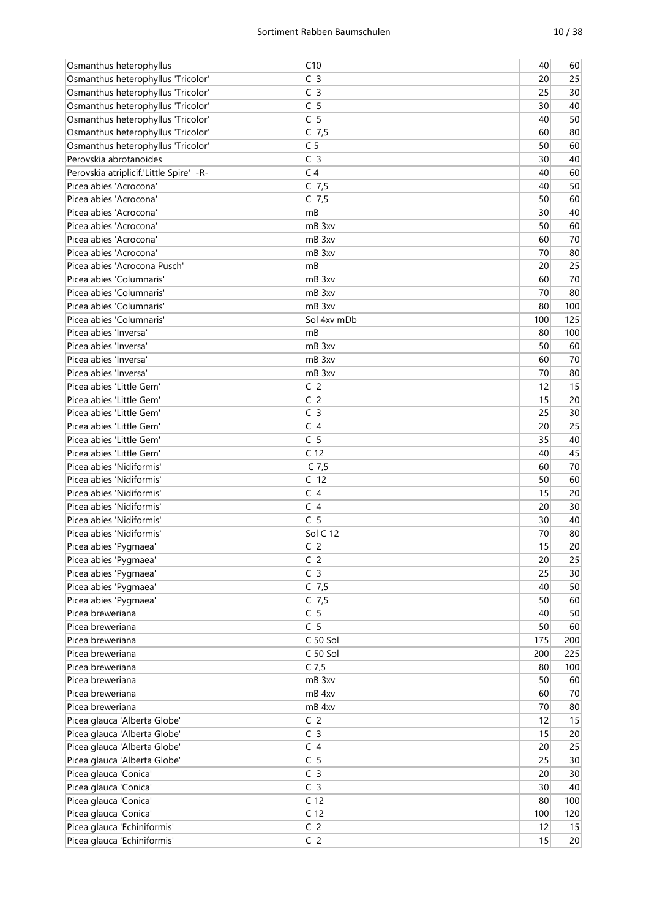| Osmanthus heterophyllus | C10 | 40 | 60 |
|---|---|---|---|
| Osmanthus heterophyllus 'Tricolor' | C 3 | 20 | 25 |
| Osmanthus heterophyllus 'Tricolor' | C 3 | 25 | 30 |
| Osmanthus heterophyllus 'Tricolor' | C 5 | 30 | 40 |
| Osmanthus heterophyllus 'Tricolor' | C 5 | 40 | 50 |
| Osmanthus heterophyllus 'Tricolor' | C 7,5 | 60 | 80 |
| Osmanthus heterophyllus 'Tricolor' | C 5 | 50 | 60 |
| Perovskia abrotanoides | C 3 | 30 | 40 |
| Perovskia atriplicif.'Little Spire' -R- | C 4 | 40 | 60 |
| Picea abies 'Acrocona' | C 7,5 | 40 | 50 |
| Picea abies 'Acrocona' | C 7,5 | 50 | 60 |
| Picea abies 'Acrocona' | mB | 30 | 40 |
| Picea abies 'Acrocona' | mB 3xv | 50 | 60 |
| Picea abies 'Acrocona' | mB 3xv | 60 | 70 |
| Picea abies 'Acrocona' | mB 3xv | 70 | 80 |
| Picea abies 'Acrocona Pusch' | mB | 20 | 25 |
| Picea abies 'Columnaris' | mB 3xv | 60 | 70 |
| Picea abies 'Columnaris' | mB 3xv | 70 | 80 |
| Picea abies 'Columnaris' | mB 3xv | 80 | 100 |
| Picea abies 'Columnaris' | Sol 4xv mDb | 100 | 125 |
| Picea abies 'Inversa' | mB | 80 | 100 |
| Picea abies 'Inversa' | mB 3xv | 50 | 60 |
| Picea abies 'Inversa' | mB 3xv | 60 | 70 |
| Picea abies 'Inversa' | mB 3xv | 70 | 80 |
| Picea abies 'Little Gem' | C 2 | 12 | 15 |
| Picea abies 'Little Gem' | C 2 | 15 | 20 |
| Picea abies 'Little Gem' | C 3 | 25 | 30 |
| Picea abies 'Little Gem' | C 4 | 20 | 25 |
| Picea abies 'Little Gem' | C 5 | 35 | 40 |
| Picea abies 'Little Gem' | C 12 | 40 | 45 |
| Picea abies 'Nidiformis' | C 7,5 | 60 | 70 |
| Picea abies 'Nidiformis' | C 12 | 50 | 60 |
| Picea abies 'Nidiformis' | C 4 | 15 | 20 |
| Picea abies 'Nidiformis' | C 4 | 20 | 30 |
| Picea abies 'Nidiformis' | C 5 | 30 | 40 |
| Picea abies 'Nidiformis' | Sol C 12 | 70 | 80 |
| Picea abies 'Pygmaea' | C 2 | 15 | 20 |
| Picea abies 'Pygmaea' | C 2 | 20 | 25 |
| Picea abies 'Pygmaea' | C 3 | 25 | 30 |
| Picea abies 'Pygmaea' | C 7,5 | 40 | 50 |
| Picea abies 'Pygmaea' | C 7,5 | 50 | 60 |
| Picea breweriana | C 5 | 40 | 50 |
| Picea breweriana | C 5 | 50 | 60 |
| Picea breweriana | C 50 Sol | 175 | 200 |
| Picea breweriana | C 50 Sol | 200 | 225 |
| Picea breweriana | C 7,5 | 80 | 100 |
| Picea breweriana | mB 3xv | 50 | 60 |
| Picea breweriana | mB 4xv | 60 | 70 |
| Picea breweriana | mB 4xv | 70 | 80 |
| Picea glauca 'Alberta Globe' | C 2 | 12 | 15 |
| Picea glauca 'Alberta Globe' | C 3 | 15 | 20 |
| Picea glauca 'Alberta Globe' | C 4 | 20 | 25 |
| Picea glauca 'Alberta Globe' | C 5 | 25 | 30 |
| Picea glauca 'Conica' | C 3 | 20 | 30 |
| Picea glauca 'Conica' | C 3 | 30 | 40 |
| Picea glauca 'Conica' | C 12 | 80 | 100 |
| Picea glauca 'Conica' | C 12 | 100 | 120 |
| Picea glauca 'Echiniformis' | C 2 | 12 | 15 |
| Picea glauca 'Echiniformis' | C 2 | 15 | 20 |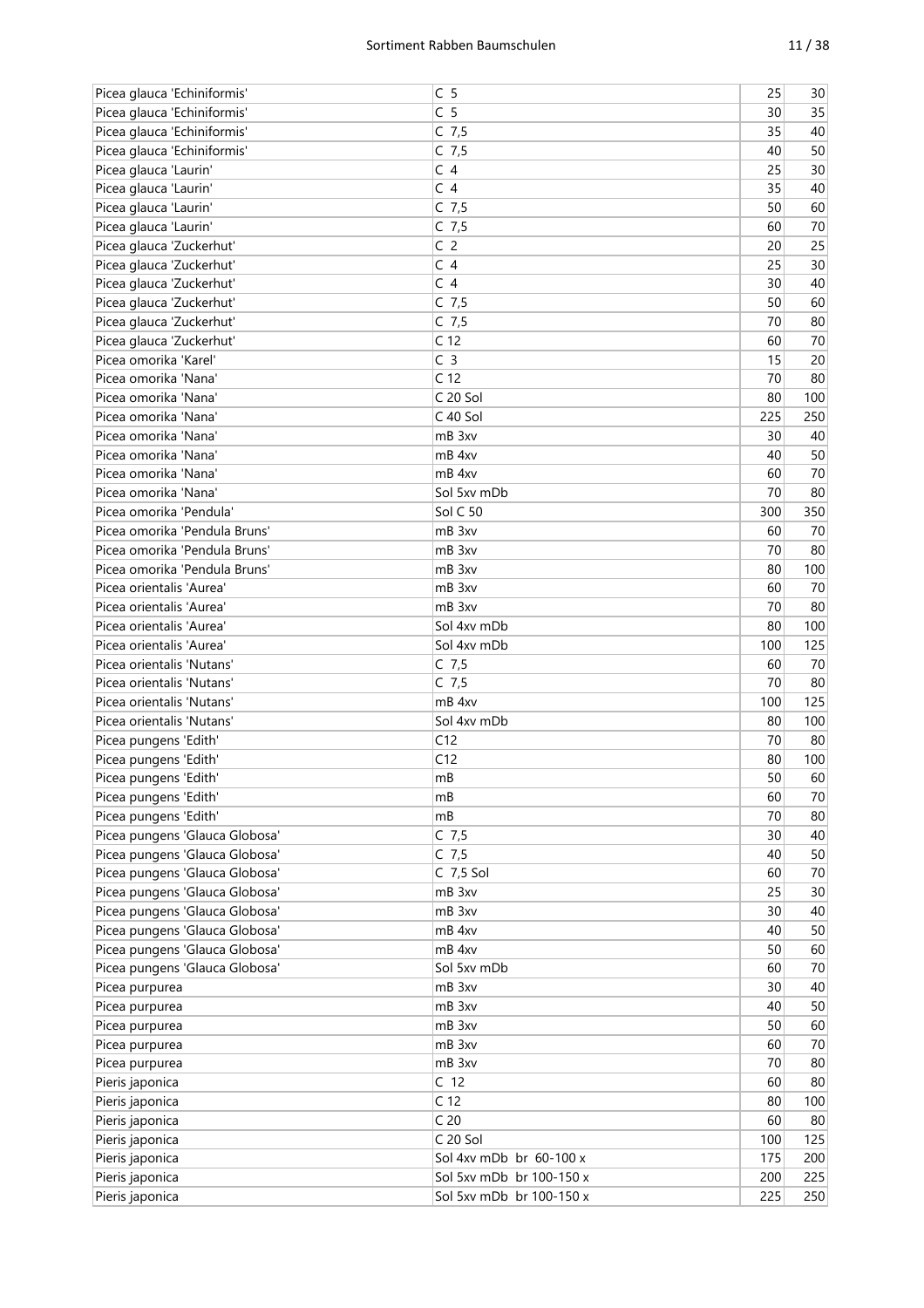| | | | |
|---|---|---|---|
| Picea glauca 'Echiniformis' | C 5 | 25 | 30 |
| Picea glauca 'Echiniformis' | C 5 | 30 | 35 |
| Picea glauca 'Echiniformis' | C 7,5 | 35 | 40 |
| Picea glauca 'Echiniformis' | C 7,5 | 40 | 50 |
| Picea glauca 'Laurin' | C 4 | 25 | 30 |
| Picea glauca 'Laurin' | C 4 | 35 | 40 |
| Picea glauca 'Laurin' | C 7,5 | 50 | 60 |
| Picea glauca 'Laurin' | C 7,5 | 60 | 70 |
| Picea glauca 'Zuckerhut' | C 2 | 20 | 25 |
| Picea glauca 'Zuckerhut' | C 4 | 25 | 30 |
| Picea glauca 'Zuckerhut' | C 4 | 30 | 40 |
| Picea glauca 'Zuckerhut' | C 7,5 | 50 | 60 |
| Picea glauca 'Zuckerhut' | C 7,5 | 70 | 80 |
| Picea glauca 'Zuckerhut' | C 12 | 60 | 70 |
| Picea omorika 'Karel' | C 3 | 15 | 20 |
| Picea omorika 'Nana' | C 12 | 70 | 80 |
| Picea omorika 'Nana' | C 20 Sol | 80 | 100 |
| Picea omorika 'Nana' | C 40 Sol | 225 | 250 |
| Picea omorika 'Nana' | mB 3xv | 30 | 40 |
| Picea omorika 'Nana' | mB 4xv | 40 | 50 |
| Picea omorika 'Nana' | mB 4xv | 60 | 70 |
| Picea omorika 'Nana' | Sol 5xv mDb | 70 | 80 |
| Picea omorika 'Pendula' | Sol C 50 | 300 | 350 |
| Picea omorika 'Pendula Bruns' | mB 3xv | 60 | 70 |
| Picea omorika 'Pendula Bruns' | mB 3xv | 70 | 80 |
| Picea omorika 'Pendula Bruns' | mB 3xv | 80 | 100 |
| Picea orientalis 'Aurea' | mB 3xv | 60 | 70 |
| Picea orientalis 'Aurea' | mB 3xv | 70 | 80 |
| Picea orientalis 'Aurea' | Sol 4xv mDb | 80 | 100 |
| Picea orientalis 'Aurea' | Sol 4xv mDb | 100 | 125 |
| Picea orientalis 'Nutans' | C 7,5 | 60 | 70 |
| Picea orientalis 'Nutans' | C 7,5 | 70 | 80 |
| Picea orientalis 'Nutans' | mB 4xv | 100 | 125 |
| Picea orientalis 'Nutans' | Sol 4xv mDb | 80 | 100 |
| Picea pungens 'Edith' | C12 | 70 | 80 |
| Picea pungens 'Edith' | C12 | 80 | 100 |
| Picea pungens 'Edith' | mB | 50 | 60 |
| Picea pungens 'Edith' | mB | 60 | 70 |
| Picea pungens 'Edith' | mB | 70 | 80 |
| Picea pungens 'Glauca Globosa' | C 7,5 | 30 | 40 |
| Picea pungens 'Glauca Globosa' | C 7,5 | 40 | 50 |
| Picea pungens 'Glauca Globosa' | C 7,5 Sol | 60 | 70 |
| Picea pungens 'Glauca Globosa' | mB 3xv | 25 | 30 |
| Picea pungens 'Glauca Globosa' | mB 3xv | 30 | 40 |
| Picea pungens 'Glauca Globosa' | mB 4xv | 40 | 50 |
| Picea pungens 'Glauca Globosa' | mB 4xv | 50 | 60 |
| Picea pungens 'Glauca Globosa' | Sol 5xv mDb | 60 | 70 |
| Picea purpurea | mB 3xv | 30 | 40 |
| Picea purpurea | mB 3xv | 40 | 50 |
| Picea purpurea | mB 3xv | 50 | 60 |
| Picea purpurea | mB 3xv | 60 | 70 |
| Picea purpurea | mB 3xv | 70 | 80 |
| Pieris japonica | C 12 | 60 | 80 |
| Pieris japonica | C 12 | 80 | 100 |
| Pieris japonica | C 20 | 60 | 80 |
| Pieris japonica | C 20 Sol | 100 | 125 |
| Pieris japonica | Sol 4xv mDb br 60-100 x | 175 | 200 |
| Pieris japonica | Sol 5xv mDb br 100-150 x | 200 | 225 |
| Pieris japonica | Sol 5xv mDb br 100-150 x | 225 | 250 |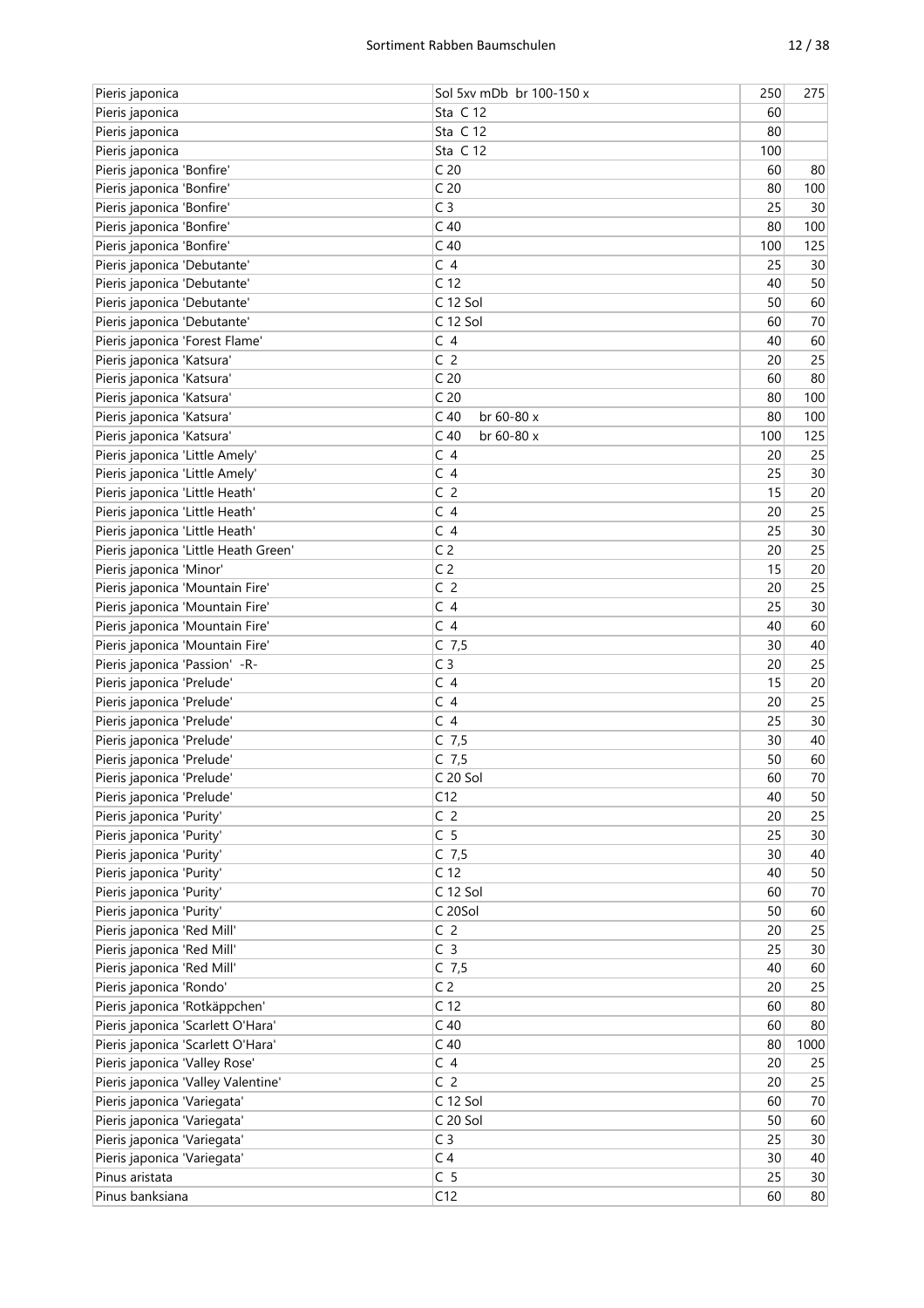| Pieris japonica | Sol 5xv mDb br 100-150 x | 250 | 275 |
|---|---|---|---|
| Pieris japonica | Sta C 12 | 60 | |
| Pieris japonica | Sta C 12 | 80 | |
| Pieris japonica | Sta C 12 | 100 | |
| Pieris japonica 'Bonfire' | C 20 | 60 | 80 |
| Pieris japonica 'Bonfire' | C 20 | 80 | 100 |
| Pieris japonica 'Bonfire' | C 3 | 25 | 30 |
| Pieris japonica 'Bonfire' | C 40 | 80 | 100 |
| Pieris japonica 'Bonfire' | C 40 | 100 | 125 |
| Pieris japonica 'Debutante' | C 4 | 25 | 30 |
| Pieris japonica 'Debutante' | C 12 | 40 | 50 |
| Pieris japonica 'Debutante' | C 12 Sol | 50 | 60 |
| Pieris japonica 'Debutante' | C 12 Sol | 60 | 70 |
| Pieris japonica 'Forest Flame' | C 4 | 40 | 60 |
| Pieris japonica 'Katsura' | C 2 | 20 | 25 |
| Pieris japonica 'Katsura' | C 20 | 60 | 80 |
| Pieris japonica 'Katsura' | C 20 | 80 | 100 |
| Pieris japonica 'Katsura' | C 40 br 60-80 x | 80 | 100 |
| Pieris japonica 'Katsura' | C 40 br 60-80 x | 100 | 125 |
| Pieris japonica 'Little Amely' | C 4 | 20 | 25 |
| Pieris japonica 'Little Amely' | C 4 | 25 | 30 |
| Pieris japonica 'Little Heath' | C 2 | 15 | 20 |
| Pieris japonica 'Little Heath' | C 4 | 20 | 25 |
| Pieris japonica 'Little Heath' | C 4 | 25 | 30 |
| Pieris japonica 'Little Heath Green' | C 2 | 20 | 25 |
| Pieris japonica 'Minor' | C 2 | 15 | 20 |
| Pieris japonica 'Mountain Fire' | C 2 | 20 | 25 |
| Pieris japonica 'Mountain Fire' | C 4 | 25 | 30 |
| Pieris japonica 'Mountain Fire' | C 4 | 40 | 60 |
| Pieris japonica 'Mountain Fire' | C 7,5 | 30 | 40 |
| Pieris japonica 'Passion' -R- | C 3 | 20 | 25 |
| Pieris japonica 'Prelude' | C 4 | 15 | 20 |
| Pieris japonica 'Prelude' | C 4 | 20 | 25 |
| Pieris japonica 'Prelude' | C 4 | 25 | 30 |
| Pieris japonica 'Prelude' | C 7,5 | 30 | 40 |
| Pieris japonica 'Prelude' | C 7,5 | 50 | 60 |
| Pieris japonica 'Prelude' | C 20 Sol | 60 | 70 |
| Pieris japonica 'Prelude' | C12 | 40 | 50 |
| Pieris japonica 'Purity' | C 2 | 20 | 25 |
| Pieris japonica 'Purity' | C 5 | 25 | 30 |
| Pieris japonica 'Purity' | C 7,5 | 30 | 40 |
| Pieris japonica 'Purity' | C 12 | 40 | 50 |
| Pieris japonica 'Purity' | C 12 Sol | 60 | 70 |
| Pieris japonica 'Purity' | C 20Sol | 50 | 60 |
| Pieris japonica 'Red Mill' | C 2 | 20 | 25 |
| Pieris japonica 'Red Mill' | C 3 | 25 | 30 |
| Pieris japonica 'Red Mill' | C 7,5 | 40 | 60 |
| Pieris japonica 'Rondo' | C 2 | 20 | 25 |
| Pieris japonica 'Rotkäppchen' | C 12 | 60 | 80 |
| Pieris japonica 'Scarlett O'Hara' | C 40 | 60 | 80 |
| Pieris japonica 'Scarlett O'Hara' | C 40 | 80 | 1000 |
| Pieris japonica 'Valley Rose' | C 4 | 20 | 25 |
| Pieris japonica 'Valley Valentine' | C 2 | 20 | 25 |
| Pieris japonica 'Variegata' | C 12 Sol | 60 | 70 |
| Pieris japonica 'Variegata' | C 20 Sol | 50 | 60 |
| Pieris japonica 'Variegata' | C 3 | 25 | 30 |
| Pieris japonica 'Variegata' | C 4 | 30 | 40 |
| Pinus aristata | C 5 | 25 | 30 |
| Pinus banksiana | C12 | 60 | 80 |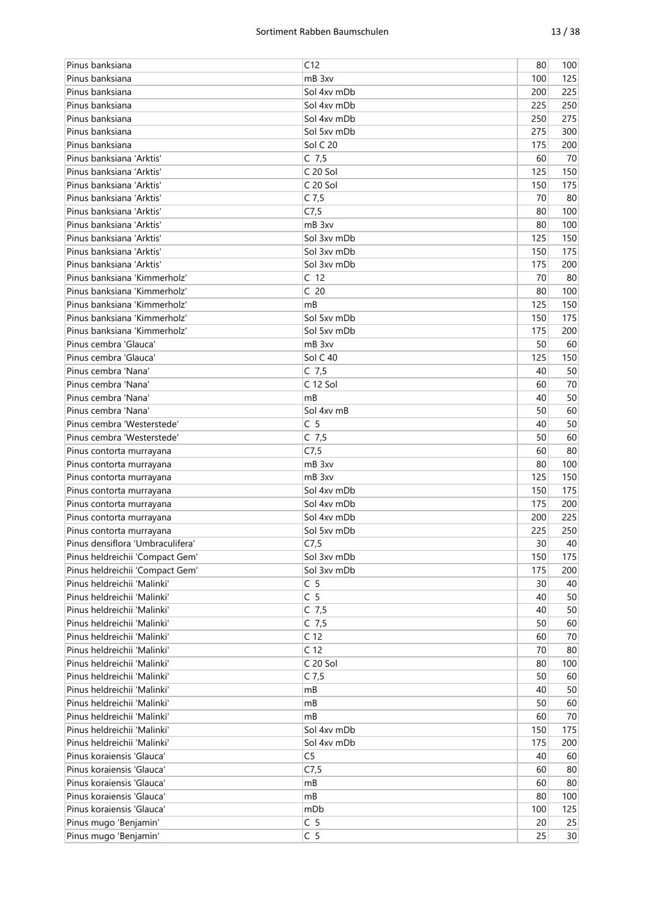| Pinus banksiana | C12 | 80 | 100 |
|---|---|---|---|
| Pinus banksiana | mB 3xv | 100 | 125 |
| Pinus banksiana | Sol 4xv mDb | 200 | 225 |
| Pinus banksiana | Sol 4xv mDb | 225 | 250 |
| Pinus banksiana | Sol 4xv mDb | 250 | 275 |
| Pinus banksiana | Sol 5xv mDb | 275 | 300 |
| Pinus banksiana | Sol C 20 | 175 | 200 |
| Pinus banksiana 'Arktis' | C 7,5 | 60 | 70 |
| Pinus banksiana 'Arktis' | C 20 Sol | 125 | 150 |
| Pinus banksiana 'Arktis' | C 20 Sol | 150 | 175 |
| Pinus banksiana 'Arktis' | C 7,5 | 70 | 80 |
| Pinus banksiana 'Arktis' | C7,5 | 80 | 100 |
| Pinus banksiana 'Arktis' | mB 3xv | 80 | 100 |
| Pinus banksiana 'Arktis' | Sol 3xv mDb | 125 | 150 |
| Pinus banksiana 'Arktis' | Sol 3xv mDb | 150 | 175 |
| Pinus banksiana 'Arktis' | Sol 3xv mDb | 175 | 200 |
| Pinus banksiana 'Kimmerholz' | C 12 | 70 | 80 |
| Pinus banksiana 'Kimmerholz' | C 20 | 80 | 100 |
| Pinus banksiana 'Kimmerholz' | mB | 125 | 150 |
| Pinus banksiana 'Kimmerholz' | Sol 5xv mDb | 150 | 175 |
| Pinus banksiana 'Kimmerholz' | Sol 5xv mDb | 175 | 200 |
| Pinus cembra 'Glauca' | mB 3xv | 50 | 60 |
| Pinus cembra 'Glauca' | Sol C 40 | 125 | 150 |
| Pinus cembra 'Nana' | C 7,5 | 40 | 50 |
| Pinus cembra 'Nana' | C 12 Sol | 60 | 70 |
| Pinus cembra 'Nana' | mB | 40 | 50 |
| Pinus cembra 'Nana' | Sol 4xv mB | 50 | 60 |
| Pinus cembra 'Westerstede' | C 5 | 40 | 50 |
| Pinus cembra 'Westerstede' | C 7,5 | 50 | 60 |
| Pinus contorta murrayana | C7,5 | 60 | 80 |
| Pinus contorta murrayana | mB 3xv | 80 | 100 |
| Pinus contorta murrayana | mB 3xv | 125 | 150 |
| Pinus contorta murrayana | Sol 4xv mDb | 150 | 175 |
| Pinus contorta murrayana | Sol 4xv mDb | 175 | 200 |
| Pinus contorta murrayana | Sol 4xv mDb | 200 | 225 |
| Pinus contorta murrayana | Sol 5xv mDb | 225 | 250 |
| Pinus densiflora 'Umbraculifera' | C7,5 | 30 | 40 |
| Pinus heldreichii 'Compact Gem' | Sol 3xv mDb | 150 | 175 |
| Pinus heldreichii 'Compact Gem' | Sol 3xv mDb | 175 | 200 |
| Pinus heldreichii 'Malinki' | C 5 | 30 | 40 |
| Pinus heldreichii 'Malinki' | C 5 | 40 | 50 |
| Pinus heldreichii 'Malinki' | C 7,5 | 40 | 50 |
| Pinus heldreichii 'Malinki' | C 7,5 | 50 | 60 |
| Pinus heldreichii 'Malinki' | C 12 | 60 | 70 |
| Pinus heldreichii 'Malinki' | C 12 | 70 | 80 |
| Pinus heldreichii 'Malinki' | C 20 Sol | 80 | 100 |
| Pinus heldreichii 'Malinki' | C 7,5 | 50 | 60 |
| Pinus heldreichii 'Malinki' | mB | 40 | 50 |
| Pinus heldreichii 'Malinki' | mB | 50 | 60 |
| Pinus heldreichii 'Malinki' | mB | 60 | 70 |
| Pinus heldreichii 'Malinki' | Sol 4xv mDb | 150 | 175 |
| Pinus heldreichii 'Malinki' | Sol 4xv mDb | 175 | 200 |
| Pinus koraiensis 'Glauca' | C5 | 40 | 60 |
| Pinus koraiensis 'Glauca' | C7,5 | 60 | 80 |
| Pinus koraiensis 'Glauca' | mB | 60 | 80 |
| Pinus koraiensis 'Glauca' | mB | 80 | 100 |
| Pinus koraiensis 'Glauca' | mDb | 100 | 125 |
| Pinus mugo 'Benjamin' | C 5 | 20 | 25 |
| Pinus mugo 'Benjamin' | C 5 | 25 | 30 |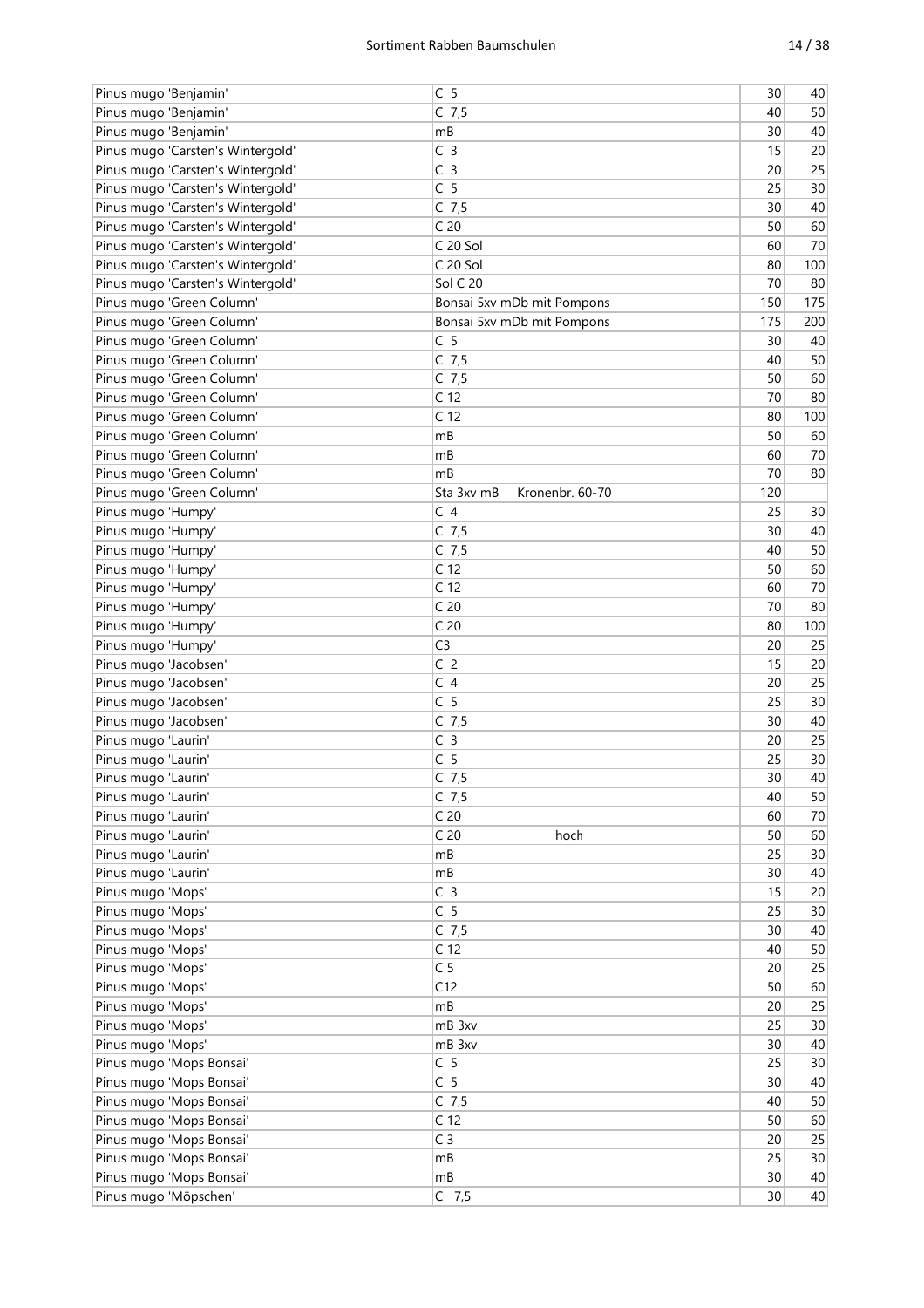| | | | |
|---|---|---|---|
| Pinus mugo 'Benjamin' | C 5 | 30 | 40 |
| Pinus mugo 'Benjamin' | C 7,5 | 40 | 50 |
| Pinus mugo 'Benjamin' | mB | 30 | 40 |
| Pinus mugo 'Carsten's Wintergold' | C 3 | 15 | 20 |
| Pinus mugo 'Carsten's Wintergold' | C 3 | 20 | 25 |
| Pinus mugo 'Carsten's Wintergold' | C 5 | 25 | 30 |
| Pinus mugo 'Carsten's Wintergold' | C 7,5 | 30 | 40 |
| Pinus mugo 'Carsten's Wintergold' | C 20 | 50 | 60 |
| Pinus mugo 'Carsten's Wintergold' | C 20 Sol | 60 | 70 |
| Pinus mugo 'Carsten's Wintergold' | C 20 Sol | 80 | 100 |
| Pinus mugo 'Carsten's Wintergold' | Sol C 20 | 70 | 80 |
| Pinus mugo 'Green Column' | Bonsai 5xv mDb mit Pompons | 150 | 175 |
| Pinus mugo 'Green Column' | Bonsai 5xv mDb mit Pompons | 175 | 200 |
| Pinus mugo 'Green Column' | C 5 | 30 | 40 |
| Pinus mugo 'Green Column' | C 7,5 | 40 | 50 |
| Pinus mugo 'Green Column' | C 7,5 | 50 | 60 |
| Pinus mugo 'Green Column' | C 12 | 70 | 80 |
| Pinus mugo 'Green Column' | C 12 | 80 | 100 |
| Pinus mugo 'Green Column' | mB | 50 | 60 |
| Pinus mugo 'Green Column' | mB | 60 | 70 |
| Pinus mugo 'Green Column' | mB | 70 | 80 |
| Pinus mugo 'Green Column' | Sta 3xv mB Kronenbr. 60-70 | 120 | |
| Pinus mugo 'Humpy' | C 4 | 25 | 30 |
| Pinus mugo 'Humpy' | C 7,5 | 30 | 40 |
| Pinus mugo 'Humpy' | C 7,5 | 40 | 50 |
| Pinus mugo 'Humpy' | C 12 | 50 | 60 |
| Pinus mugo 'Humpy' | C 12 | 60 | 70 |
| Pinus mugo 'Humpy' | C 20 | 70 | 80 |
| Pinus mugo 'Humpy' | C 20 | 80 | 100 |
| Pinus mugo 'Humpy' | C3 | 20 | 25 |
| Pinus mugo 'Jacobsen' | C 2 | 15 | 20 |
| Pinus mugo 'Jacobsen' | C 4 | 20 | 25 |
| Pinus mugo 'Jacobsen' | C 5 | 25 | 30 |
| Pinus mugo 'Jacobsen' | C 7,5 | 30 | 40 |
| Pinus mugo 'Laurin' | C 3 | 20 | 25 |
| Pinus mugo 'Laurin' | C 5 | 25 | 30 |
| Pinus mugo 'Laurin' | C 7,5 | 30 | 40 |
| Pinus mugo 'Laurin' | C 7,5 | 40 | 50 |
| Pinus mugo 'Laurin' | C 20 | 60 | 70 |
| Pinus mugo 'Laurin' | C 20 hoch | 50 | 60 |
| Pinus mugo 'Laurin' | mB | 25 | 30 |
| Pinus mugo 'Laurin' | mB | 30 | 40 |
| Pinus mugo 'Mops' | C 3 | 15 | 20 |
| Pinus mugo 'Mops' | C 5 | 25 | 30 |
| Pinus mugo 'Mops' | C 7,5 | 30 | 40 |
| Pinus mugo 'Mops' | C 12 | 40 | 50 |
| Pinus mugo 'Mops' | C 5 | 20 | 25 |
| Pinus mugo 'Mops' | C12 | 50 | 60 |
| Pinus mugo 'Mops' | mB | 20 | 25 |
| Pinus mugo 'Mops' | mB 3xv | 25 | 30 |
| Pinus mugo 'Mops' | mB 3xv | 30 | 40 |
| Pinus mugo 'Mops Bonsai' | C 5 | 25 | 30 |
| Pinus mugo 'Mops Bonsai' | C 5 | 30 | 40 |
| Pinus mugo 'Mops Bonsai' | C 7,5 | 40 | 50 |
| Pinus mugo 'Mops Bonsai' | C 12 | 50 | 60 |
| Pinus mugo 'Mops Bonsai' | C 3 | 20 | 25 |
| Pinus mugo 'Mops Bonsai' | mB | 25 | 30 |
| Pinus mugo 'Mops Bonsai' | mB | 30 | 40 |
| Pinus mugo 'Möpschen' | C 7,5 | 30 | 40 |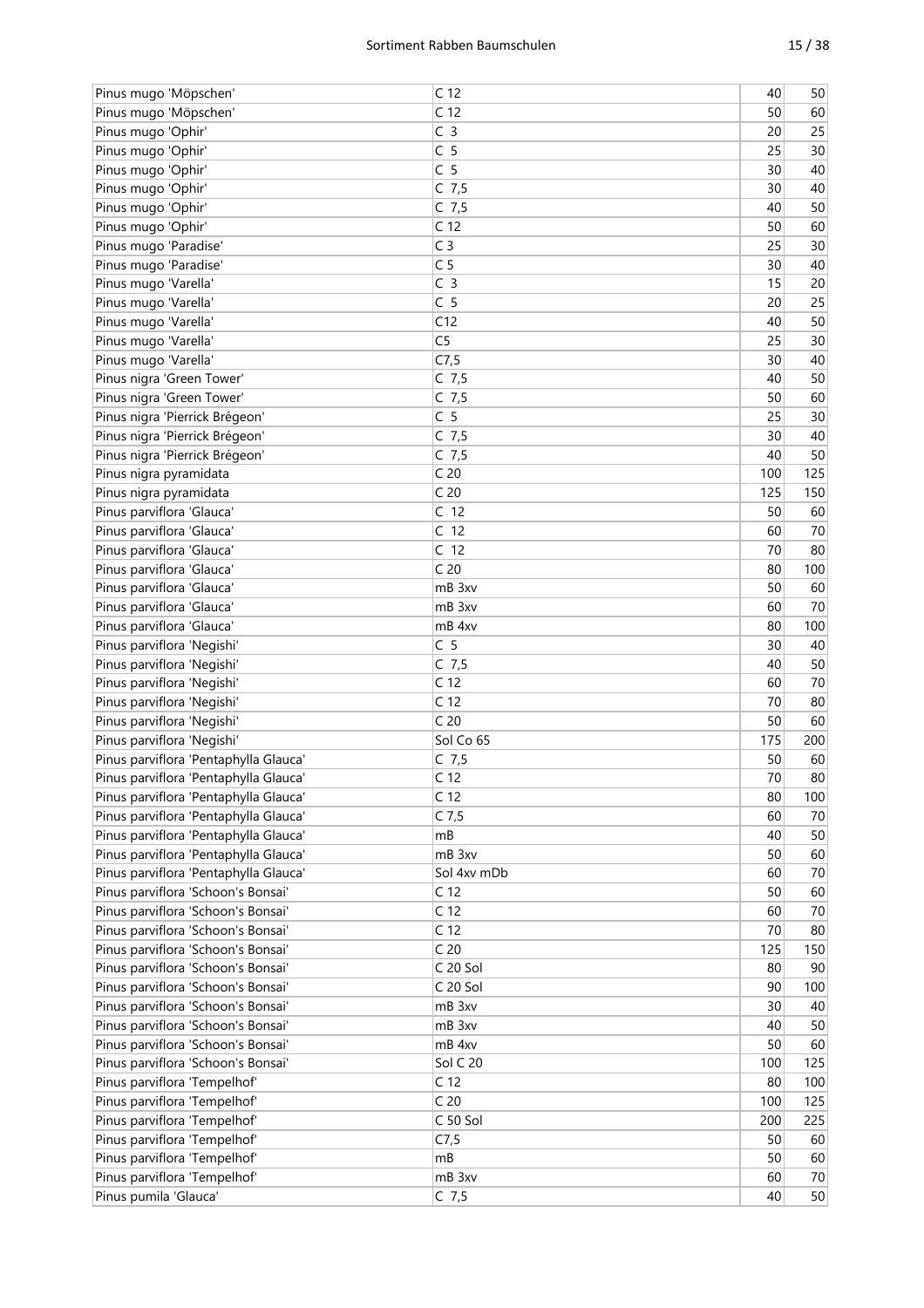| | | | |
|---|---|---|---|
| Pinus mugo 'Möpschen' | C 12 | 40 | 50 |
| Pinus mugo 'Möpschen' | C 12 | 50 | 60 |
| Pinus mugo 'Ophir' | C  3 | 20 | 25 |
| Pinus mugo 'Ophir' | C  5 | 25 | 30 |
| Pinus mugo 'Ophir' | C  5 | 30 | 40 |
| Pinus mugo 'Ophir' | C  7,5 | 30 | 40 |
| Pinus mugo 'Ophir' | C  7,5 | 40 | 50 |
| Pinus mugo 'Ophir' | C 12 | 50 | 60 |
| Pinus mugo 'Paradise' | C 3 | 25 | 30 |
| Pinus mugo 'Paradise' | C 5 | 30 | 40 |
| Pinus mugo 'Varella' | C  3 | 15 | 20 |
| Pinus mugo 'Varella' | C  5 | 20 | 25 |
| Pinus mugo 'Varella' | C12 | 40 | 50 |
| Pinus mugo 'Varella' | C5 | 25 | 30 |
| Pinus mugo 'Varella' | C7,5 | 30 | 40 |
| Pinus nigra 'Green Tower' | C  7,5 | 40 | 50 |
| Pinus nigra 'Green Tower' | C  7,5 | 50 | 60 |
| Pinus nigra 'Pierrick Brégeon' | C  5 | 25 | 30 |
| Pinus nigra 'Pierrick Brégeon' | C  7,5 | 30 | 40 |
| Pinus nigra 'Pierrick Brégeon' | C  7,5 | 40 | 50 |
| Pinus nigra pyramidata | C 20 | 100 | 125 |
| Pinus nigra pyramidata | C 20 | 125 | 150 |
| Pinus parviflora 'Glauca' | C  12 | 50 | 60 |
| Pinus parviflora 'Glauca' | C  12 | 60 | 70 |
| Pinus parviflora 'Glauca' | C  12 | 70 | 80 |
| Pinus parviflora 'Glauca' | C 20 | 80 | 100 |
| Pinus parviflora 'Glauca' | mB 3xv | 50 | 60 |
| Pinus parviflora 'Glauca' | mB 3xv | 60 | 70 |
| Pinus parviflora 'Glauca' | mB 4xv | 80 | 100 |
| Pinus parviflora 'Negishi' | C  5 | 30 | 40 |
| Pinus parviflora 'Negishi' | C  7,5 | 40 | 50 |
| Pinus parviflora 'Negishi' | C 12 | 60 | 70 |
| Pinus parviflora 'Negishi' | C 12 | 70 | 80 |
| Pinus parviflora 'Negishi' | C 20 | 50 | 60 |
| Pinus parviflora 'Negishi' | Sol Co 65 | 175 | 200 |
| Pinus parviflora 'Pentaphylla Glauca' | C  7,5 | 50 | 60 |
| Pinus parviflora 'Pentaphylla Glauca' | C 12 | 70 | 80 |
| Pinus parviflora 'Pentaphylla Glauca' | C 12 | 80 | 100 |
| Pinus parviflora 'Pentaphylla Glauca' | C 7,5 | 60 | 70 |
| Pinus parviflora 'Pentaphylla Glauca' | mB | 40 | 50 |
| Pinus parviflora 'Pentaphylla Glauca' | mB 3xv | 50 | 60 |
| Pinus parviflora 'Pentaphylla Glauca' | Sol 4xv mDb | 60 | 70 |
| Pinus parviflora 'Schoon's Bonsai' | C 12 | 50 | 60 |
| Pinus parviflora 'Schoon's Bonsai' | C 12 | 60 | 70 |
| Pinus parviflora 'Schoon's Bonsai' | C 12 | 70 | 80 |
| Pinus parviflora 'Schoon's Bonsai' | C 20 | 125 | 150 |
| Pinus parviflora 'Schoon's Bonsai' | C 20 Sol | 80 | 90 |
| Pinus parviflora 'Schoon's Bonsai' | C 20 Sol | 90 | 100 |
| Pinus parviflora 'Schoon's Bonsai' | mB 3xv | 30 | 40 |
| Pinus parviflora 'Schoon's Bonsai' | mB 3xv | 40 | 50 |
| Pinus parviflora 'Schoon's Bonsai' | mB 4xv | 50 | 60 |
| Pinus parviflora 'Schoon's Bonsai' | Sol C 20 | 100 | 125 |
| Pinus parviflora 'Tempelhof' | C 12 | 80 | 100 |
| Pinus parviflora 'Tempelhof' | C 20 | 100 | 125 |
| Pinus parviflora 'Tempelhof' | C 50 Sol | 200 | 225 |
| Pinus parviflora 'Tempelhof' | C7,5 | 50 | 60 |
| Pinus parviflora 'Tempelhof' | mB | 50 | 60 |
| Pinus parviflora 'Tempelhof' | mB 3xv | 60 | 70 |
| Pinus pumila 'Glauca' | C  7,5 | 40 | 50 |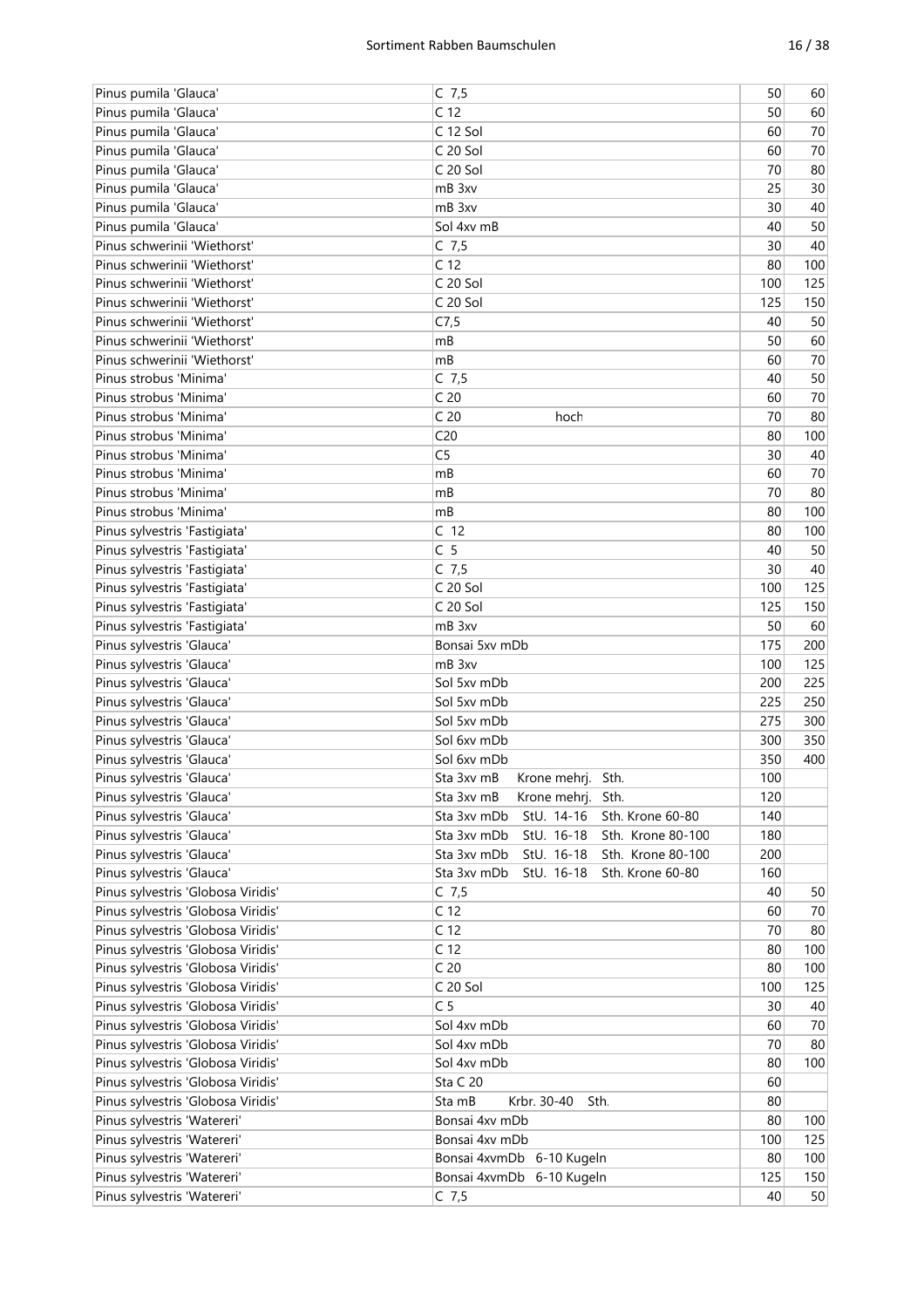| | | | |
|---|---|---|---|
| Pinus pumila 'Glauca' | C 7,5 | 50 | 60 |
| Pinus pumila 'Glauca' | C 12 | 50 | 60 |
| Pinus pumila 'Glauca' | C 12 Sol | 60 | 70 |
| Pinus pumila 'Glauca' | C 20 Sol | 60 | 70 |
| Pinus pumila 'Glauca' | C 20 Sol | 70 | 80 |
| Pinus pumila 'Glauca' | mB 3xv | 25 | 30 |
| Pinus pumila 'Glauca' | mB 3xv | 30 | 40 |
| Pinus pumila 'Glauca' | Sol 4xv mB | 40 | 50 |
| Pinus schwerinii 'Wiethorst' | C 7,5 | 30 | 40 |
| Pinus schwerinii 'Wiethorst' | C 12 | 80 | 100 |
| Pinus schwerinii 'Wiethorst' | C 20 Sol | 100 | 125 |
| Pinus schwerinii 'Wiethorst' | C 20 Sol | 125 | 150 |
| Pinus schwerinii 'Wiethorst' | C7,5 | 40 | 50 |
| Pinus schwerinii 'Wiethorst' | mB | 50 | 60 |
| Pinus schwerinii 'Wiethorst' | mB | 60 | 70 |
| Pinus strobus 'Minima' | C 7,5 | 40 | 50 |
| Pinus strobus 'Minima' | C 20 | 60 | 70 |
| Pinus strobus 'Minima' | C 20 hoch | 70 | 80 |
| Pinus strobus 'Minima' | C20 | 80 | 100 |
| Pinus strobus 'Minima' | C5 | 30 | 40 |
| Pinus strobus 'Minima' | mB | 60 | 70 |
| Pinus strobus 'Minima' | mB | 70 | 80 |
| Pinus strobus 'Minima' | mB | 80 | 100 |
| Pinus sylvestris 'Fastigiata' | C 12 | 80 | 100 |
| Pinus sylvestris 'Fastigiata' | C 5 | 40 | 50 |
| Pinus sylvestris 'Fastigiata' | C 7,5 | 30 | 40 |
| Pinus sylvestris 'Fastigiata' | C 20 Sol | 100 | 125 |
| Pinus sylvestris 'Fastigiata' | C 20 Sol | 125 | 150 |
| Pinus sylvestris 'Fastigiata' | mB 3xv | 50 | 60 |
| Pinus sylvestris 'Glauca' | Bonsai 5xv mDb | 175 | 200 |
| Pinus sylvestris 'Glauca' | mB 3xv | 100 | 125 |
| Pinus sylvestris 'Glauca' | Sol 5xv mDb | 200 | 225 |
| Pinus sylvestris 'Glauca' | Sol 5xv mDb | 225 | 250 |
| Pinus sylvestris 'Glauca' | Sol 5xv mDb | 275 | 300 |
| Pinus sylvestris 'Glauca' | Sol 6xv mDb | 300 | 350 |
| Pinus sylvestris 'Glauca' | Sol 6xv mDb | 350 | 400 |
| Pinus sylvestris 'Glauca' | Sta 3xv mB Krone mehrj. Sth. | 100 | |
| Pinus sylvestris 'Glauca' | Sta 3xv mB Krone mehrj. Sth. | 120 | |
| Pinus sylvestris 'Glauca' | Sta 3xv mDb StU. 14-16 Sth. Krone 60-80 | 140 | |
| Pinus sylvestris 'Glauca' | Sta 3xv mDb StU. 16-18 Sth. Krone 80-100 | 180 | |
| Pinus sylvestris 'Glauca' | Sta 3xv mDb StU. 16-18 Sth. Krone 80-100 | 200 | |
| Pinus sylvestris 'Glauca' | Sta 3xv mDb StU. 16-18 Sth. Krone 60-80 | 160 | |
| Pinus sylvestris 'Globosa Viridis' | C 7,5 | 40 | 50 |
| Pinus sylvestris 'Globosa Viridis' | C 12 | 60 | 70 |
| Pinus sylvestris 'Globosa Viridis' | C 12 | 70 | 80 |
| Pinus sylvestris 'Globosa Viridis' | C 12 | 80 | 100 |
| Pinus sylvestris 'Globosa Viridis' | C 20 | 80 | 100 |
| Pinus sylvestris 'Globosa Viridis' | C 20 Sol | 100 | 125 |
| Pinus sylvestris 'Globosa Viridis' | C 5 | 30 | 40 |
| Pinus sylvestris 'Globosa Viridis' | Sol 4xv mDb | 60 | 70 |
| Pinus sylvestris 'Globosa Viridis' | Sol 4xv mDb | 70 | 80 |
| Pinus sylvestris 'Globosa Viridis' | Sol 4xv mDb | 80 | 100 |
| Pinus sylvestris 'Globosa Viridis' | Sta C 20 | 60 | |
| Pinus sylvestris 'Globosa Viridis' | Sta mB Krbr. 30-40 Sth. | 80 | |
| Pinus sylvestris 'Watereri' | Bonsai 4xv mDb | 80 | 100 |
| Pinus sylvestris 'Watereri' | Bonsai 4xv mDb | 100 | 125 |
| Pinus sylvestris 'Watereri' | Bonsai 4xvmDb 6-10 Kugeln | 80 | 100 |
| Pinus sylvestris 'Watereri' | Bonsai 4xvmDb 6-10 Kugeln | 125 | 150 |
| Pinus sylvestris 'Watereri' | C 7,5 | 40 | 50 |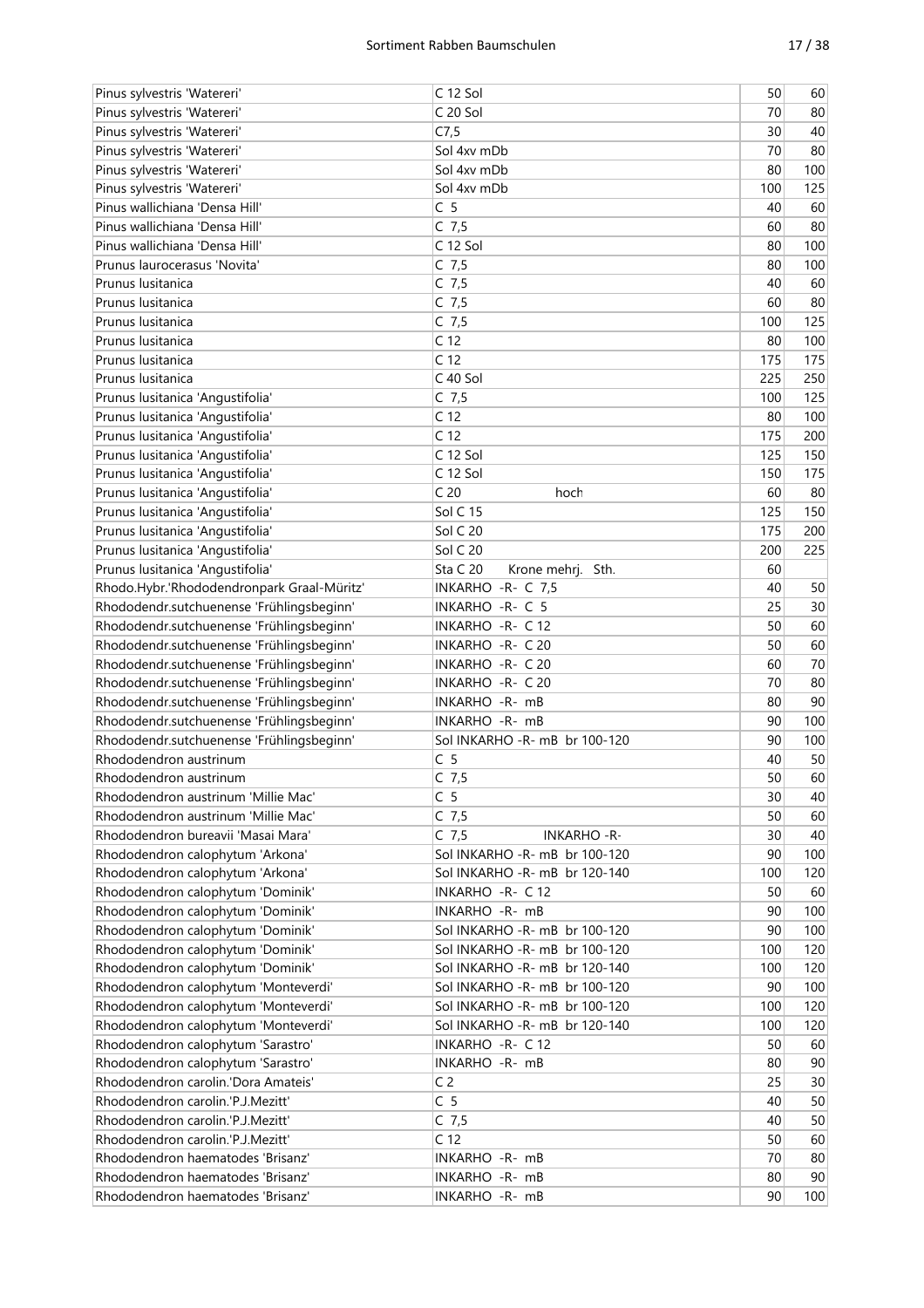| | | | |
|---|---|---|---|
| Pinus sylvestris 'Watereri' | C 12 Sol | 50 | 60 |
| Pinus sylvestris 'Watereri' | C 20 Sol | 70 | 80 |
| Pinus sylvestris 'Watereri' | C7,5 | 30 | 40 |
| Pinus sylvestris 'Watereri' | Sol 4xv mDb | 70 | 80 |
| Pinus sylvestris 'Watereri' | Sol 4xv mDb | 80 | 100 |
| Pinus sylvestris 'Watereri' | Sol 4xv mDb | 100 | 125 |
| Pinus wallichiana 'Densa Hill' | C 5 | 40 | 60 |
| Pinus wallichiana 'Densa Hill' | C 7,5 | 60 | 80 |
| Pinus wallichiana 'Densa Hill' | C 12 Sol | 80 | 100 |
| Prunus laurocerasus 'Novita' | C 7,5 | 80 | 100 |
| Prunus lusitanica | C 7,5 | 40 | 60 |
| Prunus lusitanica | C 7,5 | 60 | 80 |
| Prunus lusitanica | C 7,5 | 100 | 125 |
| Prunus lusitanica | C 12 | 80 | 100 |
| Prunus lusitanica | C 12 | 175 | 175 |
| Prunus lusitanica | C 40 Sol | 225 | 250 |
| Prunus lusitanica 'Angustifolia' | C 7,5 | 100 | 125 |
| Prunus lusitanica 'Angustifolia' | C 12 | 80 | 100 |
| Prunus lusitanica 'Angustifolia' | C 12 | 175 | 200 |
| Prunus lusitanica 'Angustifolia' | C 12 Sol | 125 | 150 |
| Prunus lusitanica 'Angustifolia' | C 12 Sol | 150 | 175 |
| Prunus lusitanica 'Angustifolia' | C 20 hoch | 60 | 80 |
| Prunus lusitanica 'Angustifolia' | Sol C 15 | 125 | 150 |
| Prunus lusitanica 'Angustifolia' | Sol C 20 | 175 | 200 |
| Prunus lusitanica 'Angustifolia' | Sol C 20 | 200 | 225 |
| Prunus lusitanica 'Angustifolia' | Sta C 20 Krone mehrj. Sth. | 60 | |
| Rhodo.Hybr.'Rhododendronpark Graal-Müritz' | INKARHO -R- C 7,5 | 40 | 50 |
| Rhododendr.sutchuenense 'Frühlingsbeginn' | INKARHO -R- C 5 | 25 | 30 |
| Rhododendr.sutchuenense 'Frühlingsbeginn' | INKARHO -R- C 12 | 50 | 60 |
| Rhododendr.sutchuenense 'Frühlingsbeginn' | INKARHO -R- C 20 | 50 | 60 |
| Rhododendr.sutchuenense 'Frühlingsbeginn' | INKARHO -R- C 20 | 60 | 70 |
| Rhododendr.sutchuenense 'Frühlingsbeginn' | INKARHO -R- C 20 | 70 | 80 |
| Rhododendr.sutchuenense 'Frühlingsbeginn' | INKARHO -R- mB | 80 | 90 |
| Rhododendr.sutchuenense 'Frühlingsbeginn' | INKARHO -R- mB | 90 | 100 |
| Rhododendr.sutchuenense 'Frühlingsbeginn' | Sol INKARHO -R- mB br 100-120 | 90 | 100 |
| Rhododendron austrinum | C 5 | 40 | 50 |
| Rhododendron austrinum | C 7,5 | 50 | 60 |
| Rhododendron austrinum 'Millie Mac' | C 5 | 30 | 40 |
| Rhododendron austrinum 'Millie Mac' | C 7,5 | 50 | 60 |
| Rhododendron bureavii 'Masai Mara' | C 7,5 INKARHO -R- | 30 | 40 |
| Rhododendron calophytum 'Arkona' | Sol INKARHO -R- mB br 100-120 | 90 | 100 |
| Rhododendron calophytum 'Arkona' | Sol INKARHO -R- mB br 120-140 | 100 | 120 |
| Rhododendron calophytum 'Dominik' | INKARHO -R- C 12 | 50 | 60 |
| Rhododendron calophytum 'Dominik' | INKARHO -R- mB | 90 | 100 |
| Rhododendron calophytum 'Dominik' | Sol INKARHO -R- mB br 100-120 | 90 | 100 |
| Rhododendron calophytum 'Dominik' | Sol INKARHO -R- mB br 100-120 | 100 | 120 |
| Rhododendron calophytum 'Dominik' | Sol INKARHO -R- mB br 120-140 | 100 | 120 |
| Rhododendron calophytum 'Monteverdi' | Sol INKARHO -R- mB br 100-120 | 90 | 100 |
| Rhododendron calophytum 'Monteverdi' | Sol INKARHO -R- mB br 100-120 | 100 | 120 |
| Rhododendron calophytum 'Monteverdi' | Sol INKARHO -R- mB br 120-140 | 100 | 120 |
| Rhododendron calophytum 'Sarastro' | INKARHO -R- C 12 | 50 | 60 |
| Rhododendron calophytum 'Sarastro' | INKARHO -R- mB | 80 | 90 |
| Rhododendron carolin.'Dora Amateis' | C 2 | 25 | 30 |
| Rhododendron carolin.'P.J.Mezitt' | C 5 | 40 | 50 |
| Rhododendron carolin.'P.J.Mezitt' | C 7,5 | 40 | 50 |
| Rhododendron carolin.'P.J.Mezitt' | C 12 | 50 | 60 |
| Rhododendron haematodes 'Brisanz' | INKARHO -R- mB | 70 | 80 |
| Rhododendron haematodes 'Brisanz' | INKARHO -R- mB | 80 | 90 |
| Rhododendron haematodes 'Brisanz' | INKARHO -R- mB | 90 | 100 |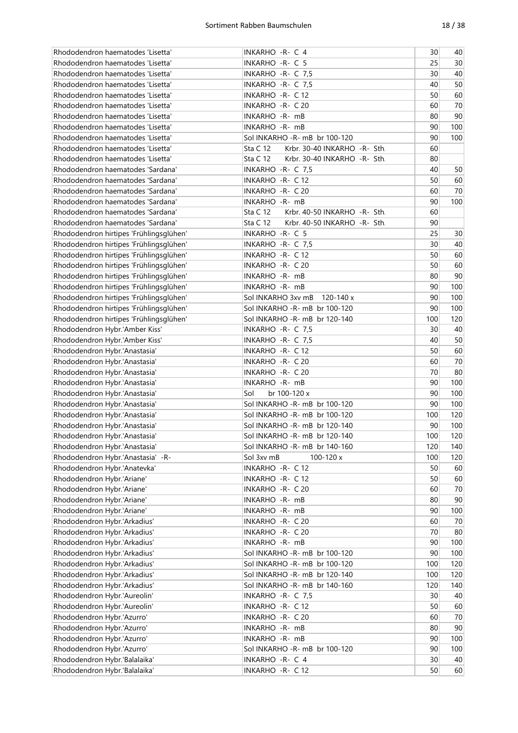| | | | |
|---|---|---|---|
| Rhododendron haematodes 'Lisetta' | INKARHO -R- C 4 | 30 | 40 |
| Rhododendron haematodes 'Lisetta' | INKARHO -R- C 5 | 25 | 30 |
| Rhododendron haematodes 'Lisetta' | INKARHO -R- C 7,5 | 30 | 40 |
| Rhododendron haematodes 'Lisetta' | INKARHO -R- C 7,5 | 40 | 50 |
| Rhododendron haematodes 'Lisetta' | INKARHO -R- C 12 | 50 | 60 |
| Rhododendron haematodes 'Lisetta' | INKARHO -R- C 20 | 60 | 70 |
| Rhododendron haematodes 'Lisetta' | INKARHO -R- mB | 80 | 90 |
| Rhododendron haematodes 'Lisetta' | INKARHO -R- mB | 90 | 100 |
| Rhododendron haematodes 'Lisetta' | Sol INKARHO -R- mB br 100-120 | 90 | 100 |
| Rhododendron haematodes 'Lisetta' | Sta C 12 Krbr. 30-40 INKARHO -R- Sth. | 60 | |
| Rhododendron haematodes 'Lisetta' | Sta C 12 Krbr. 30-40 INKARHO -R- Sth. | 80 | |
| Rhododendron haematodes 'Sardana' | INKARHO -R- C 7,5 | 40 | 50 |
| Rhododendron haematodes 'Sardana' | INKARHO -R- C 12 | 50 | 60 |
| Rhododendron haematodes 'Sardana' | INKARHO -R- C 20 | 60 | 70 |
| Rhododendron haematodes 'Sardana' | INKARHO -R- mB | 90 | 100 |
| Rhododendron haematodes 'Sardana' | Sta C 12 Krbr. 40-50 INKARHO -R- Sth. | 60 | |
| Rhododendron haematodes 'Sardana' | Sta C 12 Krbr. 40-50 INKARHO -R- Sth. | 90 | |
| Rhododendron hirtipes 'Frühlingsglühen' | INKARHO -R- C 5 | 25 | 30 |
| Rhododendron hirtipes 'Frühlingsglühen' | INKARHO -R- C 7,5 | 30 | 40 |
| Rhododendron hirtipes 'Frühlingsglühen' | INKARHO -R- C 12 | 50 | 60 |
| Rhododendron hirtipes 'Frühlingsglühen' | INKARHO -R- C 20 | 50 | 60 |
| Rhododendron hirtipes 'Frühlingsglühen' | INKARHO -R- mB | 80 | 90 |
| Rhododendron hirtipes 'Frühlingsglühen' | INKARHO -R- mB | 90 | 100 |
| Rhododendron hirtipes 'Frühlingsglühen' | Sol INKARHO 3xv mB 120-140 x | 90 | 100 |
| Rhododendron hirtipes 'Frühlingsglühen' | Sol INKARHO -R- mB br 100-120 | 90 | 100 |
| Rhododendron hirtipes 'Frühlingsglühen' | Sol INKARHO -R- mB br 120-140 | 100 | 120 |
| Rhododendron Hybr.'Amber Kiss' | INKARHO -R- C 7,5 | 30 | 40 |
| Rhododendron Hybr.'Amber Kiss' | INKARHO -R- C 7,5 | 40 | 50 |
| Rhododendron Hybr.'Anastasia' | INKARHO -R- C 12 | 50 | 60 |
| Rhododendron Hybr.'Anastasia' | INKARHO -R- C 20 | 60 | 70 |
| Rhododendron Hybr.'Anastasia' | INKARHO -R- C 20 | 70 | 80 |
| Rhododendron Hybr.'Anastasia' | INKARHO -R- mB | 90 | 100 |
| Rhododendron Hybr.'Anastasia' | Sol br 100-120 x | 90 | 100 |
| Rhododendron Hybr.'Anastasia' | Sol INKARHO -R- mB br 100-120 | 90 | 100 |
| Rhododendron Hybr.'Anastasia' | Sol INKARHO -R- mB br 100-120 | 100 | 120 |
| Rhododendron Hybr.'Anastasia' | Sol INKARHO -R- mB br 120-140 | 90 | 100 |
| Rhododendron Hybr.'Anastasia' | Sol INKARHO -R- mB br 120-140 | 100 | 120 |
| Rhododendron Hybr.'Anastasia' | Sol INKARHO -R- mB br 140-160 | 120 | 140 |
| Rhododendron Hybr.'Anastasia' -R- | Sol 3xv mB 100-120 x | 100 | 120 |
| Rhododendron Hybr.'Anatevka' | INKARHO -R- C 12 | 50 | 60 |
| Rhododendron Hybr.'Ariane' | INKARHO -R- C 12 | 50 | 60 |
| Rhododendron Hybr.'Ariane' | INKARHO -R- C 20 | 60 | 70 |
| Rhododendron Hybr.'Ariane' | INKARHO -R- mB | 80 | 90 |
| Rhododendron Hybr.'Ariane' | INKARHO -R- mB | 90 | 100 |
| Rhododendron Hybr.'Arkadius' | INKARHO -R- C 20 | 60 | 70 |
| Rhododendron Hybr.'Arkadius' | INKARHO -R- C 20 | 70 | 80 |
| Rhododendron Hybr.'Arkadius' | INKARHO -R- mB | 90 | 100 |
| Rhododendron Hybr.'Arkadius' | Sol INKARHO -R- mB br 100-120 | 90 | 100 |
| Rhododendron Hybr.'Arkadius' | Sol INKARHO -R- mB br 100-120 | 100 | 120 |
| Rhododendron Hybr.'Arkadius' | Sol INKARHO -R- mB br 120-140 | 100 | 120 |
| Rhododendron Hybr.'Arkadius' | Sol INKARHO -R- mB br 140-160 | 120 | 140 |
| Rhododendron Hybr.'Aureolin' | INKARHO -R- C 7,5 | 30 | 40 |
| Rhododendron Hybr.'Aureolin' | INKARHO -R- C 12 | 50 | 60 |
| Rhododendron Hybr.'Azurro' | INKARHO -R- C 20 | 60 | 70 |
| Rhododendron Hybr.'Azurro' | INKARHO -R- mB | 80 | 90 |
| Rhododendron Hybr.'Azurro' | INKARHO -R- mB | 90 | 100 |
| Rhododendron Hybr.'Azurro' | Sol INKARHO -R- mB br 100-120 | 90 | 100 |
| Rhododendron Hybr.'Balalaika' | INKARHO -R- C 4 | 30 | 40 |
| Rhododendron Hybr.'Balalaika' | INKARHO -R- C 12 | 50 | 60 |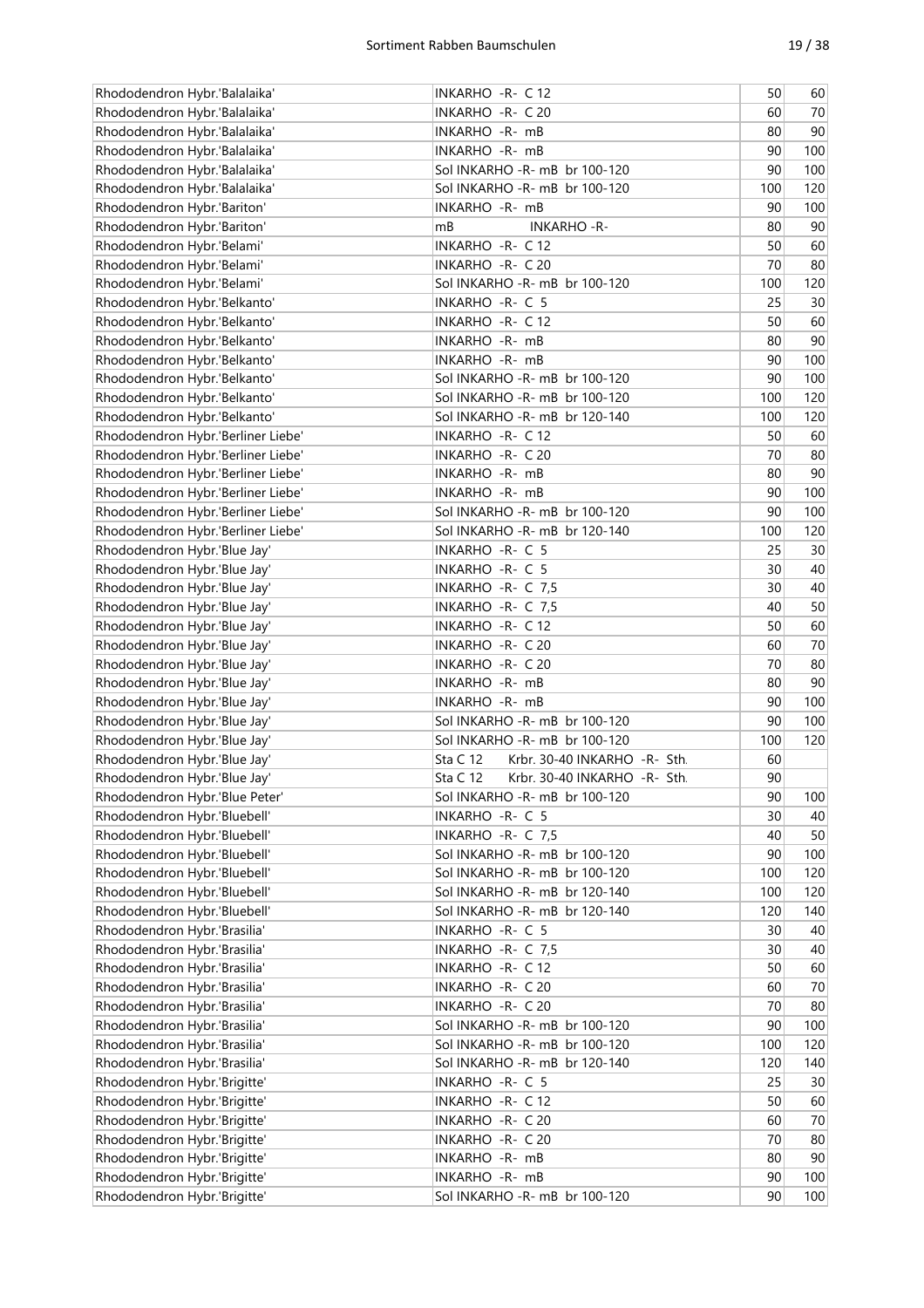| | | | |
|---|---|---|---|
| Rhododendron Hybr.'Balalaika' | INKARHO -R- C 12 | 50 | 60 |
| Rhododendron Hybr.'Balalaika' | INKARHO -R- C 20 | 60 | 70 |
| Rhododendron Hybr.'Balalaika' | INKARHO -R- mB | 80 | 90 |
| Rhododendron Hybr.'Balalaika' | INKARHO -R- mB | 90 | 100 |
| Rhododendron Hybr.'Balalaika' | Sol INKARHO -R- mB br 100-120 | 90 | 100 |
| Rhododendron Hybr.'Balalaika' | Sol INKARHO -R- mB br 100-120 | 100 | 120 |
| Rhododendron Hybr.'Bariton' | INKARHO -R- mB | 90 | 100 |
| Rhododendron Hybr.'Bariton' | mB INKARHO -R- | 80 | 90 |
| Rhododendron Hybr.'Belami' | INKARHO -R- C 12 | 50 | 60 |
| Rhododendron Hybr.'Belami' | INKARHO -R- C 20 | 70 | 80 |
| Rhododendron Hybr.'Belami' | Sol INKARHO -R- mB br 100-120 | 100 | 120 |
| Rhododendron Hybr.'Belkanto' | INKARHO -R- C 5 | 25 | 30 |
| Rhododendron Hybr.'Belkanto' | INKARHO -R- C 12 | 50 | 60 |
| Rhododendron Hybr.'Belkanto' | INKARHO -R- mB | 80 | 90 |
| Rhododendron Hybr.'Belkanto' | INKARHO -R- mB | 90 | 100 |
| Rhododendron Hybr.'Belkanto' | Sol INKARHO -R- mB br 100-120 | 90 | 100 |
| Rhododendron Hybr.'Belkanto' | Sol INKARHO -R- mB br 100-120 | 100 | 120 |
| Rhododendron Hybr.'Belkanto' | Sol INKARHO -R- mB br 120-140 | 100 | 120 |
| Rhododendron Hybr.'Berliner Liebe' | INKARHO -R- C 12 | 50 | 60 |
| Rhododendron Hybr.'Berliner Liebe' | INKARHO -R- C 20 | 70 | 80 |
| Rhododendron Hybr.'Berliner Liebe' | INKARHO -R- mB | 80 | 90 |
| Rhododendron Hybr.'Berliner Liebe' | INKARHO -R- mB | 90 | 100 |
| Rhododendron Hybr.'Berliner Liebe' | Sol INKARHO -R- mB br 100-120 | 90 | 100 |
| Rhododendron Hybr.'Berliner Liebe' | Sol INKARHO -R- mB br 120-140 | 100 | 120 |
| Rhododendron Hybr.'Blue Jay' | INKARHO -R- C 5 | 25 | 30 |
| Rhododendron Hybr.'Blue Jay' | INKARHO -R- C 5 | 30 | 40 |
| Rhododendron Hybr.'Blue Jay' | INKARHO -R- C 7,5 | 30 | 40 |
| Rhododendron Hybr.'Blue Jay' | INKARHO -R- C 7,5 | 40 | 50 |
| Rhododendron Hybr.'Blue Jay' | INKARHO -R- C 12 | 50 | 60 |
| Rhododendron Hybr.'Blue Jay' | INKARHO -R- C 20 | 60 | 70 |
| Rhododendron Hybr.'Blue Jay' | INKARHO -R- C 20 | 70 | 80 |
| Rhododendron Hybr.'Blue Jay' | INKARHO -R- mB | 80 | 90 |
| Rhododendron Hybr.'Blue Jay' | INKARHO -R- mB | 90 | 100 |
| Rhododendron Hybr.'Blue Jay' | Sol INKARHO -R- mB br 100-120 | 90 | 100 |
| Rhododendron Hybr.'Blue Jay' | Sol INKARHO -R- mB br 100-120 | 100 | 120 |
| Rhododendron Hybr.'Blue Jay' | Sta C 12 Krbr. 30-40 INKARHO -R- Sth. | 60 | |
| Rhododendron Hybr.'Blue Jay' | Sta C 12 Krbr. 30-40 INKARHO -R- Sth. | 90 | |
| Rhododendron Hybr.'Blue Peter' | Sol INKARHO -R- mB br 100-120 | 90 | 100 |
| Rhododendron Hybr.'Bluebell' | INKARHO -R- C 5 | 30 | 40 |
| Rhododendron Hybr.'Bluebell' | INKARHO -R- C 7,5 | 40 | 50 |
| Rhododendron Hybr.'Bluebell' | Sol INKARHO -R- mB br 100-120 | 90 | 100 |
| Rhododendron Hybr.'Bluebell' | Sol INKARHO -R- mB br 100-120 | 100 | 120 |
| Rhododendron Hybr.'Bluebell' | Sol INKARHO -R- mB br 120-140 | 100 | 120 |
| Rhododendron Hybr.'Bluebell' | Sol INKARHO -R- mB br 120-140 | 120 | 140 |
| Rhododendron Hybr.'Brasilia' | INKARHO -R- C 5 | 30 | 40 |
| Rhododendron Hybr.'Brasilia' | INKARHO -R- C 7,5 | 30 | 40 |
| Rhododendron Hybr.'Brasilia' | INKARHO -R- C 12 | 50 | 60 |
| Rhododendron Hybr.'Brasilia' | INKARHO -R- C 20 | 60 | 70 |
| Rhododendron Hybr.'Brasilia' | INKARHO -R- C 20 | 70 | 80 |
| Rhododendron Hybr.'Brasilia' | Sol INKARHO -R- mB br 100-120 | 90 | 100 |
| Rhododendron Hybr.'Brasilia' | Sol INKARHO -R- mB br 100-120 | 100 | 120 |
| Rhododendron Hybr.'Brasilia' | Sol INKARHO -R- mB br 120-140 | 120 | 140 |
| Rhododendron Hybr.'Brigitte' | INKARHO -R- C 5 | 25 | 30 |
| Rhododendron Hybr.'Brigitte' | INKARHO -R- C 12 | 50 | 60 |
| Rhododendron Hybr.'Brigitte' | INKARHO -R- C 20 | 60 | 70 |
| Rhododendron Hybr.'Brigitte' | INKARHO -R- C 20 | 70 | 80 |
| Rhododendron Hybr.'Brigitte' | INKARHO -R- mB | 80 | 90 |
| Rhododendron Hybr.'Brigitte' | INKARHO -R- mB | 90 | 100 |
| Rhododendron Hybr.'Brigitte' | Sol INKARHO -R- mB br 100-120 | 90 | 100 |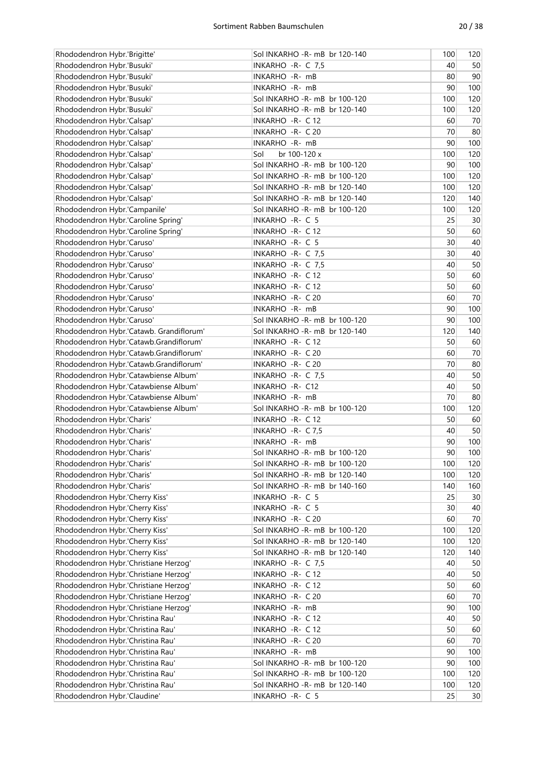| Rhododendron Hybr.'Brigitte' | Sol INKARHO -R- mB br 120-140 | 100 | 120 |
|---|---|---|---|
| Rhododendron Hybr.'Busuki' | INKARHO -R- C 7,5 | 40 | 50 |
| Rhododendron Hybr.'Busuki' | INKARHO -R- mB | 80 | 90 |
| Rhododendron Hybr.'Busuki' | INKARHO -R- mB | 90 | 100 |
| Rhododendron Hybr.'Busuki' | Sol INKARHO -R- mB br 100-120 | 100 | 120 |
| Rhododendron Hybr.'Busuki' | Sol INKARHO -R- mB br 120-140 | 100 | 120 |
| Rhododendron Hybr.'Calsap' | INKARHO -R- C 12 | 60 | 70 |
| Rhododendron Hybr.'Calsap' | INKARHO -R- C 20 | 70 | 80 |
| Rhododendron Hybr.'Calsap' | INKARHO -R- mB | 90 | 100 |
| Rhododendron Hybr.'Calsap' | Sol br 100-120 x | 100 | 120 |
| Rhododendron Hybr.'Calsap' | Sol INKARHO -R- mB br 100-120 | 90 | 100 |
| Rhododendron Hybr.'Calsap' | Sol INKARHO -R- mB br 100-120 | 100 | 120 |
| Rhododendron Hybr.'Calsap' | Sol INKARHO -R- mB br 120-140 | 100 | 120 |
| Rhododendron Hybr.'Calsap' | Sol INKARHO -R- mB br 120-140 | 120 | 140 |
| Rhododendron Hybr.'Campanile' | Sol INKARHO -R- mB br 100-120 | 100 | 120 |
| Rhododendron Hybr.'Caroline Spring' | INKARHO -R- C 5 | 25 | 30 |
| Rhododendron Hybr.'Caroline Spring' | INKARHO -R- C 12 | 50 | 60 |
| Rhododendron Hybr.'Caruso' | INKARHO -R- C 5 | 30 | 40 |
| Rhododendron Hybr.'Caruso' | INKARHO -R- C 7,5 | 30 | 40 |
| Rhododendron Hybr.'Caruso' | INKARHO -R- C 7,5 | 40 | 50 |
| Rhododendron Hybr.'Caruso' | INKARHO -R- C 12 | 50 | 60 |
| Rhododendron Hybr.'Caruso' | INKARHO -R- C 12 | 50 | 60 |
| Rhododendron Hybr.'Caruso' | INKARHO -R- C 20 | 60 | 70 |
| Rhododendron Hybr.'Caruso' | INKARHO -R- mB | 90 | 100 |
| Rhododendron Hybr.'Caruso' | Sol INKARHO -R- mB br 100-120 | 90 | 100 |
| Rhododendron Hybr.'Catawb. Grandiflorum' | Sol INKARHO -R- mB br 120-140 | 120 | 140 |
| Rhododendron Hybr.'Catawb.Grandiflorum' | INKARHO -R- C 12 | 50 | 60 |
| Rhododendron Hybr.'Catawb.Grandiflorum' | INKARHO -R- C 20 | 60 | 70 |
| Rhododendron Hybr.'Catawb.Grandiflorum' | INKARHO -R- C 20 | 70 | 80 |
| Rhododendron Hybr.'Catawbiense Album' | INKARHO -R- C 7,5 | 40 | 50 |
| Rhododendron Hybr.'Catawbiense Album' | INKARHO -R- C12 | 40 | 50 |
| Rhododendron Hybr.'Catawbiense Album' | INKARHO -R- mB | 70 | 80 |
| Rhododendron Hybr.'Catawbiense Album' | Sol INKARHO -R- mB br 100-120 | 100 | 120 |
| Rhododendron Hybr.'Charis' | INKARHO -R- C 12 | 50 | 60 |
| Rhododendron Hybr.'Charis' | INKARHO -R- C 7,5 | 40 | 50 |
| Rhododendron Hybr.'Charis' | INKARHO -R- mB | 90 | 100 |
| Rhododendron Hybr.'Charis' | Sol INKARHO -R- mB br 100-120 | 90 | 100 |
| Rhododendron Hybr.'Charis' | Sol INKARHO -R- mB br 100-120 | 100 | 120 |
| Rhododendron Hybr.'Charis' | Sol INKARHO -R- mB br 120-140 | 100 | 120 |
| Rhododendron Hybr.'Charis' | Sol INKARHO -R- mB br 140-160 | 140 | 160 |
| Rhododendron Hybr.'Cherry Kiss' | INKARHO -R- C 5 | 25 | 30 |
| Rhododendron Hybr.'Cherry Kiss' | INKARHO -R- C 5 | 30 | 40 |
| Rhododendron Hybr.'Cherry Kiss' | INKARHO -R- C 20 | 60 | 70 |
| Rhododendron Hybr.'Cherry Kiss' | Sol INKARHO -R- mB br 100-120 | 100 | 120 |
| Rhododendron Hybr.'Cherry Kiss' | Sol INKARHO -R- mB br 120-140 | 100 | 120 |
| Rhododendron Hybr.'Cherry Kiss' | Sol INKARHO -R- mB br 120-140 | 120 | 140 |
| Rhododendron Hybr.'Christiane Herzog' | INKARHO -R- C 7,5 | 40 | 50 |
| Rhododendron Hybr.'Christiane Herzog' | INKARHO -R- C 12 | 40 | 50 |
| Rhododendron Hybr.'Christiane Herzog' | INKARHO -R- C 12 | 50 | 60 |
| Rhododendron Hybr.'Christiane Herzog' | INKARHO -R- C 20 | 60 | 70 |
| Rhododendron Hybr.'Christiane Herzog' | INKARHO -R- mB | 90 | 100 |
| Rhododendron Hybr.'Christina Rau' | INKARHO -R- C 12 | 40 | 50 |
| Rhododendron Hybr.'Christina Rau' | INKARHO -R- C 12 | 50 | 60 |
| Rhododendron Hybr.'Christina Rau' | INKARHO -R- C 20 | 60 | 70 |
| Rhododendron Hybr.'Christina Rau' | INKARHO -R- mB | 90 | 100 |
| Rhododendron Hybr.'Christina Rau' | Sol INKARHO -R- mB br 100-120 | 90 | 100 |
| Rhododendron Hybr.'Christina Rau' | Sol INKARHO -R- mB br 100-120 | 100 | 120 |
| Rhododendron Hybr.'Christina Rau' | Sol INKARHO -R- mB br 120-140 | 100 | 120 |
| Rhododendron Hybr.'Claudine' | INKARHO -R- C 5 | 25 | 30 |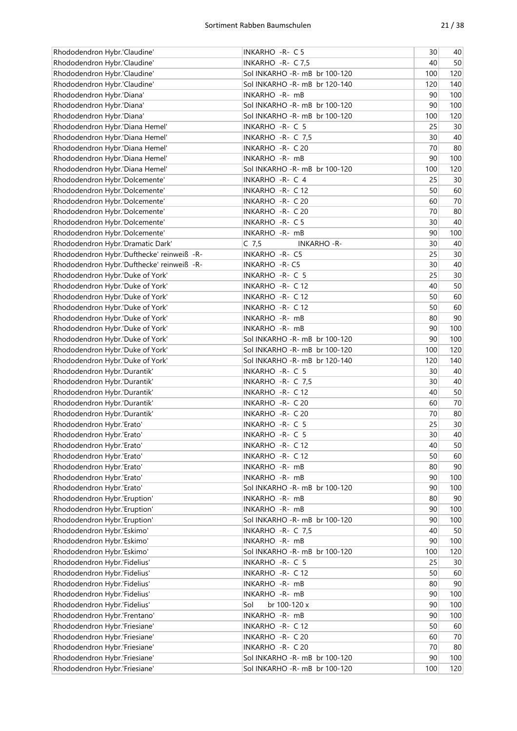| | | | |
|---|---|---|---|
| Rhododendron Hybr.'Claudine' | INKARHO -R- C 5 | 30 | 40 |
| Rhododendron Hybr.'Claudine' | INKARHO -R- C 7,5 | 40 | 50 |
| Rhododendron Hybr.'Claudine' | Sol INKARHO -R- mB br 100-120 | 100 | 120 |
| Rhododendron Hybr.'Claudine' | Sol INKARHO -R- mB br 120-140 | 120 | 140 |
| Rhododendron Hybr.'Diana' | INKARHO -R- mB | 90 | 100 |
| Rhododendron Hybr.'Diana' | Sol INKARHO -R- mB br 100-120 | 90 | 100 |
| Rhododendron Hybr.'Diana' | Sol INKARHO -R- mB br 100-120 | 100 | 120 |
| Rhododendron Hybr.'Diana Hemel' | INKARHO -R- C 5 | 25 | 30 |
| Rhododendron Hybr.'Diana Hemel' | INKARHO -R- C 7,5 | 30 | 40 |
| Rhododendron Hybr.'Diana Hemel' | INKARHO -R- C 20 | 70 | 80 |
| Rhododendron Hybr.'Diana Hemel' | INKARHO -R- mB | 90 | 100 |
| Rhododendron Hybr.'Diana Hemel' | Sol INKARHO -R- mB br 100-120 | 100 | 120 |
| Rhododendron Hybr.'Dolcemente' | INKARHO -R- C 4 | 25 | 30 |
| Rhododendron Hybr.'Dolcemente' | INKARHO -R- C 12 | 50 | 60 |
| Rhododendron Hybr.'Dolcemente' | INKARHO -R- C 20 | 60 | 70 |
| Rhododendron Hybr.'Dolcemente' | INKARHO -R- C 20 | 70 | 80 |
| Rhododendron Hybr.'Dolcemente' | INKARHO -R- C 5 | 30 | 40 |
| Rhododendron Hybr.'Dolcemente' | INKARHO -R- mB | 90 | 100 |
| Rhododendron Hybr.'Dramatic Dark' | C 7,5 INKARHO -R- | 30 | 40 |
| Rhododendron Hybr.'Dufthecke' reinweiß -R- | INKARHO -R- C5 | 25 | 30 |
| Rhododendron Hybr.'Dufthecke' reinweiß -R- | INKARHO -R- C5 | 30 | 40 |
| Rhododendron Hybr.'Duke of York' | INKARHO -R- C 5 | 25 | 30 |
| Rhododendron Hybr.'Duke of York' | INKARHO -R- C 12 | 40 | 50 |
| Rhododendron Hybr.'Duke of York' | INKARHO -R- C 12 | 50 | 60 |
| Rhododendron Hybr.'Duke of York' | INKARHO -R- C 12 | 50 | 60 |
| Rhododendron Hybr.'Duke of York' | INKARHO -R- mB | 80 | 90 |
| Rhododendron Hybr.'Duke of York' | INKARHO -R- mB | 90 | 100 |
| Rhododendron Hybr.'Duke of York' | Sol INKARHO -R- mB br 100-120 | 90 | 100 |
| Rhododendron Hybr.'Duke of York' | Sol INKARHO -R- mB br 100-120 | 100 | 120 |
| Rhododendron Hybr.'Duke of York' | Sol INKARHO -R- mB br 120-140 | 120 | 140 |
| Rhododendron Hybr.'Durantik' | INKARHO -R- C 5 | 30 | 40 |
| Rhododendron Hybr.'Durantik' | INKARHO -R- C 7,5 | 30 | 40 |
| Rhododendron Hybr.'Durantik' | INKARHO -R- C 12 | 40 | 50 |
| Rhododendron Hybr.'Durantik' | INKARHO -R- C 20 | 60 | 70 |
| Rhododendron Hybr.'Durantik' | INKARHO -R- C 20 | 70 | 80 |
| Rhododendron Hybr.'Erato' | INKARHO -R- C 5 | 25 | 30 |
| Rhododendron Hybr.'Erato' | INKARHO -R- C 5 | 30 | 40 |
| Rhododendron Hybr.'Erato' | INKARHO -R- C 12 | 40 | 50 |
| Rhododendron Hybr.'Erato' | INKARHO -R- C 12 | 50 | 60 |
| Rhododendron Hybr.'Erato' | INKARHO -R- mB | 80 | 90 |
| Rhododendron Hybr.'Erato' | INKARHO -R- mB | 90 | 100 |
| Rhododendron Hybr.'Erato' | Sol INKARHO -R- mB br 100-120 | 90 | 100 |
| Rhododendron Hybr.'Eruption' | INKARHO -R- mB | 80 | 90 |
| Rhododendron Hybr.'Eruption' | INKARHO -R- mB | 90 | 100 |
| Rhododendron Hybr.'Eruption' | Sol INKARHO -R- mB br 100-120 | 90 | 100 |
| Rhododendron Hybr.'Eskimo' | INKARHO -R- C 7,5 | 40 | 50 |
| Rhododendron Hybr.'Eskimo' | INKARHO -R- mB | 90 | 100 |
| Rhododendron Hybr.'Eskimo' | Sol INKARHO -R- mB br 100-120 | 100 | 120 |
| Rhododendron Hybr.'Fidelius' | INKARHO -R- C 5 | 25 | 30 |
| Rhododendron Hybr.'Fidelius' | INKARHO -R- C 12 | 50 | 60 |
| Rhododendron Hybr.'Fidelius' | INKARHO -R- mB | 80 | 90 |
| Rhododendron Hybr.'Fidelius' | INKARHO -R- mB | 90 | 100 |
| Rhododendron Hybr.'Fidelius' | Sol br 100-120 x | 90 | 100 |
| Rhododendron Hybr.'Frentano' | INKARHO -R- mB | 90 | 100 |
| Rhododendron Hybr.'Friesiane' | INKARHO -R- C 12 | 50 | 60 |
| Rhododendron Hybr.'Friesiane' | INKARHO -R- C 20 | 60 | 70 |
| Rhododendron Hybr.'Friesiane' | INKARHO -R- C 20 | 70 | 80 |
| Rhododendron Hybr.'Friesiane' | Sol INKARHO -R- mB br 100-120 | 90 | 100 |
| Rhododendron Hybr.'Friesiane' | Sol INKARHO -R- mB br 100-120 | 100 | 120 |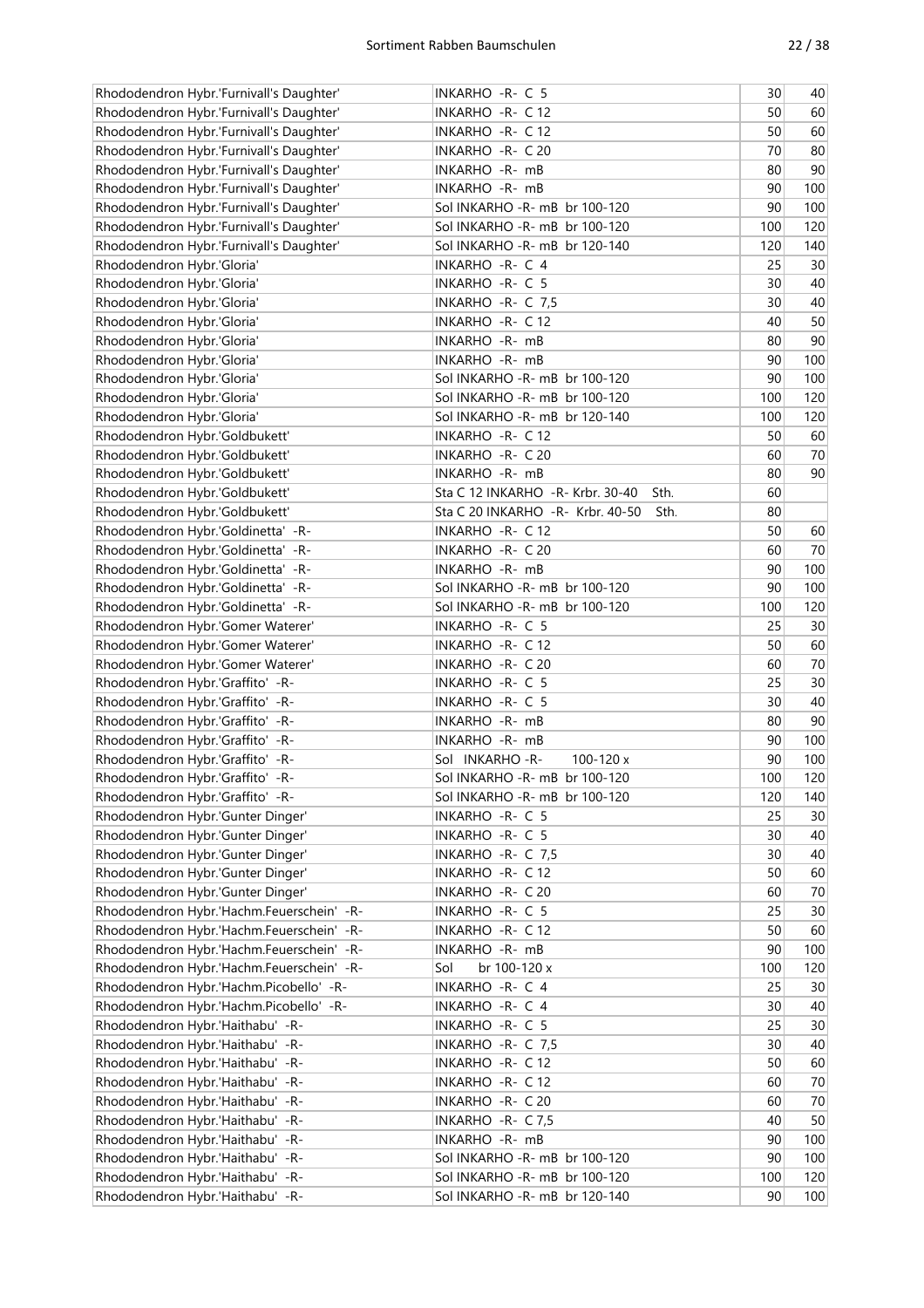| Rhododendron Hybr.'Furnivall's Daughter' | INKARHO -R- C 5 | 30 | 40 |
|---|---|---|---|
| Rhododendron Hybr.'Furnivall's Daughter' | INKARHO -R- C 12 | 50 | 60 |
| Rhododendron Hybr.'Furnivall's Daughter' | INKARHO -R- C 12 | 50 | 60 |
| Rhododendron Hybr.'Furnivall's Daughter' | INKARHO -R- C 20 | 70 | 80 |
| Rhododendron Hybr.'Furnivall's Daughter' | INKARHO -R- mB | 80 | 90 |
| Rhododendron Hybr.'Furnivall's Daughter' | INKARHO -R- mB | 90 | 100 |
| Rhododendron Hybr.'Furnivall's Daughter' | Sol INKARHO -R- mB br 100-120 | 90 | 100 |
| Rhododendron Hybr.'Furnivall's Daughter' | Sol INKARHO -R- mB br 100-120 | 100 | 120 |
| Rhododendron Hybr.'Furnivall's Daughter' | Sol INKARHO -R- mB br 120-140 | 120 | 140 |
| Rhododendron Hybr.'Gloria' | INKARHO -R- C 4 | 25 | 30 |
| Rhododendron Hybr.'Gloria' | INKARHO -R- C 5 | 30 | 40 |
| Rhododendron Hybr.'Gloria' | INKARHO -R- C 7,5 | 30 | 40 |
| Rhododendron Hybr.'Gloria' | INKARHO -R- C 12 | 40 | 50 |
| Rhododendron Hybr.'Gloria' | INKARHO -R- mB | 80 | 90 |
| Rhododendron Hybr.'Gloria' | INKARHO -R- mB | 90 | 100 |
| Rhododendron Hybr.'Gloria' | Sol INKARHO -R- mB br 100-120 | 90 | 100 |
| Rhododendron Hybr.'Gloria' | Sol INKARHO -R- mB br 100-120 | 100 | 120 |
| Rhododendron Hybr.'Gloria' | Sol INKARHO -R- mB br 120-140 | 100 | 120 |
| Rhododendron Hybr.'Goldbukett' | INKARHO -R- C 12 | 50 | 60 |
| Rhododendron Hybr.'Goldbukett' | INKARHO -R- C 20 | 60 | 70 |
| Rhododendron Hybr.'Goldbukett' | INKARHO -R- mB | 80 | 90 |
| Rhododendron Hybr.'Goldbukett' | Sta C 12 INKARHO -R- Krbr. 30-40 Sth. | 60 | |
| Rhododendron Hybr.'Goldbukett' | Sta C 20 INKARHO -R- Krbr. 40-50 Sth. | 80 | |
| Rhododendron Hybr.'Goldinetta' -R- | INKARHO -R- C 12 | 50 | 60 |
| Rhododendron Hybr.'Goldinetta' -R- | INKARHO -R- C 20 | 60 | 70 |
| Rhododendron Hybr.'Goldinetta' -R- | INKARHO -R- mB | 90 | 100 |
| Rhododendron Hybr.'Goldinetta' -R- | Sol INKARHO -R- mB br 100-120 | 90 | 100 |
| Rhododendron Hybr.'Goldinetta' -R- | Sol INKARHO -R- mB br 100-120 | 100 | 120 |
| Rhododendron Hybr.'Gomer Waterer' | INKARHO -R- C 5 | 25 | 30 |
| Rhododendron Hybr.'Gomer Waterer' | INKARHO -R- C 12 | 50 | 60 |
| Rhododendron Hybr.'Gomer Waterer' | INKARHO -R- C 20 | 60 | 70 |
| Rhododendron Hybr.'Graffito' -R- | INKARHO -R- C 5 | 25 | 30 |
| Rhododendron Hybr.'Graffito' -R- | INKARHO -R- C 5 | 30 | 40 |
| Rhododendron Hybr.'Graffito' -R- | INKARHO -R- mB | 80 | 90 |
| Rhododendron Hybr.'Graffito' -R- | INKARHO -R- mB | 90 | 100 |
| Rhododendron Hybr.'Graffito' -R- | Sol INKARHO -R- 100-120 x | 90 | 100 |
| Rhododendron Hybr.'Graffito' -R- | Sol INKARHO -R- mB br 100-120 | 100 | 120 |
| Rhododendron Hybr.'Graffito' -R- | Sol INKARHO -R- mB br 100-120 | 120 | 140 |
| Rhododendron Hybr.'Gunter Dinger' | INKARHO -R- C 5 | 25 | 30 |
| Rhododendron Hybr.'Gunter Dinger' | INKARHO -R- C 5 | 30 | 40 |
| Rhododendron Hybr.'Gunter Dinger' | INKARHO -R- C 7,5 | 30 | 40 |
| Rhododendron Hybr.'Gunter Dinger' | INKARHO -R- C 12 | 50 | 60 |
| Rhododendron Hybr.'Gunter Dinger' | INKARHO -R- C 20 | 60 | 70 |
| Rhododendron Hybr.'Hachm.Feuerschein' -R- | INKARHO -R- C 5 | 25 | 30 |
| Rhododendron Hybr.'Hachm.Feuerschein' -R- | INKARHO -R- C 12 | 50 | 60 |
| Rhododendron Hybr.'Hachm.Feuerschein' -R- | INKARHO -R- mB | 90 | 100 |
| Rhododendron Hybr.'Hachm.Feuerschein' -R- | Sol br 100-120 x | 100 | 120 |
| Rhododendron Hybr.'Hachm.Picobello' -R- | INKARHO -R- C 4 | 25 | 30 |
| Rhododendron Hybr.'Hachm.Picobello' -R- | INKARHO -R- C 4 | 30 | 40 |
| Rhododendron Hybr.'Haithabu' -R- | INKARHO -R- C 5 | 25 | 30 |
| Rhododendron Hybr.'Haithabu' -R- | INKARHO -R- C 7,5 | 30 | 40 |
| Rhododendron Hybr.'Haithabu' -R- | INKARHO -R- C 12 | 50 | 60 |
| Rhododendron Hybr.'Haithabu' -R- | INKARHO -R- C 12 | 60 | 70 |
| Rhododendron Hybr.'Haithabu' -R- | INKARHO -R- C 20 | 60 | 70 |
| Rhododendron Hybr.'Haithabu' -R- | INKARHO -R- C 7,5 | 40 | 50 |
| Rhododendron Hybr.'Haithabu' -R- | INKARHO -R- mB | 90 | 100 |
| Rhododendron Hybr.'Haithabu' -R- | Sol INKARHO -R- mB br 100-120 | 90 | 100 |
| Rhododendron Hybr.'Haithabu' -R- | Sol INKARHO -R- mB br 100-120 | 100 | 120 |
| Rhododendron Hybr.'Haithabu' -R- | Sol INKARHO -R- mB br 120-140 | 90 | 100 |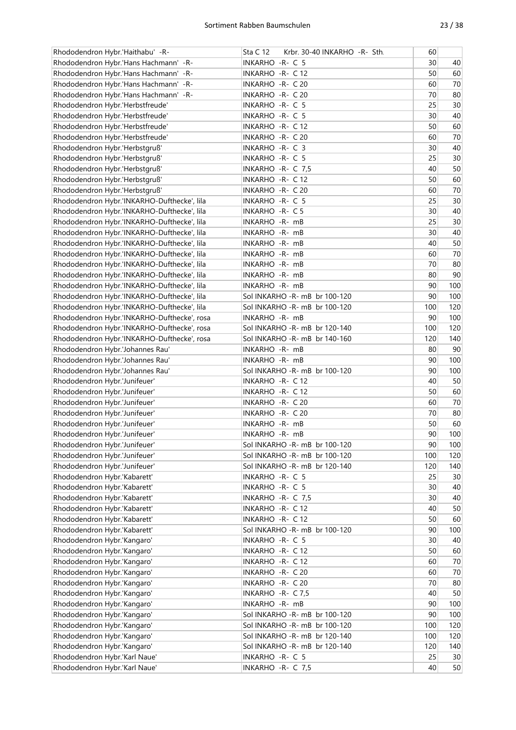| | | | |
|---|---|---|---|
| Rhododendron Hybr.'Haithabu' -R- | Sta C 12 Krbr. 30-40 INKARHO -R- Sth. | 60 | |
| Rhododendron Hybr.'Hans Hachmann' -R- | INKARHO -R- C 5 | 30 | 40 |
| Rhododendron Hybr.'Hans Hachmann' -R- | INKARHO -R- C 12 | 50 | 60 |
| Rhododendron Hybr.'Hans Hachmann' -R- | INKARHO -R- C 20 | 60 | 70 |
| Rhododendron Hybr.'Hans Hachmann' -R- | INKARHO -R- C 20 | 70 | 80 |
| Rhododendron Hybr.'Herbstfreude' | INKARHO -R- C 5 | 25 | 30 |
| Rhododendron Hybr.'Herbstfreude' | INKARHO -R- C 5 | 30 | 40 |
| Rhododendron Hybr.'Herbstfreude' | INKARHO -R- C 12 | 50 | 60 |
| Rhododendron Hybr.'Herbstfreude' | INKARHO -R- C 20 | 60 | 70 |
| Rhododendron Hybr.'Herbstgruß' | INKARHO -R- C 3 | 30 | 40 |
| Rhododendron Hybr.'Herbstgruß' | INKARHO -R- C 5 | 25 | 30 |
| Rhododendron Hybr.'Herbstgruß' | INKARHO -R- C 7,5 | 40 | 50 |
| Rhododendron Hybr.'Herbstgruß' | INKARHO -R- C 12 | 50 | 60 |
| Rhododendron Hybr.'Herbstgruß' | INKARHO -R- C 20 | 60 | 70 |
| Rhododendron Hybr.'INKARHO-Dufthecke', lila | INKARHO -R- C 5 | 25 | 30 |
| Rhododendron Hybr.'INKARHO-Dufthecke', lila | INKARHO -R- C 5 | 30 | 40 |
| Rhododendron Hybr.'INKARHO-Dufthecke', lila | INKARHO -R- mB | 25 | 30 |
| Rhododendron Hybr.'INKARHO-Dufthecke', lila | INKARHO -R- mB | 30 | 40 |
| Rhododendron Hybr.'INKARHO-Dufthecke', lila | INKARHO -R- mB | 40 | 50 |
| Rhododendron Hybr.'INKARHO-Dufthecke', lila | INKARHO -R- mB | 60 | 70 |
| Rhododendron Hybr.'INKARHO-Dufthecke', lila | INKARHO -R- mB | 70 | 80 |
| Rhododendron Hybr.'INKARHO-Dufthecke', lila | INKARHO -R- mB | 80 | 90 |
| Rhododendron Hybr.'INKARHO-Dufthecke', lila | INKARHO -R- mB | 90 | 100 |
| Rhododendron Hybr.'INKARHO-Dufthecke', lila | Sol INKARHO -R- mB br 100-120 | 90 | 100 |
| Rhododendron Hybr.'INKARHO-Dufthecke', lila | Sol INKARHO -R- mB br 100-120 | 100 | 120 |
| Rhododendron Hybr.'INKARHO-Dufthecke', rosa | INKARHO -R- mB | 90 | 100 |
| Rhododendron Hybr.'INKARHO-Dufthecke', rosa | Sol INKARHO -R- mB br 120-140 | 100 | 120 |
| Rhododendron Hybr.'INKARHO-Dufthecke', rosa | Sol INKARHO -R- mB br 140-160 | 120 | 140 |
| Rhododendron Hybr.'Johannes Rau' | INKARHO -R- mB | 80 | 90 |
| Rhododendron Hybr.'Johannes Rau' | INKARHO -R- mB | 90 | 100 |
| Rhododendron Hybr.'Johannes Rau' | Sol INKARHO -R- mB br 100-120 | 90 | 100 |
| Rhododendron Hybr.'Junifeuer' | INKARHO -R- C 12 | 40 | 50 |
| Rhododendron Hybr.'Junifeuer' | INKARHO -R- C 12 | 50 | 60 |
| Rhododendron Hybr.'Junifeuer' | INKARHO -R- C 20 | 60 | 70 |
| Rhododendron Hybr.'Junifeuer' | INKARHO -R- C 20 | 70 | 80 |
| Rhododendron Hybr.'Junifeuer' | INKARHO -R- mB | 50 | 60 |
| Rhododendron Hybr.'Junifeuer' | INKARHO -R- mB | 90 | 100 |
| Rhododendron Hybr.'Junifeuer' | Sol INKARHO -R- mB br 100-120 | 90 | 100 |
| Rhododendron Hybr.'Junifeuer' | Sol INKARHO -R- mB br 100-120 | 100 | 120 |
| Rhododendron Hybr.'Junifeuer' | Sol INKARHO -R- mB br 120-140 | 120 | 140 |
| Rhododendron Hybr.'Kabarett' | INKARHO -R- C 5 | 25 | 30 |
| Rhododendron Hybr.'Kabarett' | INKARHO -R- C 5 | 30 | 40 |
| Rhododendron Hybr.'Kabarett' | INKARHO -R- C 7,5 | 30 | 40 |
| Rhododendron Hybr.'Kabarett' | INKARHO -R- C 12 | 40 | 50 |
| Rhododendron Hybr.'Kabarett' | INKARHO -R- C 12 | 50 | 60 |
| Rhododendron Hybr.'Kabarett' | Sol INKARHO -R- mB br 100-120 | 90 | 100 |
| Rhododendron Hybr.'Kangaro' | INKARHO -R- C 5 | 30 | 40 |
| Rhododendron Hybr.'Kangaro' | INKARHO -R- C 12 | 50 | 60 |
| Rhododendron Hybr.'Kangaro' | INKARHO -R- C 12 | 60 | 70 |
| Rhododendron Hybr.'Kangaro' | INKARHO -R- C 20 | 60 | 70 |
| Rhododendron Hybr.'Kangaro' | INKARHO -R- C 20 | 70 | 80 |
| Rhododendron Hybr.'Kangaro' | INKARHO -R- C 7,5 | 40 | 50 |
| Rhododendron Hybr.'Kangaro' | INKARHO -R- mB | 90 | 100 |
| Rhododendron Hybr.'Kangaro' | Sol INKARHO -R- mB br 100-120 | 90 | 100 |
| Rhododendron Hybr.'Kangaro' | Sol INKARHO -R- mB br 100-120 | 100 | 120 |
| Rhododendron Hybr.'Kangaro' | Sol INKARHO -R- mB br 120-140 | 100 | 120 |
| Rhododendron Hybr.'Kangaro' | Sol INKARHO -R- mB br 120-140 | 120 | 140 |
| Rhododendron Hybr.'Karl Naue' | INKARHO -R- C 5 | 25 | 30 |
| Rhododendron Hybr.'Karl Naue' | INKARHO -R- C 7,5 | 40 | 50 |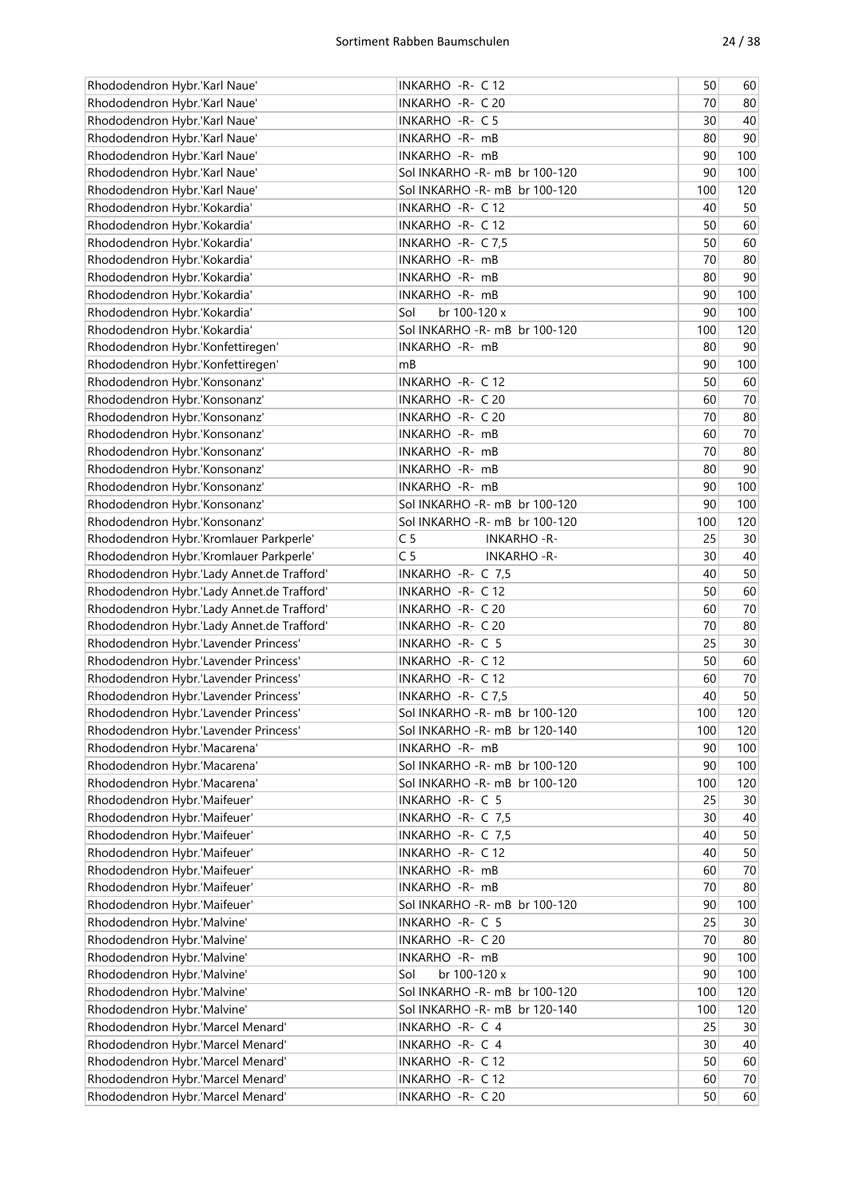| | | | |
|---|---|---|---|
| Rhododendron Hybr.'Karl Naue' | INKARHO -R- C 12 | 50 | 60 |
| Rhododendron Hybr.'Karl Naue' | INKARHO -R- C 20 | 70 | 80 |
| Rhododendron Hybr.'Karl Naue' | INKARHO -R- C 5 | 30 | 40 |
| Rhododendron Hybr.'Karl Naue' | INKARHO -R- mB | 80 | 90 |
| Rhododendron Hybr.'Karl Naue' | INKARHO -R- mB | 90 | 100 |
| Rhododendron Hybr.'Karl Naue' | Sol INKARHO -R- mB br 100-120 | 90 | 100 |
| Rhododendron Hybr.'Karl Naue' | Sol INKARHO -R- mB br 100-120 | 100 | 120 |
| Rhododendron Hybr.'Kokardia' | INKARHO -R- C 12 | 40 | 50 |
| Rhododendron Hybr.'Kokardia' | INKARHO -R- C 12 | 50 | 60 |
| Rhododendron Hybr.'Kokardia' | INKARHO -R- C 7,5 | 50 | 60 |
| Rhododendron Hybr.'Kokardia' | INKARHO -R- mB | 70 | 80 |
| Rhododendron Hybr.'Kokardia' | INKARHO -R- mB | 80 | 90 |
| Rhododendron Hybr.'Kokardia' | INKARHO -R- mB | 90 | 100 |
| Rhododendron Hybr.'Kokardia' | Sol br 100-120 x | 90 | 100 |
| Rhododendron Hybr.'Kokardia' | Sol INKARHO -R- mB br 100-120 | 100 | 120 |
| Rhododendron Hybr.'Konfettiregen' | INKARHO -R- mB | 80 | 90 |
| Rhododendron Hybr.'Konfettiregen' | mB | 90 | 100 |
| Rhododendron Hybr.'Konsonanz' | INKARHO -R- C 12 | 50 | 60 |
| Rhododendron Hybr.'Konsonanz' | INKARHO -R- C 20 | 60 | 70 |
| Rhododendron Hybr.'Konsonanz' | INKARHO -R- C 20 | 70 | 80 |
| Rhododendron Hybr.'Konsonanz' | INKARHO -R- mB | 60 | 70 |
| Rhododendron Hybr.'Konsonanz' | INKARHO -R- mB | 70 | 80 |
| Rhododendron Hybr.'Konsonanz' | INKARHO -R- mB | 80 | 90 |
| Rhododendron Hybr.'Konsonanz' | INKARHO -R- mB | 90 | 100 |
| Rhododendron Hybr.'Konsonanz' | Sol INKARHO -R- mB br 100-120 | 90 | 100 |
| Rhododendron Hybr.'Konsonanz' | Sol INKARHO -R- mB br 100-120 | 100 | 120 |
| Rhododendron Hybr.'Kromlauer Parkperle' | C 5 INKARHO -R- | 25 | 30 |
| Rhododendron Hybr.'Kromlauer Parkperle' | C 5 INKARHO -R- | 30 | 40 |
| Rhododendron Hybr.'Lady Annet.de Trafford' | INKARHO -R- C 7,5 | 40 | 50 |
| Rhododendron Hybr.'Lady Annet.de Trafford' | INKARHO -R- C 12 | 50 | 60 |
| Rhododendron Hybr.'Lady Annet.de Trafford' | INKARHO -R- C 20 | 60 | 70 |
| Rhododendron Hybr.'Lady Annet.de Trafford' | INKARHO -R- C 20 | 70 | 80 |
| Rhododendron Hybr.'Lavender Princess' | INKARHO -R- C 5 | 25 | 30 |
| Rhododendron Hybr.'Lavender Princess' | INKARHO -R- C 12 | 50 | 60 |
| Rhododendron Hybr.'Lavender Princess' | INKARHO -R- C 12 | 60 | 70 |
| Rhododendron Hybr.'Lavender Princess' | INKARHO -R- C 7,5 | 40 | 50 |
| Rhododendron Hybr.'Lavender Princess' | Sol INKARHO -R- mB br 100-120 | 100 | 120 |
| Rhododendron Hybr.'Lavender Princess' | Sol INKARHO -R- mB br 120-140 | 100 | 120 |
| Rhododendron Hybr.'Macarena' | INKARHO -R- mB | 90 | 100 |
| Rhododendron Hybr.'Macarena' | Sol INKARHO -R- mB br 100-120 | 90 | 100 |
| Rhododendron Hybr.'Macarena' | Sol INKARHO -R- mB br 100-120 | 100 | 120 |
| Rhododendron Hybr.'Maifeuer' | INKARHO -R- C 5 | 25 | 30 |
| Rhododendron Hybr.'Maifeuer' | INKARHO -R- C 7,5 | 30 | 40 |
| Rhododendron Hybr.'Maifeuer' | INKARHO -R- C 7,5 | 40 | 50 |
| Rhododendron Hybr.'Maifeuer' | INKARHO -R- C 12 | 40 | 50 |
| Rhododendron Hybr.'Maifeuer' | INKARHO -R- mB | 60 | 70 |
| Rhododendron Hybr.'Maifeuer' | INKARHO -R- mB | 70 | 80 |
| Rhododendron Hybr.'Maifeuer' | Sol INKARHO -R- mB br 100-120 | 90 | 100 |
| Rhododendron Hybr.'Malvine' | INKARHO -R- C 5 | 25 | 30 |
| Rhododendron Hybr.'Malvine' | INKARHO -R- C 20 | 70 | 80 |
| Rhododendron Hybr.'Malvine' | INKARHO -R- mB | 90 | 100 |
| Rhododendron Hybr.'Malvine' | Sol br 100-120 x | 90 | 100 |
| Rhododendron Hybr.'Malvine' | Sol INKARHO -R- mB br 100-120 | 100 | 120 |
| Rhododendron Hybr.'Malvine' | Sol INKARHO -R- mB br 120-140 | 100 | 120 |
| Rhododendron Hybr.'Marcel Menard' | INKARHO -R- C 4 | 25 | 30 |
| Rhododendron Hybr.'Marcel Menard' | INKARHO -R- C 4 | 30 | 40 |
| Rhododendron Hybr.'Marcel Menard' | INKARHO -R- C 12 | 50 | 60 |
| Rhododendron Hybr.'Marcel Menard' | INKARHO -R- C 12 | 60 | 70 |
| Rhododendron Hybr.'Marcel Menard' | INKARHO -R- C 20 | 50 | 60 |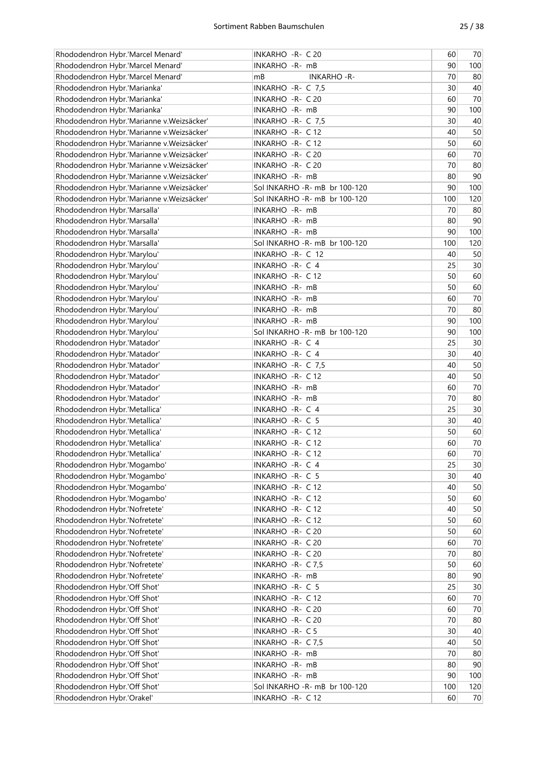| | | | |
|---|---|---|---|
| Rhododendron Hybr.'Marcel Menard' | INKARHO -R- C 20 | 60 | 70 |
| Rhododendron Hybr.'Marcel Menard' | INKARHO -R- mB | 90 | 100 |
| Rhododendron Hybr.'Marcel Menard' | mB INKARHO -R- | 70 | 80 |
| Rhododendron Hybr.'Marianka' | INKARHO -R- C 7,5 | 30 | 40 |
| Rhododendron Hybr.'Marianka' | INKARHO -R- C 20 | 60 | 70 |
| Rhododendron Hybr.'Marianka' | INKARHO -R- mB | 90 | 100 |
| Rhododendron Hybr.'Marianne v.Weizsäcker' | INKARHO -R- C 7,5 | 30 | 40 |
| Rhododendron Hybr.'Marianne v.Weizsäcker' | INKARHO -R- C 12 | 40 | 50 |
| Rhododendron Hybr.'Marianne v.Weizsäcker' | INKARHO -R- C 12 | 50 | 60 |
| Rhododendron Hybr.'Marianne v.Weizsäcker' | INKARHO -R- C 20 | 60 | 70 |
| Rhododendron Hybr.'Marianne v.Weizsäcker' | INKARHO -R- C 20 | 70 | 80 |
| Rhododendron Hybr.'Marianne v.Weizsäcker' | INKARHO -R- mB | 80 | 90 |
| Rhododendron Hybr.'Marianne v.Weizsäcker' | Sol INKARHO -R- mB br 100-120 | 90 | 100 |
| Rhododendron Hybr.'Marianne v.Weizsäcker' | Sol INKARHO -R- mB br 100-120 | 100 | 120 |
| Rhododendron Hybr.'Marsalla' | INKARHO -R- mB | 70 | 80 |
| Rhododendron Hybr.'Marsalla' | INKARHO -R- mB | 80 | 90 |
| Rhododendron Hybr.'Marsalla' | INKARHO -R- mB | 90 | 100 |
| Rhododendron Hybr.'Marsalla' | Sol INKARHO -R- mB br 100-120 | 100 | 120 |
| Rhododendron Hybr.'Marylou' | INKARHO -R- C 12 | 40 | 50 |
| Rhododendron Hybr.'Marylou' | INKARHO -R- C 4 | 25 | 30 |
| Rhododendron Hybr.'Marylou' | INKARHO -R- C 12 | 50 | 60 |
| Rhododendron Hybr.'Marylou' | INKARHO -R- mB | 50 | 60 |
| Rhododendron Hybr.'Marylou' | INKARHO -R- mB | 60 | 70 |
| Rhododendron Hybr.'Marylou' | INKARHO -R- mB | 70 | 80 |
| Rhododendron Hybr.'Marylou' | INKARHO -R- mB | 90 | 100 |
| Rhododendron Hybr.'Marylou' | Sol INKARHO -R- mB br 100-120 | 90 | 100 |
| Rhododendron Hybr.'Matador' | INKARHO -R- C 4 | 25 | 30 |
| Rhododendron Hybr.'Matador' | INKARHO -R- C 4 | 30 | 40 |
| Rhododendron Hybr.'Matador' | INKARHO -R- C 7,5 | 40 | 50 |
| Rhododendron Hybr.'Matador' | INKARHO -R- C 12 | 40 | 50 |
| Rhododendron Hybr.'Matador' | INKARHO -R- mB | 60 | 70 |
| Rhododendron Hybr.'Matador' | INKARHO -R- mB | 70 | 80 |
| Rhododendron Hybr.'Metallica' | INKARHO -R- C 4 | 25 | 30 |
| Rhododendron Hybr.'Metallica' | INKARHO -R- C 5 | 30 | 40 |
| Rhododendron Hybr.'Metallica' | INKARHO -R- C 12 | 50 | 60 |
| Rhododendron Hybr.'Metallica' | INKARHO -R- C 12 | 60 | 70 |
| Rhododendron Hybr.'Metallica' | INKARHO -R- C 12 | 60 | 70 |
| Rhododendron Hybr.'Mogambo' | INKARHO -R- C 4 | 25 | 30 |
| Rhododendron Hybr.'Mogambo' | INKARHO -R- C 5 | 30 | 40 |
| Rhododendron Hybr.'Mogambo' | INKARHO -R- C 12 | 40 | 50 |
| Rhododendron Hybr.'Mogambo' | INKARHO -R- C 12 | 50 | 60 |
| Rhododendron Hybr.'Nofretete' | INKARHO -R- C 12 | 40 | 50 |
| Rhododendron Hybr.'Nofretete' | INKARHO -R- C 12 | 50 | 60 |
| Rhododendron Hybr.'Nofretete' | INKARHO -R- C 20 | 50 | 60 |
| Rhododendron Hybr.'Nofretete' | INKARHO -R- C 20 | 60 | 70 |
| Rhododendron Hybr.'Nofretete' | INKARHO -R- C 20 | 70 | 80 |
| Rhododendron Hybr.'Nofretete' | INKARHO -R- C 7,5 | 50 | 60 |
| Rhododendron Hybr.'Nofretete' | INKARHO -R- mB | 80 | 90 |
| Rhododendron Hybr.'Off Shot' | INKARHO -R- C 5 | 25 | 30 |
| Rhododendron Hybr.'Off Shot' | INKARHO -R- C 12 | 60 | 70 |
| Rhododendron Hybr.'Off Shot' | INKARHO -R- C 20 | 60 | 70 |
| Rhododendron Hybr.'Off Shot' | INKARHO -R- C 20 | 70 | 80 |
| Rhododendron Hybr.'Off Shot' | INKARHO -R- C 5 | 30 | 40 |
| Rhododendron Hybr.'Off Shot' | INKARHO -R- C 7,5 | 40 | 50 |
| Rhododendron Hybr.'Off Shot' | INKARHO -R- mB | 70 | 80 |
| Rhododendron Hybr.'Off Shot' | INKARHO -R- mB | 80 | 90 |
| Rhododendron Hybr.'Off Shot' | INKARHO -R- mB | 90 | 100 |
| Rhododendron Hybr.'Off Shot' | Sol INKARHO -R- mB br 100-120 | 100 | 120 |
| Rhododendron Hybr.'Orakel' | INKARHO -R- C 12 | 60 | 70 |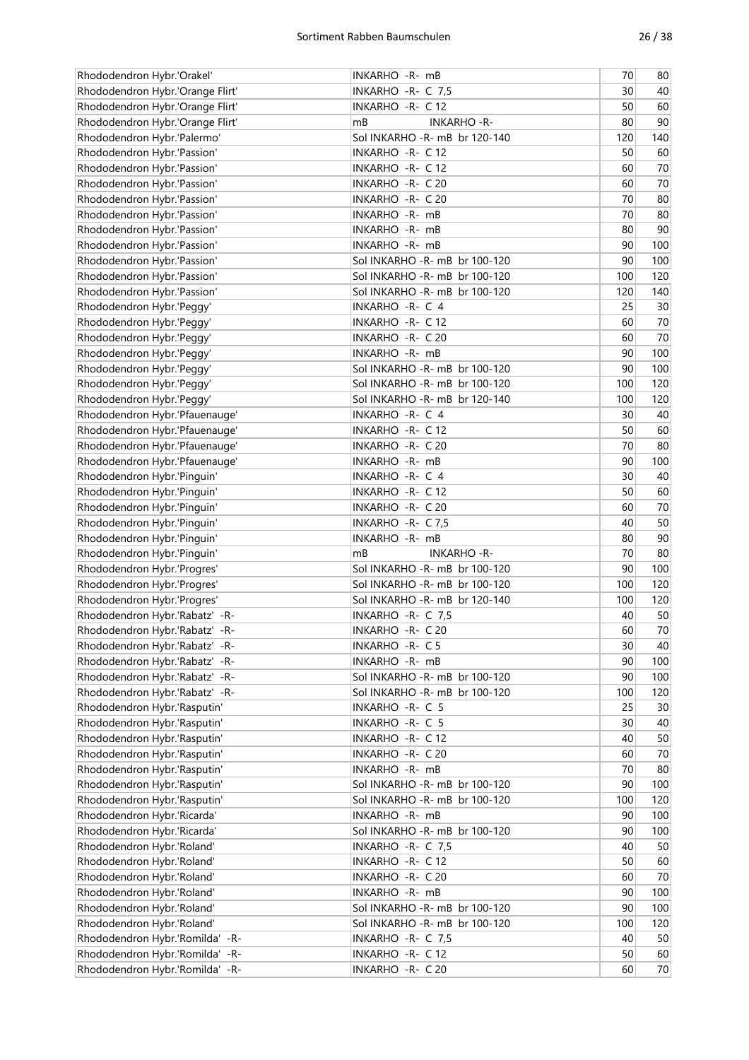| | | | |
|---|---|---|---|
| Rhododendron Hybr.'Orakel' | INKARHO -R- mB | 70 | 80 |
| Rhododendron Hybr.'Orange Flirt' | INKARHO -R- C 7,5 | 30 | 40 |
| Rhododendron Hybr.'Orange Flirt' | INKARHO -R- C 12 | 50 | 60 |
| Rhododendron Hybr.'Orange Flirt' | mB INKARHO -R- | 80 | 90 |
| Rhododendron Hybr.'Palermo' | Sol INKARHO -R- mB br 120-140 | 120 | 140 |
| Rhododendron Hybr.'Passion' | INKARHO -R- C 12 | 50 | 60 |
| Rhododendron Hybr.'Passion' | INKARHO -R- C 12 | 60 | 70 |
| Rhododendron Hybr.'Passion' | INKARHO -R- C 20 | 60 | 70 |
| Rhododendron Hybr.'Passion' | INKARHO -R- C 20 | 70 | 80 |
| Rhododendron Hybr.'Passion' | INKARHO -R- mB | 70 | 80 |
| Rhododendron Hybr.'Passion' | INKARHO -R- mB | 80 | 90 |
| Rhododendron Hybr.'Passion' | INKARHO -R- mB | 90 | 100 |
| Rhododendron Hybr.'Passion' | Sol INKARHO -R- mB br 100-120 | 90 | 100 |
| Rhododendron Hybr.'Passion' | Sol INKARHO -R- mB br 100-120 | 100 | 120 |
| Rhododendron Hybr.'Passion' | Sol INKARHO -R- mB br 100-120 | 120 | 140 |
| Rhododendron Hybr.'Peggy' | INKARHO -R- C 4 | 25 | 30 |
| Rhododendron Hybr.'Peggy' | INKARHO -R- C 12 | 60 | 70 |
| Rhododendron Hybr.'Peggy' | INKARHO -R- C 20 | 60 | 70 |
| Rhododendron Hybr.'Peggy' | INKARHO -R- mB | 90 | 100 |
| Rhododendron Hybr.'Peggy' | Sol INKARHO -R- mB br 100-120 | 90 | 100 |
| Rhododendron Hybr.'Peggy' | Sol INKARHO -R- mB br 100-120 | 100 | 120 |
| Rhododendron Hybr.'Peggy' | Sol INKARHO -R- mB br 120-140 | 100 | 120 |
| Rhododendron Hybr.'Pfauenauge' | INKARHO -R- C 4 | 30 | 40 |
| Rhododendron Hybr.'Pfauenauge' | INKARHO -R- C 12 | 50 | 60 |
| Rhododendron Hybr.'Pfauenauge' | INKARHO -R- C 20 | 70 | 80 |
| Rhododendron Hybr.'Pfauenauge' | INKARHO -R- mB | 90 | 100 |
| Rhododendron Hybr.'Pinguin' | INKARHO -R- C 4 | 30 | 40 |
| Rhododendron Hybr.'Pinguin' | INKARHO -R- C 12 | 50 | 60 |
| Rhododendron Hybr.'Pinguin' | INKARHO -R- C 20 | 60 | 70 |
| Rhododendron Hybr.'Pinguin' | INKARHO -R- C 7,5 | 40 | 50 |
| Rhododendron Hybr.'Pinguin' | INKARHO -R- mB | 80 | 90 |
| Rhododendron Hybr.'Pinguin' | mB INKARHO -R- | 70 | 80 |
| Rhododendron Hybr.'Progres' | Sol INKARHO -R- mB br 100-120 | 90 | 100 |
| Rhododendron Hybr.'Progres' | Sol INKARHO -R- mB br 100-120 | 100 | 120 |
| Rhododendron Hybr.'Progres' | Sol INKARHO -R- mB br 120-140 | 100 | 120 |
| Rhododendron Hybr.'Rabatz' -R- | INKARHO -R- C 7,5 | 40 | 50 |
| Rhododendron Hybr.'Rabatz' -R- | INKARHO -R- C 20 | 60 | 70 |
| Rhododendron Hybr.'Rabatz' -R- | INKARHO -R- C 5 | 30 | 40 |
| Rhododendron Hybr.'Rabatz' -R- | INKARHO -R- mB | 90 | 100 |
| Rhododendron Hybr.'Rabatz' -R- | Sol INKARHO -R- mB br 100-120 | 90 | 100 |
| Rhododendron Hybr.'Rabatz' -R- | Sol INKARHO -R- mB br 100-120 | 100 | 120 |
| Rhododendron Hybr.'Rasputin' | INKARHO -R- C 5 | 25 | 30 |
| Rhododendron Hybr.'Rasputin' | INKARHO -R- C 5 | 30 | 40 |
| Rhododendron Hybr.'Rasputin' | INKARHO -R- C 12 | 40 | 50 |
| Rhododendron Hybr.'Rasputin' | INKARHO -R- C 20 | 60 | 70 |
| Rhododendron Hybr.'Rasputin' | INKARHO -R- mB | 70 | 80 |
| Rhododendron Hybr.'Rasputin' | Sol INKARHO -R- mB br 100-120 | 90 | 100 |
| Rhododendron Hybr.'Rasputin' | Sol INKARHO -R- mB br 100-120 | 100 | 120 |
| Rhododendron Hybr.'Ricarda' | INKARHO -R- mB | 90 | 100 |
| Rhododendron Hybr.'Ricarda' | Sol INKARHO -R- mB br 100-120 | 90 | 100 |
| Rhododendron Hybr.'Roland' | INKARHO -R- C 7,5 | 40 | 50 |
| Rhododendron Hybr.'Roland' | INKARHO -R- C 12 | 50 | 60 |
| Rhododendron Hybr.'Roland' | INKARHO -R- C 20 | 60 | 70 |
| Rhododendron Hybr.'Roland' | INKARHO -R- mB | 90 | 100 |
| Rhododendron Hybr.'Roland' | Sol INKARHO -R- mB br 100-120 | 90 | 100 |
| Rhododendron Hybr.'Roland' | Sol INKARHO -R- mB br 100-120 | 100 | 120 |
| Rhododendron Hybr.'Romilda' -R- | INKARHO -R- C 7,5 | 40 | 50 |
| Rhododendron Hybr.'Romilda' -R- | INKARHO -R- C 12 | 50 | 60 |
| Rhododendron Hybr.'Romilda' -R- | INKARHO -R- C 20 | 60 | 70 |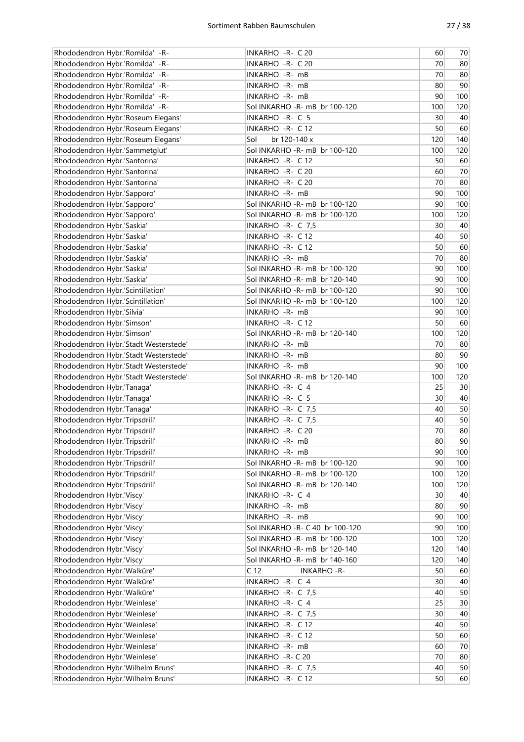| | | | |
|---|---|---|---|
| Rhododendron Hybr.'Romilda' -R- | INKARHO -R- C 20 | 60 | 70 |
| Rhododendron Hybr.'Romilda' -R- | INKARHO -R- C 20 | 70 | 80 |
| Rhododendron Hybr.'Romilda' -R- | INKARHO -R- mB | 70 | 80 |
| Rhododendron Hybr.'Romilda' -R- | INKARHO -R- mB | 80 | 90 |
| Rhododendron Hybr.'Romilda' -R- | INKARHO -R- mB | 90 | 100 |
| Rhododendron Hybr.'Romilda' -R- | Sol INKARHO -R- mB br 100-120 | 100 | 120 |
| Rhododendron Hybr.'Roseum Elegans' | INKARHO -R- C 5 | 30 | 40 |
| Rhododendron Hybr.'Roseum Elegans' | INKARHO -R- C 12 | 50 | 60 |
| Rhododendron Hybr.'Roseum Elegans' | Sol br 120-140 x | 120 | 140 |
| Rhododendron Hybr.'Sammetglut' | Sol INKARHO -R- mB br 100-120 | 100 | 120 |
| Rhododendron Hybr.'Santorina' | INKARHO -R- C 12 | 50 | 60 |
| Rhododendron Hybr.'Santorina' | INKARHO -R- C 20 | 60 | 70 |
| Rhododendron Hybr.'Santorina' | INKARHO -R- C 20 | 70 | 80 |
| Rhododendron Hybr.'Sapporo' | INKARHO -R- mB | 90 | 100 |
| Rhododendron Hybr.'Sapporo' | Sol INKARHO -R- mB br 100-120 | 90 | 100 |
| Rhododendron Hybr.'Sapporo' | Sol INKARHO -R- mB br 100-120 | 100 | 120 |
| Rhododendron Hybr.'Saskia' | INKARHO -R- C 7,5 | 30 | 40 |
| Rhododendron Hybr.'Saskia' | INKARHO -R- C 12 | 40 | 50 |
| Rhododendron Hybr.'Saskia' | INKARHO -R- C 12 | 50 | 60 |
| Rhododendron Hybr.'Saskia' | INKARHO -R- mB | 70 | 80 |
| Rhododendron Hybr.'Saskia' | Sol INKARHO -R- mB br 100-120 | 90 | 100 |
| Rhododendron Hybr.'Saskia' | Sol INKARHO -R- mB br 120-140 | 90 | 100 |
| Rhododendron Hybr.'Scintillation' | Sol INKARHO -R- mB br 100-120 | 90 | 100 |
| Rhododendron Hybr.'Scintillation' | Sol INKARHO -R- mB br 100-120 | 100 | 120 |
| Rhododendron Hybr.'Silvia' | INKARHO -R- mB | 90 | 100 |
| Rhododendron Hybr.'Simson' | INKARHO -R- C 12 | 50 | 60 |
| Rhododendron Hybr.'Simson' | Sol INKARHO -R- mB br 120-140 | 100 | 120 |
| Rhododendron Hybr.'Stadt Westerstede' | INKARHO -R- mB | 70 | 80 |
| Rhododendron Hybr.'Stadt Westerstede' | INKARHO -R- mB | 80 | 90 |
| Rhododendron Hybr.'Stadt Westerstede' | INKARHO -R- mB | 90 | 100 |
| Rhododendron Hybr.'Stadt Westerstede' | Sol INKARHO -R- mB br 120-140 | 100 | 120 |
| Rhododendron Hybr.'Tanaga' | INKARHO -R- C 4 | 25 | 30 |
| Rhododendron Hybr.'Tanaga' | INKARHO -R- C 5 | 30 | 40 |
| Rhododendron Hybr.'Tanaga' | INKARHO -R- C 7,5 | 40 | 50 |
| Rhododendron Hybr.'Tripsdrill' | INKARHO -R- C 7,5 | 40 | 50 |
| Rhododendron Hybr.'Tripsdrill' | INKARHO -R- C 20 | 70 | 80 |
| Rhododendron Hybr.'Tripsdrill' | INKARHO -R- mB | 80 | 90 |
| Rhododendron Hybr.'Tripsdrill' | INKARHO -R- mB | 90 | 100 |
| Rhododendron Hybr.'Tripsdrill' | Sol INKARHO -R- mB br 100-120 | 90 | 100 |
| Rhododendron Hybr.'Tripsdrill' | Sol INKARHO -R- mB br 100-120 | 100 | 120 |
| Rhododendron Hybr.'Tripsdrill' | Sol INKARHO -R- mB br 120-140 | 100 | 120 |
| Rhododendron Hybr.'Viscy' | INKARHO -R- C 4 | 30 | 40 |
| Rhododendron Hybr.'Viscy' | INKARHO -R- mB | 80 | 90 |
| Rhododendron Hybr.'Viscy' | INKARHO -R- mB | 90 | 100 |
| Rhododendron Hybr.'Viscy' | Sol INKARHO -R- C 40 br 100-120 | 90 | 100 |
| Rhododendron Hybr.'Viscy' | Sol INKARHO -R- mB br 100-120 | 100 | 120 |
| Rhododendron Hybr.'Viscy' | Sol INKARHO -R- mB br 120-140 | 120 | 140 |
| Rhododendron Hybr.'Viscy' | Sol INKARHO -R- mB br 140-160 | 120 | 140 |
| Rhododendron Hybr.'Walküre' | C 12 INKARHO -R- | 50 | 60 |
| Rhododendron Hybr.'Walküre' | INKARHO -R- C 4 | 30 | 40 |
| Rhododendron Hybr.'Walküre' | INKARHO -R- C 7,5 | 40 | 50 |
| Rhododendron Hybr.'Weinlese' | INKARHO -R- C 4 | 25 | 30 |
| Rhododendron Hybr.'Weinlese' | INKARHO -R- C 7,5 | 30 | 40 |
| Rhododendron Hybr.'Weinlese' | INKARHO -R- C 12 | 40 | 50 |
| Rhododendron Hybr.'Weinlese' | INKARHO -R- C 12 | 50 | 60 |
| Rhododendron Hybr.'Weinlese' | INKARHO -R- mB | 60 | 70 |
| Rhododendron Hybr.'Weinlese' | INKARHO -R- C 20 | 70 | 80 |
| Rhododendron Hybr.'Wilhelm Bruns' | INKARHO -R- C 7,5 | 40 | 50 |
| Rhododendron Hybr.'Wilhelm Bruns' | INKARHO -R- C 12 | 50 | 60 |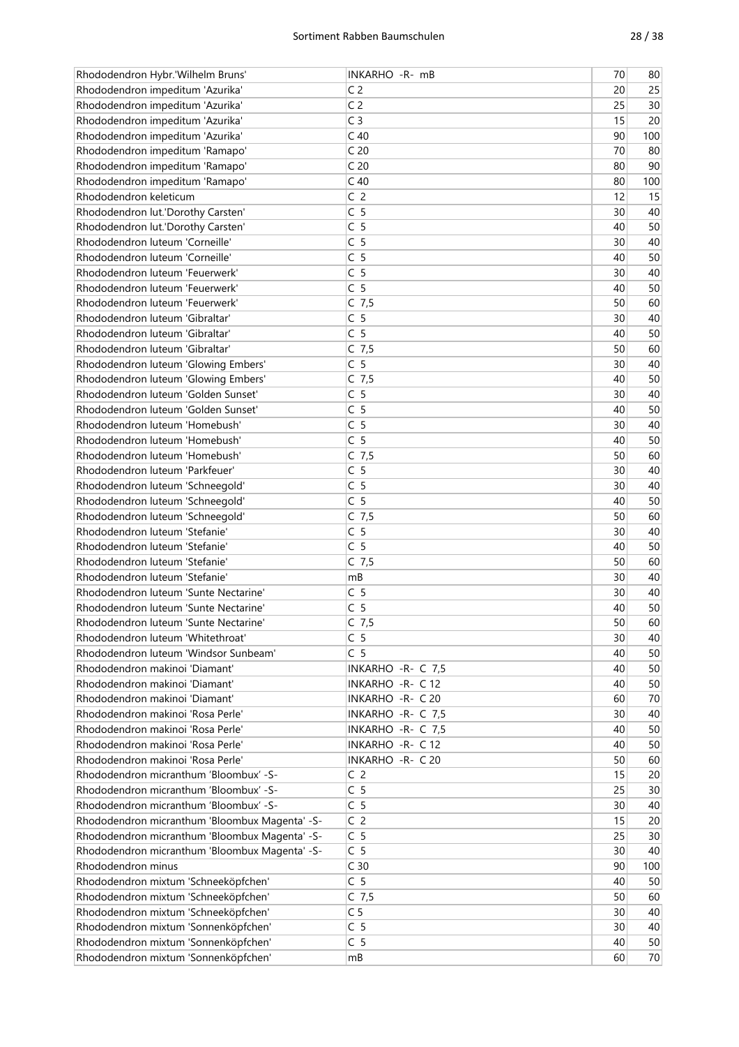| | | | |
|---|---|---|---|
| Rhododendron Hybr.'Wilhelm Bruns' | INKARHO -R- mB | 70 | 80 |
| Rhododendron impeditum 'Azurika' | C 2 | 20 | 25 |
| Rhododendron impeditum 'Azurika' | C 2 | 25 | 30 |
| Rhododendron impeditum 'Azurika' | C 3 | 15 | 20 |
| Rhododendron impeditum 'Azurika' | C 40 | 90 | 100 |
| Rhododendron impeditum 'Ramapo' | C 20 | 70 | 80 |
| Rhododendron impeditum 'Ramapo' | C 20 | 80 | 90 |
| Rhododendron impeditum 'Ramapo' | C 40 | 80 | 100 |
| Rhododendron keleticum | C 2 | 12 | 15 |
| Rhododendron lut.'Dorothy Carsten' | C 5 | 30 | 40 |
| Rhododendron lut.'Dorothy Carsten' | C 5 | 40 | 50 |
| Rhododendron luteum 'Corneille' | C 5 | 30 | 40 |
| Rhododendron luteum 'Corneille' | C 5 | 40 | 50 |
| Rhododendron luteum 'Feuerwerk' | C 5 | 30 | 40 |
| Rhododendron luteum 'Feuerwerk' | C 5 | 40 | 50 |
| Rhododendron luteum 'Feuerwerk' | C 7,5 | 50 | 60 |
| Rhododendron luteum 'Gibraltar' | C 5 | 30 | 40 |
| Rhododendron luteum 'Gibraltar' | C 5 | 40 | 50 |
| Rhododendron luteum 'Gibraltar' | C 7,5 | 50 | 60 |
| Rhododendron luteum 'Glowing Embers' | C 5 | 30 | 40 |
| Rhododendron luteum 'Glowing Embers' | C 7,5 | 40 | 50 |
| Rhododendron luteum 'Golden Sunset' | C 5 | 30 | 40 |
| Rhododendron luteum 'Golden Sunset' | C 5 | 40 | 50 |
| Rhododendron luteum 'Homebush' | C 5 | 30 | 40 |
| Rhododendron luteum 'Homebush' | C 5 | 40 | 50 |
| Rhododendron luteum 'Homebush' | C 7,5 | 50 | 60 |
| Rhododendron luteum 'Parkfeuer' | C 5 | 30 | 40 |
| Rhododendron luteum 'Schneegold' | C 5 | 30 | 40 |
| Rhododendron luteum 'Schneegold' | C 5 | 40 | 50 |
| Rhododendron luteum 'Schneegold' | C 7,5 | 50 | 60 |
| Rhododendron luteum 'Stefanie' | C 5 | 30 | 40 |
| Rhododendron luteum 'Stefanie' | C 5 | 40 | 50 |
| Rhododendron luteum 'Stefanie' | C 7,5 | 50 | 60 |
| Rhododendron luteum 'Stefanie' | mB | 30 | 40 |
| Rhododendron luteum 'Sunte Nectarine' | C 5 | 30 | 40 |
| Rhododendron luteum 'Sunte Nectarine' | C 5 | 40 | 50 |
| Rhododendron luteum 'Sunte Nectarine' | C 7,5 | 50 | 60 |
| Rhododendron luteum 'Whitethroat' | C 5 | 30 | 40 |
| Rhododendron luteum 'Windsor Sunbeam' | C 5 | 40 | 50 |
| Rhododendron makinoi 'Diamant' | INKARHO -R- C 7,5 | 40 | 50 |
| Rhododendron makinoi 'Diamant' | INKARHO -R- C 12 | 40 | 50 |
| Rhododendron makinoi 'Diamant' | INKARHO -R- C 20 | 60 | 70 |
| Rhododendron makinoi 'Rosa Perle' | INKARHO -R- C 7,5 | 30 | 40 |
| Rhododendron makinoi 'Rosa Perle' | INKARHO -R- C 7,5 | 40 | 50 |
| Rhododendron makinoi 'Rosa Perle' | INKARHO -R- C 12 | 40 | 50 |
| Rhododendron makinoi 'Rosa Perle' | INKARHO -R- C 20 | 50 | 60 |
| Rhododendron micranthum 'Bloombux' -S- | C 2 | 15 | 20 |
| Rhododendron micranthum 'Bloombux' -S- | C 5 | 25 | 30 |
| Rhododendron micranthum 'Bloombux' -S- | C 5 | 30 | 40 |
| Rhododendron micranthum 'Bloombux Magenta' -S- | C 2 | 15 | 20 |
| Rhododendron micranthum 'Bloombux Magenta' -S- | C 5 | 25 | 30 |
| Rhododendron micranthum 'Bloombux Magenta' -S- | C 5 | 30 | 40 |
| Rhododendron minus | C 30 | 90 | 100 |
| Rhododendron mixtum 'Schneeköpfchen' | C 5 | 40 | 50 |
| Rhododendron mixtum 'Schneeköpfchen' | C 7,5 | 50 | 60 |
| Rhododendron mixtum 'Schneeköpfchen' | C 5 | 30 | 40 |
| Rhododendron mixtum 'Sonnenköpfchen' | C 5 | 30 | 40 |
| Rhododendron mixtum 'Sonnenköpfchen' | C 5 | 40 | 50 |
| Rhododendron mixtum 'Sonnenköpfchen' | mB | 60 | 70 |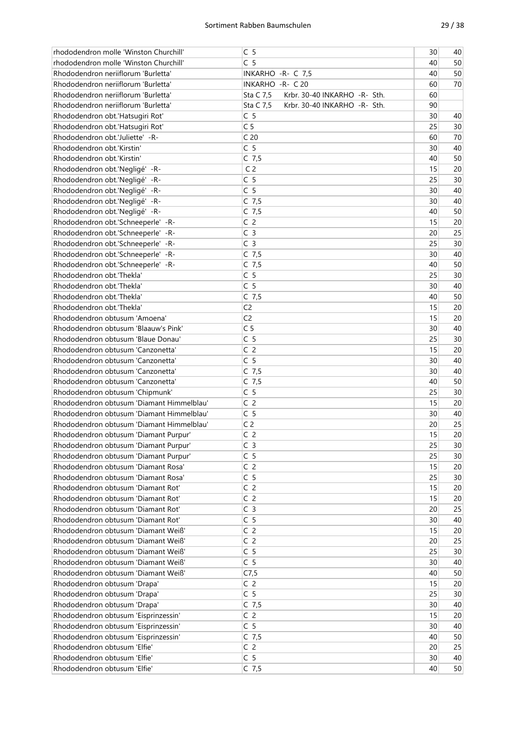| | | | |
|---|---|---|---|
| rhododendron molle 'Winston Churchill' | C 5 | 30 | 40 |
| rhododendron molle 'Winston Churchill' | C 5 | 40 | 50 |
| Rhododendron neriiflorum 'Burletta' | INKARHO -R- C 7,5 | 40 | 50 |
| Rhododendron neriiflorum 'Burletta' | INKARHO -R- C 20 | 60 | 70 |
| Rhododendron neriiflorum 'Burletta' | Sta C 7,5 Krbr. 30-40 INKARHO -R- Sth. | 60 | |
| Rhododendron neriiflorum 'Burletta' | Sta C 7,5 Krbr. 30-40 INKARHO -R- Sth. | 90 | |
| Rhododendron obt.'Hatsugiri Rot' | C 5 | 30 | 40 |
| Rhododendron obt.'Hatsugiri Rot' | C 5 | 25 | 30 |
| Rhododendron obt.'Juliette' -R- | C 20 | 60 | 70 |
| Rhododendron obt.'Kirstin' | C 5 | 30 | 40 |
| Rhododendron obt.'Kirstin' | C 7,5 | 40 | 50 |
| Rhododendron obt.'Negligé' -R- | C 2 | 15 | 20 |
| Rhododendron obt.'Negligé' -R- | C 5 | 25 | 30 |
| Rhododendron obt.'Negligé' -R- | C 5 | 30 | 40 |
| Rhododendron obt.'Negligé' -R- | C 7,5 | 30 | 40 |
| Rhododendron obt.'Negligé' -R- | C 7,5 | 40 | 50 |
| Rhododendron obt.'Schneeperle' -R- | C 2 | 15 | 20 |
| Rhododendron obt.'Schneeperle' -R- | C 3 | 20 | 25 |
| Rhododendron obt.'Schneeperle' -R- | C 3 | 25 | 30 |
| Rhododendron obt.'Schneeperle' -R- | C 7,5 | 30 | 40 |
| Rhododendron obt.'Schneeperle' -R- | C 7,5 | 40 | 50 |
| Rhododendron obt.'Thekla' | C 5 | 25 | 30 |
| Rhododendron obt.'Thekla' | C 5 | 30 | 40 |
| Rhododendron obt.'Thekla' | C 7,5 | 40 | 50 |
| Rhododendron obt.'Thekla' | C2 | 15 | 20 |
| Rhododendron obtusum 'Amoena' | C2 | 15 | 20 |
| Rhododendron obtusum 'Blaauw's Pink' | C 5 | 30 | 40 |
| Rhododendron obtusum 'Blaue Donau' | C 5 | 25 | 30 |
| Rhododendron obtusum 'Canzonetta' | C 2 | 15 | 20 |
| Rhododendron obtusum 'Canzonetta' | C 5 | 30 | 40 |
| Rhododendron obtusum 'Canzonetta' | C 7,5 | 30 | 40 |
| Rhododendron obtusum 'Canzonetta' | C 7,5 | 40 | 50 |
| Rhododendron obtusum 'Chipmunk' | C 5 | 25 | 30 |
| Rhododendron obtusum 'Diamant Himmelblau' | C 2 | 15 | 20 |
| Rhododendron obtusum 'Diamant Himmelblau' | C 5 | 30 | 40 |
| Rhododendron obtusum 'Diamant Himmelblau' | C 2 | 20 | 25 |
| Rhododendron obtusum 'Diamant Purpur' | C 2 | 15 | 20 |
| Rhododendron obtusum 'Diamant Purpur' | C 3 | 25 | 30 |
| Rhododendron obtusum 'Diamant Purpur' | C 5 | 25 | 30 |
| Rhododendron obtusum 'Diamant Rosa' | C 2 | 15 | 20 |
| Rhododendron obtusum 'Diamant Rosa' | C 5 | 25 | 30 |
| Rhododendron obtusum 'Diamant Rot' | C 2 | 15 | 20 |
| Rhododendron obtusum 'Diamant Rot' | C 2 | 15 | 20 |
| Rhododendron obtusum 'Diamant Rot' | C 3 | 20 | 25 |
| Rhododendron obtusum 'Diamant Rot' | C 5 | 30 | 40 |
| Rhododendron obtusum 'Diamant Weiß' | C 2 | 15 | 20 |
| Rhododendron obtusum 'Diamant Weiß' | C 2 | 20 | 25 |
| Rhododendron obtusum 'Diamant Weiß' | C 5 | 25 | 30 |
| Rhododendron obtusum 'Diamant Weiß' | C 5 | 30 | 40 |
| Rhododendron obtusum 'Diamant Weiß' | C7,5 | 40 | 50 |
| Rhododendron obtusum 'Drapa' | C 2 | 15 | 20 |
| Rhododendron obtusum 'Drapa' | C 5 | 25 | 30 |
| Rhododendron obtusum 'Drapa' | C 7,5 | 30 | 40 |
| Rhododendron obtusum 'Eisprinzessin' | C 2 | 15 | 20 |
| Rhododendron obtusum 'Eisprinzessin' | C 5 | 30 | 40 |
| Rhododendron obtusum 'Eisprinzessin' | C 7,5 | 40 | 50 |
| Rhododendron obtusum 'Elfie' | C 2 | 20 | 25 |
| Rhododendron obtusum 'Elfie' | C 5 | 30 | 40 |
| Rhododendron obtusum 'Elfie' | C 7,5 | 40 | 50 |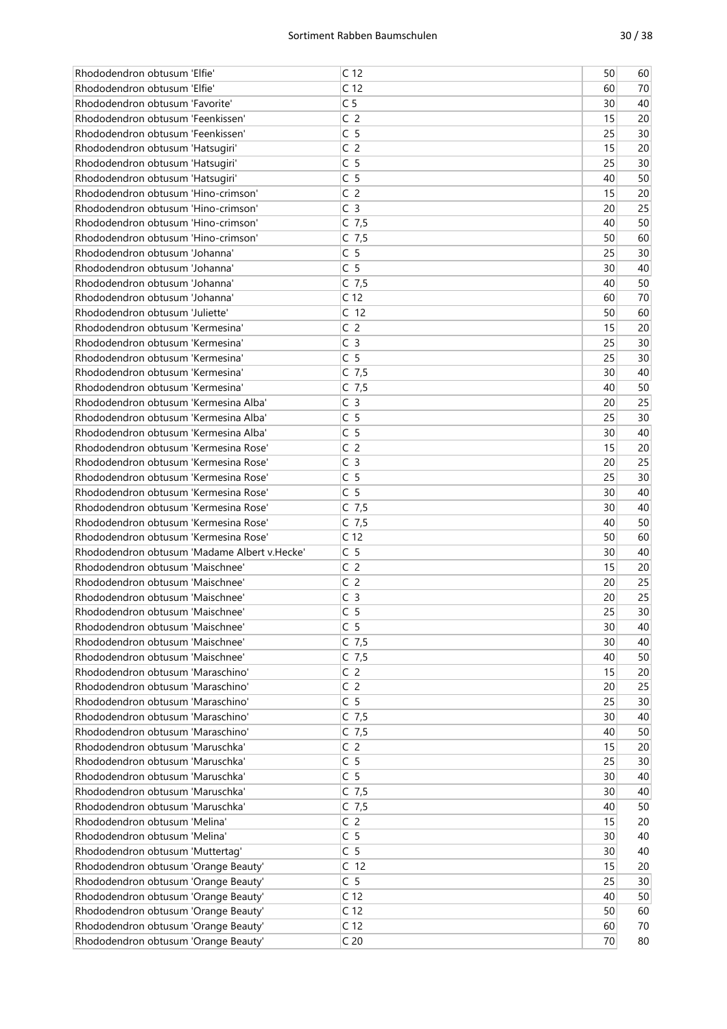| | | | |
|---|---|---|---|
| Rhododendron obtusum 'Elfie' | C 12 | 50 | 60 |
| Rhododendron obtusum 'Elfie' | C 12 | 60 | 70 |
| Rhododendron obtusum 'Favorite' | C 5 | 30 | 40 |
| Rhododendron obtusum 'Feenkissen' | C 2 | 15 | 20 |
| Rhododendron obtusum 'Feenkissen' | C 5 | 25 | 30 |
| Rhododendron obtusum 'Hatsugiri' | C 2 | 15 | 20 |
| Rhododendron obtusum 'Hatsugiri' | C 5 | 25 | 30 |
| Rhododendron obtusum 'Hatsugiri' | C 5 | 40 | 50 |
| Rhododendron obtusum 'Hino-crimson' | C 2 | 15 | 20 |
| Rhododendron obtusum 'Hino-crimson' | C 3 | 20 | 25 |
| Rhododendron obtusum 'Hino-crimson' | C 7,5 | 40 | 50 |
| Rhododendron obtusum 'Hino-crimson' | C 7,5 | 50 | 60 |
| Rhododendron obtusum 'Johanna' | C 5 | 25 | 30 |
| Rhododendron obtusum 'Johanna' | C 5 | 30 | 40 |
| Rhododendron obtusum 'Johanna' | C 7,5 | 40 | 50 |
| Rhododendron obtusum 'Johanna' | C 12 | 60 | 70 |
| Rhododendron obtusum 'Juliette' | C 12 | 50 | 60 |
| Rhododendron obtusum 'Kermesina' | C 2 | 15 | 20 |
| Rhododendron obtusum 'Kermesina' | C 3 | 25 | 30 |
| Rhododendron obtusum 'Kermesina' | C 5 | 25 | 30 |
| Rhododendron obtusum 'Kermesina' | C 7,5 | 30 | 40 |
| Rhododendron obtusum 'Kermesina' | C 7,5 | 40 | 50 |
| Rhododendron obtusum 'Kermesina Alba' | C 3 | 20 | 25 |
| Rhododendron obtusum 'Kermesina Alba' | C 5 | 25 | 30 |
| Rhododendron obtusum 'Kermesina Alba' | C 5 | 30 | 40 |
| Rhododendron obtusum 'Kermesina Rose' | C 2 | 15 | 20 |
| Rhododendron obtusum 'Kermesina Rose' | C 3 | 20 | 25 |
| Rhododendron obtusum 'Kermesina Rose' | C 5 | 25 | 30 |
| Rhododendron obtusum 'Kermesina Rose' | C 5 | 30 | 40 |
| Rhododendron obtusum 'Kermesina Rose' | C 7,5 | 30 | 40 |
| Rhododendron obtusum 'Kermesina Rose' | C 7,5 | 40 | 50 |
| Rhododendron obtusum 'Kermesina Rose' | C 12 | 50 | 60 |
| Rhododendron obtusum 'Madame Albert v.Hecke' | C 5 | 30 | 40 |
| Rhododendron obtusum 'Maischnee' | C 2 | 15 | 20 |
| Rhododendron obtusum 'Maischnee' | C 2 | 20 | 25 |
| Rhododendron obtusum 'Maischnee' | C 3 | 20 | 25 |
| Rhododendron obtusum 'Maischnee' | C 5 | 25 | 30 |
| Rhododendron obtusum 'Maischnee' | C 5 | 30 | 40 |
| Rhododendron obtusum 'Maischnee' | C 7,5 | 30 | 40 |
| Rhododendron obtusum 'Maischnee' | C 7,5 | 40 | 50 |
| Rhododendron obtusum 'Maraschino' | C 2 | 15 | 20 |
| Rhododendron obtusum 'Maraschino' | C 2 | 20 | 25 |
| Rhododendron obtusum 'Maraschino' | C 5 | 25 | 30 |
| Rhododendron obtusum 'Maraschino' | C 7,5 | 30 | 40 |
| Rhododendron obtusum 'Maraschino' | C 7,5 | 40 | 50 |
| Rhododendron obtusum 'Maruschka' | C 2 | 15 | 20 |
| Rhododendron obtusum 'Maruschka' | C 5 | 25 | 30 |
| Rhododendron obtusum 'Maruschka' | C 5 | 30 | 40 |
| Rhododendron obtusum 'Maruschka' | C 7,5 | 30 | 40 |
| Rhododendron obtusum 'Maruschka' | C 7,5 | 40 | 50 |
| Rhododendron obtusum 'Melina' | C 2 | 15 | 20 |
| Rhododendron obtusum 'Melina' | C 5 | 30 | 40 |
| Rhododendron obtusum 'Muttertag' | C 5 | 30 | 40 |
| Rhododendron obtusum 'Orange Beauty' | C 12 | 15 | 20 |
| Rhododendron obtusum 'Orange Beauty' | C 5 | 25 | 30 |
| Rhododendron obtusum 'Orange Beauty' | C 12 | 40 | 50 |
| Rhododendron obtusum 'Orange Beauty' | C 12 | 50 | 60 |
| Rhododendron obtusum 'Orange Beauty' | C 12 | 60 | 70 |
| Rhododendron obtusum 'Orange Beauty' | C 20 | 70 | 80 |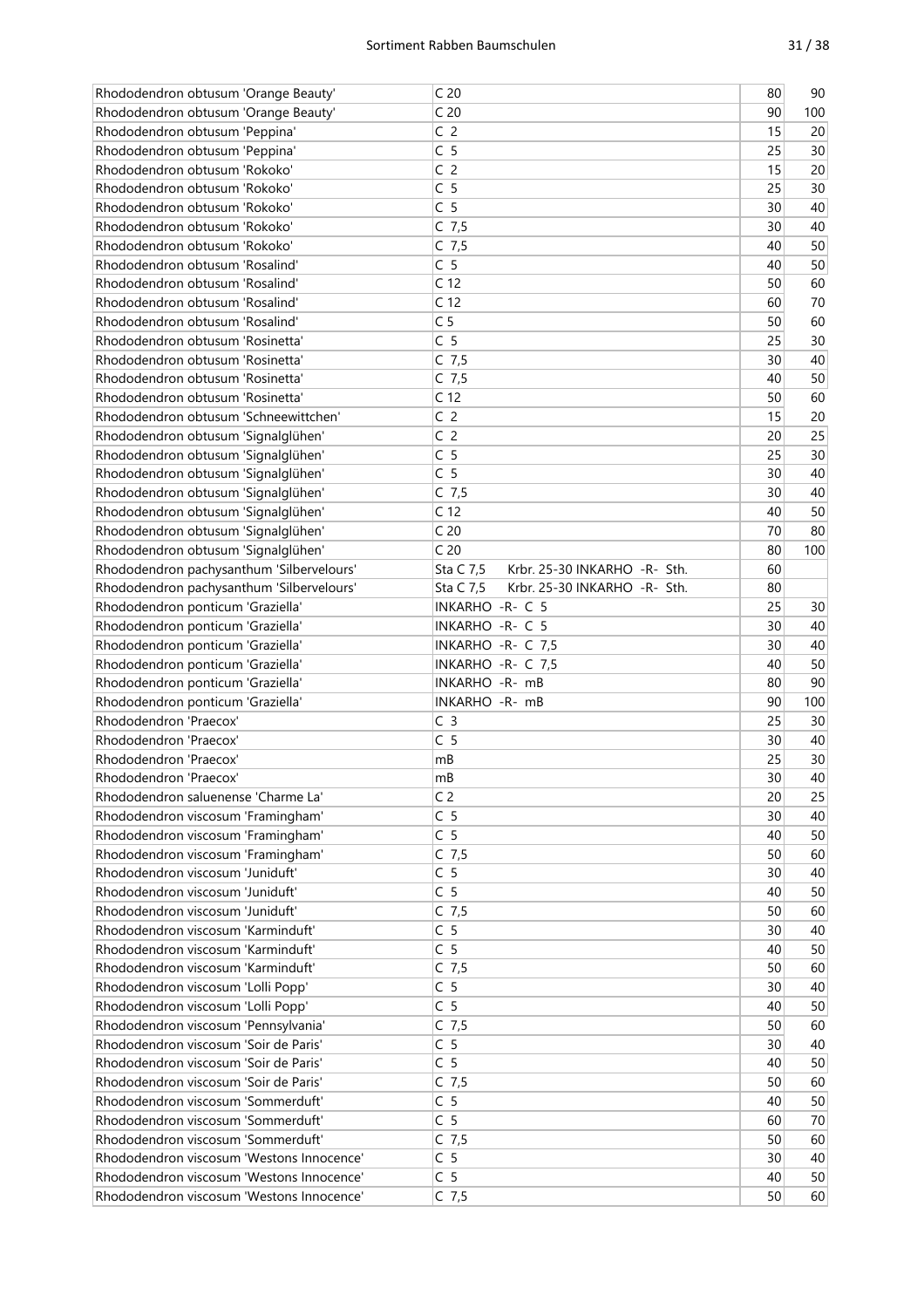| | | | |
|---|---|---|---|
| Rhododendron obtusum 'Orange Beauty' | C 20 | 80 | 90 |
| Rhododendron obtusum 'Orange Beauty' | C 20 | 90 | 100 |
| Rhododendron obtusum 'Peppina' | C 2 | 15 | 20 |
| Rhododendron obtusum 'Peppina' | C 5 | 25 | 30 |
| Rhododendron obtusum 'Rokoko' | C 2 | 15 | 20 |
| Rhododendron obtusum 'Rokoko' | C 5 | 25 | 30 |
| Rhododendron obtusum 'Rokoko' | C 5 | 30 | 40 |
| Rhododendron obtusum 'Rokoko' | C 7,5 | 30 | 40 |
| Rhododendron obtusum 'Rokoko' | C 7,5 | 40 | 50 |
| Rhododendron obtusum 'Rosalind' | C 5 | 40 | 50 |
| Rhododendron obtusum 'Rosalind' | C 12 | 50 | 60 |
| Rhododendron obtusum 'Rosalind' | C 12 | 60 | 70 |
| Rhododendron obtusum 'Rosalind' | C 5 | 50 | 60 |
| Rhododendron obtusum 'Rosinetta' | C 5 | 25 | 30 |
| Rhododendron obtusum 'Rosinetta' | C 7,5 | 30 | 40 |
| Rhododendron obtusum 'Rosinetta' | C 7,5 | 40 | 50 |
| Rhododendron obtusum 'Rosinetta' | C 12 | 50 | 60 |
| Rhododendron obtusum 'Schneewittchen' | C 2 | 15 | 20 |
| Rhododendron obtusum 'Signalglühen' | C 2 | 20 | 25 |
| Rhododendron obtusum 'Signalglühen' | C 5 | 25 | 30 |
| Rhododendron obtusum 'Signalglühen' | C 5 | 30 | 40 |
| Rhododendron obtusum 'Signalglühen' | C 7,5 | 30 | 40 |
| Rhododendron obtusum 'Signalglühen' | C 12 | 40 | 50 |
| Rhododendron obtusum 'Signalglühen' | C 20 | 70 | 80 |
| Rhododendron obtusum 'Signalglühen' | C 20 | 80 | 100 |
| Rhododendron pachysanthum 'Silbervelours' | Sta C 7,5 Krbr. 25-30 INKARHO -R- Sth. | 60 | |
| Rhododendron pachysanthum 'Silbervelours' | Sta C 7,5 Krbr. 25-30 INKARHO -R- Sth. | 80 | |
| Rhododendron ponticum 'Graziella' | INKARHO -R- C 5 | 25 | 30 |
| Rhododendron ponticum 'Graziella' | INKARHO -R- C 5 | 30 | 40 |
| Rhododendron ponticum 'Graziella' | INKARHO -R- C 7,5 | 30 | 40 |
| Rhododendron ponticum 'Graziella' | INKARHO -R- C 7,5 | 40 | 50 |
| Rhododendron ponticum 'Graziella' | INKARHO -R- mB | 80 | 90 |
| Rhododendron ponticum 'Graziella' | INKARHO -R- mB | 90 | 100 |
| Rhododendron 'Praecox' | C 3 | 25 | 30 |
| Rhododendron 'Praecox' | C 5 | 30 | 40 |
| Rhododendron 'Praecox' | mB | 25 | 30 |
| Rhododendron 'Praecox' | mB | 30 | 40 |
| Rhododendron saluenense 'Charme La' | C 2 | 20 | 25 |
| Rhododendron viscosum 'Framingham' | C 5 | 30 | 40 |
| Rhododendron viscosum 'Framingham' | C 5 | 40 | 50 |
| Rhododendron viscosum 'Framingham' | C 7,5 | 50 | 60 |
| Rhododendron viscosum 'Juniduft' | C 5 | 30 | 40 |
| Rhododendron viscosum 'Juniduft' | C 5 | 40 | 50 |
| Rhododendron viscosum 'Juniduft' | C 7,5 | 50 | 60 |
| Rhododendron viscosum 'Karminduft' | C 5 | 30 | 40 |
| Rhododendron viscosum 'Karminduft' | C 5 | 40 | 50 |
| Rhododendron viscosum 'Karminduft' | C 7,5 | 50 | 60 |
| Rhododendron viscosum 'Lolli Popp' | C 5 | 30 | 40 |
| Rhododendron viscosum 'Lolli Popp' | C 5 | 40 | 50 |
| Rhododendron viscosum 'Pennsylvania' | C 7,5 | 50 | 60 |
| Rhododendron viscosum 'Soir de Paris' | C 5 | 30 | 40 |
| Rhododendron viscosum 'Soir de Paris' | C 5 | 40 | 50 |
| Rhododendron viscosum 'Soir de Paris' | C 7,5 | 50 | 60 |
| Rhododendron viscosum 'Sommerduft' | C 5 | 40 | 50 |
| Rhododendron viscosum 'Sommerduft' | C 5 | 60 | 70 |
| Rhododendron viscosum 'Sommerduft' | C 7,5 | 50 | 60 |
| Rhododendron viscosum 'Westons Innocence' | C 5 | 30 | 40 |
| Rhododendron viscosum 'Westons Innocence' | C 5 | 40 | 50 |
| Rhododendron viscosum 'Westons Innocence' | C 7,5 | 50 | 60 |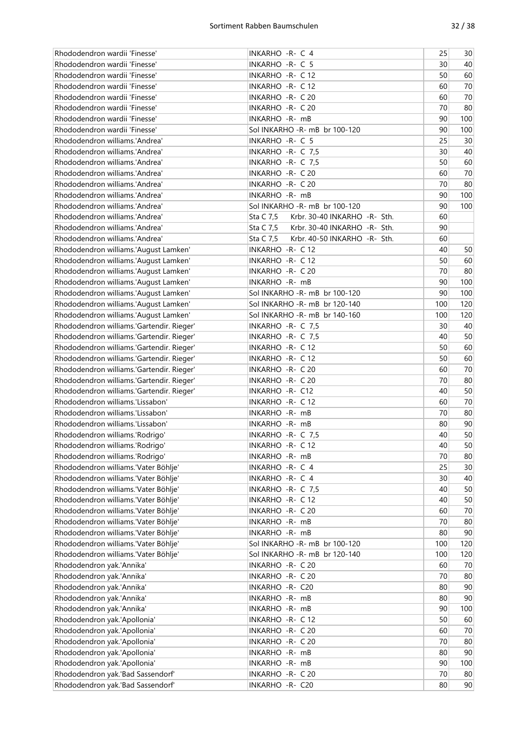| | | | |
|---|---|---|---|
| Rhododendron wardii 'Finesse' | INKARHO -R- C 4 | 25 | 30 |
| Rhododendron wardii 'Finesse' | INKARHO -R- C 5 | 30 | 40 |
| Rhododendron wardii 'Finesse' | INKARHO -R- C 12 | 50 | 60 |
| Rhododendron wardii 'Finesse' | INKARHO -R- C 12 | 60 | 70 |
| Rhododendron wardii 'Finesse' | INKARHO -R- C 20 | 60 | 70 |
| Rhododendron wardii 'Finesse' | INKARHO -R- C 20 | 70 | 80 |
| Rhododendron wardii 'Finesse' | INKARHO -R- mB | 90 | 100 |
| Rhododendron wardii 'Finesse' | Sol INKARHO -R- mB br 100-120 | 90 | 100 |
| Rhododendron williams.'Andrea' | INKARHO -R- C 5 | 25 | 30 |
| Rhododendron williams.'Andrea' | INKARHO -R- C 7,5 | 30 | 40 |
| Rhododendron williams.'Andrea' | INKARHO -R- C 7,5 | 50 | 60 |
| Rhododendron williams.'Andrea' | INKARHO -R- C 20 | 60 | 70 |
| Rhododendron williams.'Andrea' | INKARHO -R- C 20 | 70 | 80 |
| Rhododendron williams.'Andrea' | INKARHO -R- mB | 90 | 100 |
| Rhododendron williams.'Andrea' | Sol INKARHO -R- mB br 100-120 | 90 | 100 |
| Rhododendron williams.'Andrea' | Sta C 7,5 Krbr. 30-40 INKARHO -R- Sth. | 60 | |
| Rhododendron williams.'Andrea' | Sta C 7,5 Krbr. 30-40 INKARHO -R- Sth. | 90 | |
| Rhododendron williams.'Andrea' | Sta C 7,5 Krbr. 40-50 INKARHO -R- Sth. | 60 | |
| Rhododendron williams.'August Lamken' | INKARHO -R- C 12 | 40 | 50 |
| Rhododendron williams.'August Lamken' | INKARHO -R- C 12 | 50 | 60 |
| Rhododendron williams.'August Lamken' | INKARHO -R- C 20 | 70 | 80 |
| Rhododendron williams.'August Lamken' | INKARHO -R- mB | 90 | 100 |
| Rhododendron williams.'August Lamken' | Sol INKARHO -R- mB br 100-120 | 90 | 100 |
| Rhododendron williams.'August Lamken' | Sol INKARHO -R- mB br 120-140 | 100 | 120 |
| Rhododendron williams.'August Lamken' | Sol INKARHO -R- mB br 140-160 | 100 | 120 |
| Rhododendron williams.'Gartendir. Rieger' | INKARHO -R- C 7,5 | 30 | 40 |
| Rhododendron williams.'Gartendir. Rieger' | INKARHO -R- C 7,5 | 40 | 50 |
| Rhododendron williams.'Gartendir. Rieger' | INKARHO -R- C 12 | 50 | 60 |
| Rhododendron williams.'Gartendir. Rieger' | INKARHO -R- C 12 | 50 | 60 |
| Rhododendron williams.'Gartendir. Rieger' | INKARHO -R- C 20 | 60 | 70 |
| Rhododendron williams.'Gartendir. Rieger' | INKARHO -R- C 20 | 70 | 80 |
| Rhododendron williams.'Gartendir. Rieger' | INKARHO -R- C12 | 40 | 50 |
| Rhododendron williams.'Lissabon' | INKARHO -R- C 12 | 60 | 70 |
| Rhododendron williams.'Lissabon' | INKARHO -R- mB | 70 | 80 |
| Rhododendron williams.'Lissabon' | INKARHO -R- mB | 80 | 90 |
| Rhododendron williams.'Rodrigo' | INKARHO -R- C 7,5 | 40 | 50 |
| Rhododendron williams.'Rodrigo' | INKARHO -R- C 12 | 40 | 50 |
| Rhododendron williams.'Rodrigo' | INKARHO -R- mB | 70 | 80 |
| Rhododendron williams.'Vater Böhlje' | INKARHO -R- C 4 | 25 | 30 |
| Rhododendron williams.'Vater Böhlje' | INKARHO -R- C 4 | 30 | 40 |
| Rhododendron williams.'Vater Böhlje' | INKARHO -R- C 7,5 | 40 | 50 |
| Rhododendron williams.'Vater Böhlje' | INKARHO -R- C 12 | 40 | 50 |
| Rhododendron williams.'Vater Böhlje' | INKARHO -R- C 20 | 60 | 70 |
| Rhododendron williams.'Vater Böhlje' | INKARHO -R- mB | 70 | 80 |
| Rhododendron williams.'Vater Böhlje' | INKARHO -R- mB | 80 | 90 |
| Rhododendron williams.'Vater Böhlje' | Sol INKARHO -R- mB br 100-120 | 100 | 120 |
| Rhododendron williams.'Vater Böhlje' | Sol INKARHO -R- mB br 120-140 | 100 | 120 |
| Rhododendron yak.'Annika' | INKARHO -R- C 20 | 60 | 70 |
| Rhododendron yak.'Annika' | INKARHO -R- C 20 | 70 | 80 |
| Rhododendron yak.'Annika' | INKARHO -R- C20 | 80 | 90 |
| Rhododendron yak.'Annika' | INKARHO -R- mB | 80 | 90 |
| Rhododendron yak.'Annika' | INKARHO -R- mB | 90 | 100 |
| Rhododendron yak.'Apollonia' | INKARHO -R- C 12 | 50 | 60 |
| Rhododendron yak.'Apollonia' | INKARHO -R- C 20 | 60 | 70 |
| Rhododendron yak.'Apollonia' | INKARHO -R- C 20 | 70 | 80 |
| Rhododendron yak.'Apollonia' | INKARHO -R- mB | 80 | 90 |
| Rhododendron yak.'Apollonia' | INKARHO -R- mB | 90 | 100 |
| Rhododendron yak.'Bad Sassendorf' | INKARHO -R- C 20 | 70 | 80 |
| Rhododendron yak.'Bad Sassendorf' | INKARHO -R- C20 | 80 | 90 |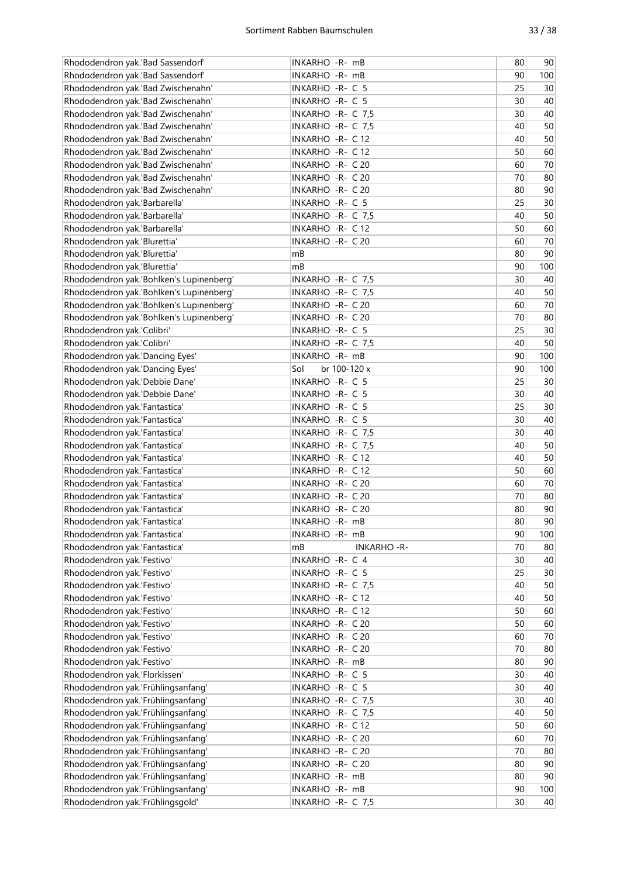| Rhododendron yak.'Bad Sassendorf' | INKARHO -R- mB | 80 | 90 |
|---|---|---|---|
| Rhododendron yak.'Bad Sassendorf' | INKARHO -R- mB | 90 | 100 |
| Rhododendron yak.'Bad Zwischenahn' | INKARHO -R- C 5 | 25 | 30 |
| Rhododendron yak.'Bad Zwischenahn' | INKARHO -R- C 5 | 30 | 40 |
| Rhododendron yak.'Bad Zwischenahn' | INKARHO -R- C 7,5 | 30 | 40 |
| Rhododendron yak.'Bad Zwischenahn' | INKARHO -R- C 7,5 | 40 | 50 |
| Rhododendron yak.'Bad Zwischenahn' | INKARHO -R- C 12 | 40 | 50 |
| Rhododendron yak.'Bad Zwischenahn' | INKARHO -R- C 12 | 50 | 60 |
| Rhododendron yak.'Bad Zwischenahn' | INKARHO -R- C 20 | 60 | 70 |
| Rhododendron yak.'Bad Zwischenahn' | INKARHO -R- C 20 | 70 | 80 |
| Rhododendron yak.'Bad Zwischenahn' | INKARHO -R- C 20 | 80 | 90 |
| Rhododendron yak.'Barbarella' | INKARHO -R- C 5 | 25 | 30 |
| Rhododendron yak.'Barbarella' | INKARHO -R- C 7,5 | 40 | 50 |
| Rhododendron yak.'Barbarella' | INKARHO -R- C 12 | 50 | 60 |
| Rhododendron yak.'Blurettia' | INKARHO -R- C 20 | 60 | 70 |
| Rhododendron yak.'Blurettia' | mB | 80 | 90 |
| Rhododendron yak.'Blurettia' | mB | 90 | 100 |
| Rhododendron yak.'Bohlken's Lupinenberg' | INKARHO -R- C 7,5 | 30 | 40 |
| Rhododendron yak.'Bohlken's Lupinenberg' | INKARHO -R- C 7,5 | 40 | 50 |
| Rhododendron yak.'Bohlken's Lupinenberg' | INKARHO -R- C 20 | 60 | 70 |
| Rhododendron yak.'Bohlken's Lupinenberg' | INKARHO -R- C 20 | 70 | 80 |
| Rhododendron yak.'Colibri' | INKARHO -R- C 5 | 25 | 30 |
| Rhododendron yak.'Colibri' | INKARHO -R- C 7,5 | 40 | 50 |
| Rhododendron yak.'Dancing Eyes' | INKARHO -R- mB | 90 | 100 |
| Rhododendron yak.'Dancing Eyes' | Sol br 100-120 x | 90 | 100 |
| Rhododendron yak.'Debbie Dane' | INKARHO -R- C 5 | 25 | 30 |
| Rhododendron yak.'Debbie Dane' | INKARHO -R- C 5 | 30 | 40 |
| Rhododendron yak.'Fantastica' | INKARHO -R- C 5 | 25 | 30 |
| Rhododendron yak.'Fantastica' | INKARHO -R- C 5 | 30 | 40 |
| Rhododendron yak.'Fantastica' | INKARHO -R- C 7,5 | 30 | 40 |
| Rhododendron yak.'Fantastica' | INKARHO -R- C 7,5 | 40 | 50 |
| Rhododendron yak.'Fantastica' | INKARHO -R- C 12 | 40 | 50 |
| Rhododendron yak.'Fantastica' | INKARHO -R- C 12 | 50 | 60 |
| Rhododendron yak.'Fantastica' | INKARHO -R- C 20 | 60 | 70 |
| Rhododendron yak.'Fantastica' | INKARHO -R- C 20 | 70 | 80 |
| Rhododendron yak.'Fantastica' | INKARHO -R- C 20 | 80 | 90 |
| Rhododendron yak.'Fantastica' | INKARHO -R- mB | 80 | 90 |
| Rhododendron yak.'Fantastica' | INKARHO -R- mB | 90 | 100 |
| Rhododendron yak.'Fantastica' | mB INKARHO -R- | 70 | 80 |
| Rhododendron yak.'Festivo' | INKARHO -R- C 4 | 30 | 40 |
| Rhododendron yak.'Festivo' | INKARHO -R- C 5 | 25 | 30 |
| Rhododendron yak.'Festivo' | INKARHO -R- C 7,5 | 40 | 50 |
| Rhododendron yak.'Festivo' | INKARHO -R- C 12 | 40 | 50 |
| Rhododendron yak.'Festivo' | INKARHO -R- C 12 | 50 | 60 |
| Rhododendron yak.'Festivo' | INKARHO -R- C 20 | 50 | 60 |
| Rhododendron yak.'Festivo' | INKARHO -R- C 20 | 60 | 70 |
| Rhododendron yak.'Festivo' | INKARHO -R- C 20 | 70 | 80 |
| Rhododendron yak.'Festivo' | INKARHO -R- mB | 80 | 90 |
| Rhododendron yak.'Florkissen' | INKARHO -R- C 5 | 30 | 40 |
| Rhododendron yak.'Frühlingsanfang' | INKARHO -R- C 5 | 30 | 40 |
| Rhododendron yak.'Frühlingsanfang' | INKARHO -R- C 7,5 | 30 | 40 |
| Rhododendron yak.'Frühlingsanfang' | INKARHO -R- C 7,5 | 40 | 50 |
| Rhododendron yak.'Frühlingsanfang' | INKARHO -R- C 12 | 50 | 60 |
| Rhododendron yak.'Frühlingsanfang' | INKARHO -R- C 20 | 60 | 70 |
| Rhododendron yak.'Frühlingsanfang' | INKARHO -R- C 20 | 70 | 80 |
| Rhododendron yak.'Frühlingsanfang' | INKARHO -R- C 20 | 80 | 90 |
| Rhododendron yak.'Frühlingsanfang' | INKARHO -R- mB | 80 | 90 |
| Rhododendron yak.'Frühlingsanfang' | INKARHO -R- mB | 90 | 100 |
| Rhododendron yak.'Frühlingsgold' | INKARHO -R- C 7,5 | 30 | 40 |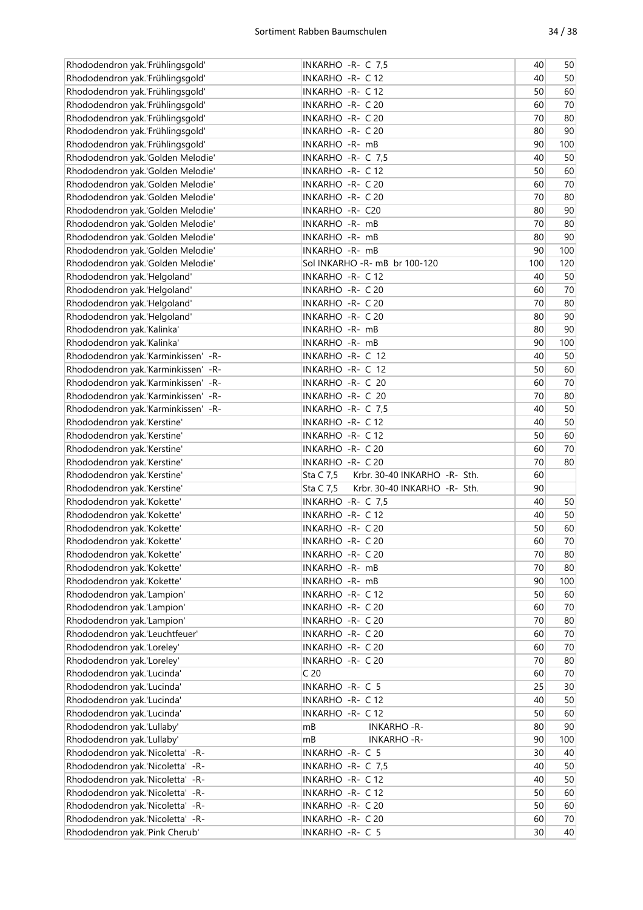| | | | |
|---|---|---|---|
| Rhododendron yak.'Frühlingsgold' | INKARHO -R- C 7,5 | 40 | 50 |
| Rhododendron yak.'Frühlingsgold' | INKARHO -R- C 12 | 40 | 50 |
| Rhododendron yak.'Frühlingsgold' | INKARHO -R- C 12 | 50 | 60 |
| Rhododendron yak.'Frühlingsgold' | INKARHO -R- C 20 | 60 | 70 |
| Rhododendron yak.'Frühlingsgold' | INKARHO -R- C 20 | 70 | 80 |
| Rhododendron yak.'Frühlingsgold' | INKARHO -R- C 20 | 80 | 90 |
| Rhododendron yak.'Frühlingsgold' | INKARHO -R- mB | 90 | 100 |
| Rhododendron yak.'Golden Melodie' | INKARHO -R- C 7,5 | 40 | 50 |
| Rhododendron yak.'Golden Melodie' | INKARHO -R- C 12 | 50 | 60 |
| Rhododendron yak.'Golden Melodie' | INKARHO -R- C 20 | 60 | 70 |
| Rhododendron yak.'Golden Melodie' | INKARHO -R- C 20 | 70 | 80 |
| Rhododendron yak.'Golden Melodie' | INKARHO -R- C20 | 80 | 90 |
| Rhododendron yak.'Golden Melodie' | INKARHO -R- mB | 70 | 80 |
| Rhododendron yak.'Golden Melodie' | INKARHO -R- mB | 80 | 90 |
| Rhododendron yak.'Golden Melodie' | INKARHO -R- mB | 90 | 100 |
| Rhododendron yak.'Golden Melodie' | Sol INKARHO -R- mB br 100-120 | 100 | 120 |
| Rhododendron yak.'Helgoland' | INKARHO -R- C 12 | 40 | 50 |
| Rhododendron yak.'Helgoland' | INKARHO -R- C 20 | 60 | 70 |
| Rhododendron yak.'Helgoland' | INKARHO -R- C 20 | 70 | 80 |
| Rhododendron yak.'Helgoland' | INKARHO -R- C 20 | 80 | 90 |
| Rhododendron yak.'Kalinka' | INKARHO -R- mB | 80 | 90 |
| Rhododendron yak.'Kalinka' | INKARHO -R- mB | 90 | 100 |
| Rhododendron yak.'Karminkissen' -R- | INKARHO -R- C 12 | 40 | 50 |
| Rhododendron yak.'Karminkissen' -R- | INKARHO -R- C 12 | 50 | 60 |
| Rhododendron yak.'Karminkissen' -R- | INKARHO -R- C 20 | 60 | 70 |
| Rhododendron yak.'Karminkissen' -R- | INKARHO -R- C 20 | 70 | 80 |
| Rhododendron yak.'Karminkissen' -R- | INKARHO -R- C 7,5 | 40 | 50 |
| Rhododendron yak.'Kerstine' | INKARHO -R- C 12 | 40 | 50 |
| Rhododendron yak.'Kerstine' | INKARHO -R- C 12 | 50 | 60 |
| Rhododendron yak.'Kerstine' | INKARHO -R- C 20 | 60 | 70 |
| Rhododendron yak.'Kerstine' | INKARHO -R- C 20 | 70 | 80 |
| Rhododendron yak.'Kerstine' | Sta C 7,5 Krbr. 30-40 INKARHO -R- Sth. | 60 | |
| Rhododendron yak.'Kerstine' | Sta C 7,5 Krbr. 30-40 INKARHO -R- Sth. | 90 | |
| Rhododendron yak.'Kokette' | INKARHO -R- C 7,5 | 40 | 50 |
| Rhododendron yak.'Kokette' | INKARHO -R- C 12 | 40 | 50 |
| Rhododendron yak.'Kokette' | INKARHO -R- C 20 | 50 | 60 |
| Rhododendron yak.'Kokette' | INKARHO -R- C 20 | 60 | 70 |
| Rhododendron yak.'Kokette' | INKARHO -R- C 20 | 70 | 80 |
| Rhododendron yak.'Kokette' | INKARHO -R- mB | 70 | 80 |
| Rhododendron yak.'Kokette' | INKARHO -R- mB | 90 | 100 |
| Rhododendron yak.'Lampion' | INKARHO -R- C 12 | 50 | 60 |
| Rhododendron yak.'Lampion' | INKARHO -R- C 20 | 60 | 70 |
| Rhododendron yak.'Lampion' | INKARHO -R- C 20 | 70 | 80 |
| Rhododendron yak.'Leuchtfeuer' | INKARHO -R- C 20 | 60 | 70 |
| Rhododendron yak.'Loreley' | INKARHO -R- C 20 | 60 | 70 |
| Rhododendron yak.'Loreley' | INKARHO -R- C 20 | 70 | 80 |
| Rhododendron yak.'Lucinda' | C 20 | 60 | 70 |
| Rhododendron yak.'Lucinda' | INKARHO -R- C 5 | 25 | 30 |
| Rhododendron yak.'Lucinda' | INKARHO -R- C 12 | 40 | 50 |
| Rhododendron yak.'Lucinda' | INKARHO -R- C 12 | 50 | 60 |
| Rhododendron yak.'Lullaby' | mB INKARHO -R- | 80 | 90 |
| Rhododendron yak.'Lullaby' | mB INKARHO -R- | 90 | 100 |
| Rhododendron yak.'Nicoletta' -R- | INKARHO -R- C 5 | 30 | 40 |
| Rhododendron yak.'Nicoletta' -R- | INKARHO -R- C 7,5 | 40 | 50 |
| Rhododendron yak.'Nicoletta' -R- | INKARHO -R- C 12 | 40 | 50 |
| Rhododendron yak.'Nicoletta' -R- | INKARHO -R- C 12 | 50 | 60 |
| Rhododendron yak.'Nicoletta' -R- | INKARHO -R- C 20 | 50 | 60 |
| Rhododendron yak.'Nicoletta' -R- | INKARHO -R- C 20 | 60 | 70 |
| Rhododendron yak.'Pink Cherub' | INKARHO -R- C 5 | 30 | 40 |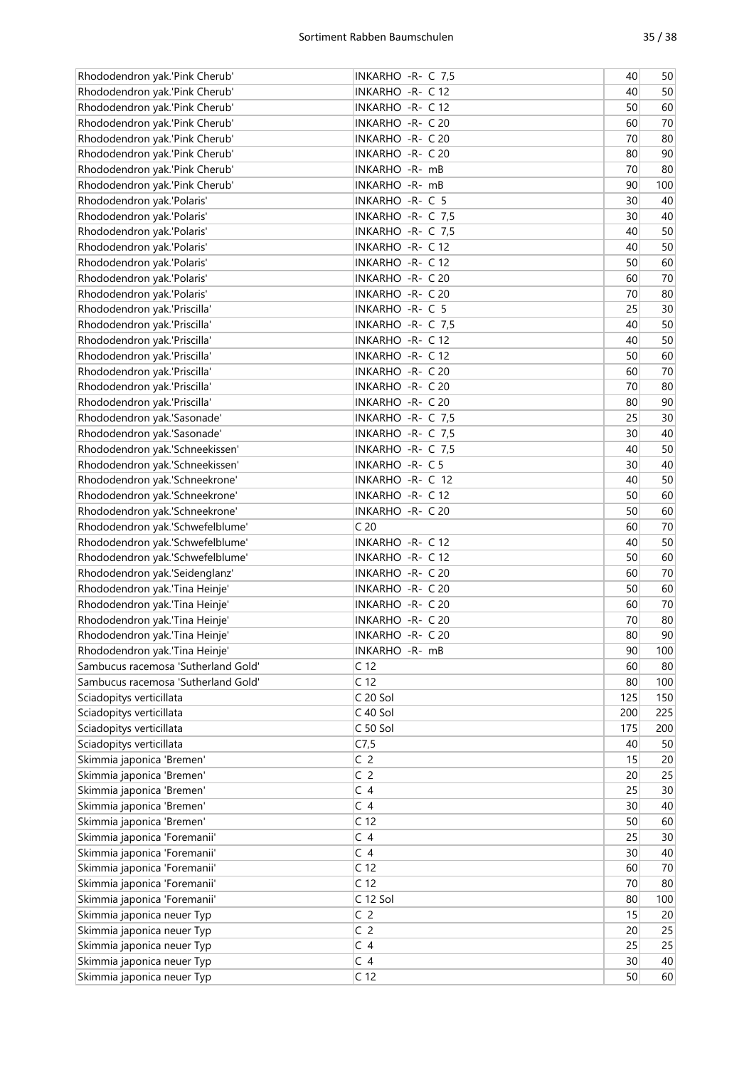| Rhododendron yak.'Pink Cherub' | INKARHO -R- C 7,5 | 40 | 50 |
|---|---|---|---|
| Rhododendron yak.'Pink Cherub' | INKARHO -R- C 12 | 40 | 50 |
| Rhododendron yak.'Pink Cherub' | INKARHO -R- C 12 | 50 | 60 |
| Rhododendron yak.'Pink Cherub' | INKARHO -R- C 20 | 60 | 70 |
| Rhododendron yak.'Pink Cherub' | INKARHO -R- C 20 | 70 | 80 |
| Rhododendron yak.'Pink Cherub' | INKARHO -R- C 20 | 80 | 90 |
| Rhododendron yak.'Pink Cherub' | INKARHO -R- mB | 70 | 80 |
| Rhododendron yak.'Pink Cherub' | INKARHO -R- mB | 90 | 100 |
| Rhododendron yak.'Polaris' | INKARHO -R- C 5 | 30 | 40 |
| Rhododendron yak.'Polaris' | INKARHO -R- C 7,5 | 30 | 40 |
| Rhododendron yak.'Polaris' | INKARHO -R- C 7,5 | 40 | 50 |
| Rhododendron yak.'Polaris' | INKARHO -R- C 12 | 40 | 50 |
| Rhododendron yak.'Polaris' | INKARHO -R- C 12 | 50 | 60 |
| Rhododendron yak.'Polaris' | INKARHO -R- C 20 | 60 | 70 |
| Rhododendron yak.'Polaris' | INKARHO -R- C 20 | 70 | 80 |
| Rhododendron yak.'Priscilla' | INKARHO -R- C 5 | 25 | 30 |
| Rhododendron yak.'Priscilla' | INKARHO -R- C 7,5 | 40 | 50 |
| Rhododendron yak.'Priscilla' | INKARHO -R- C 12 | 40 | 50 |
| Rhododendron yak.'Priscilla' | INKARHO -R- C 12 | 50 | 60 |
| Rhododendron yak.'Priscilla' | INKARHO -R- C 20 | 60 | 70 |
| Rhododendron yak.'Priscilla' | INKARHO -R- C 20 | 70 | 80 |
| Rhododendron yak.'Priscilla' | INKARHO -R- C 20 | 80 | 90 |
| Rhododendron yak.'Sasonade' | INKARHO -R- C 7,5 | 25 | 30 |
| Rhododendron yak.'Sasonade' | INKARHO -R- C 7,5 | 30 | 40 |
| Rhododendron yak.'Schneekissen' | INKARHO -R- C 7,5 | 40 | 50 |
| Rhododendron yak.'Schneekissen' | INKARHO -R- C 5 | 30 | 40 |
| Rhododendron yak.'Schneekrone' | INKARHO -R- C 12 | 40 | 50 |
| Rhododendron yak.'Schneekrone' | INKARHO -R- C 12 | 50 | 60 |
| Rhododendron yak.'Schneekrone' | INKARHO -R- C 20 | 50 | 60 |
| Rhododendron yak.'Schwefelblume' | C 20 | 60 | 70 |
| Rhododendron yak.'Schwefelblume' | INKARHO -R- C 12 | 40 | 50 |
| Rhododendron yak.'Schwefelblume' | INKARHO -R- C 12 | 50 | 60 |
| Rhododendron yak.'Seidenglanz' | INKARHO -R- C 20 | 60 | 70 |
| Rhododendron yak.'Tina Heinje' | INKARHO -R- C 20 | 50 | 60 |
| Rhododendron yak.'Tina Heinje' | INKARHO -R- C 20 | 60 | 70 |
| Rhododendron yak.'Tina Heinje' | INKARHO -R- C 20 | 70 | 80 |
| Rhododendron yak.'Tina Heinje' | INKARHO -R- C 20 | 80 | 90 |
| Rhododendron yak.'Tina Heinje' | INKARHO -R- mB | 90 | 100 |
| Sambucus racemosa 'Sutherland Gold' | C 12 | 60 | 80 |
| Sambucus racemosa 'Sutherland Gold' | C 12 | 80 | 100 |
| Sciadopitys verticillata | C 20 Sol | 125 | 150 |
| Sciadopitys verticillata | C 40 Sol | 200 | 225 |
| Sciadopitys verticillata | C 50 Sol | 175 | 200 |
| Sciadopitys verticillata | C7,5 | 40 | 50 |
| Skimmia japonica 'Bremen' | C 2 | 15 | 20 |
| Skimmia japonica 'Bremen' | C 2 | 20 | 25 |
| Skimmia japonica 'Bremen' | C 4 | 25 | 30 |
| Skimmia japonica 'Bremen' | C 4 | 30 | 40 |
| Skimmia japonica 'Bremen' | C 12 | 50 | 60 |
| Skimmia japonica 'Foremanii' | C 4 | 25 | 30 |
| Skimmia japonica 'Foremanii' | C 4 | 30 | 40 |
| Skimmia japonica 'Foremanii' | C 12 | 60 | 70 |
| Skimmia japonica 'Foremanii' | C 12 | 70 | 80 |
| Skimmia japonica 'Foremanii' | C 12 Sol | 80 | 100 |
| Skimmia japonica neuer Typ | C 2 | 15 | 20 |
| Skimmia japonica neuer Typ | C 2 | 20 | 25 |
| Skimmia japonica neuer Typ | C 4 | 25 | 25 |
| Skimmia japonica neuer Typ | C 4 | 30 | 40 |
| Skimmia japonica neuer Typ | C 12 | 50 | 60 |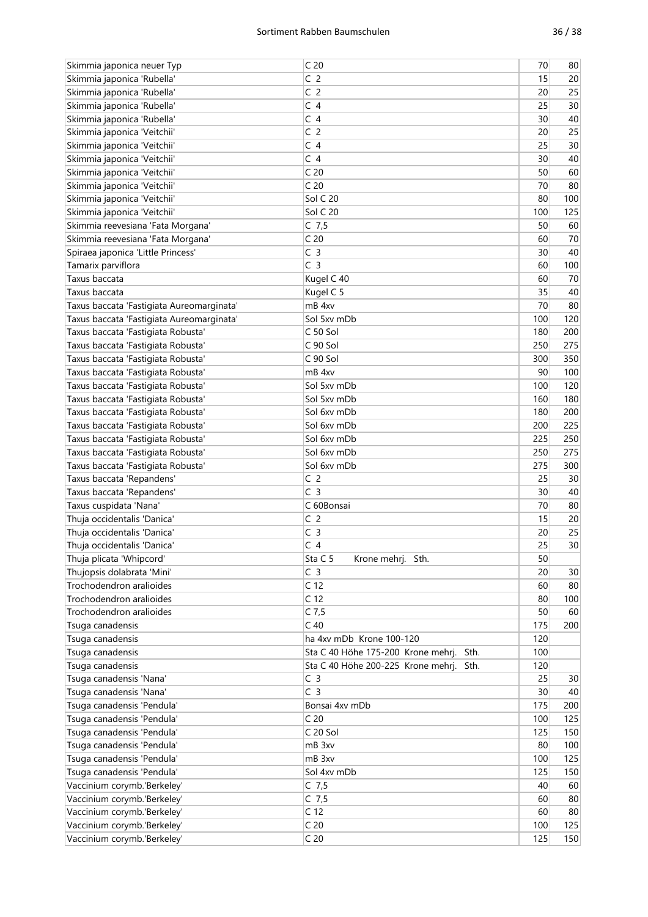| | | | |
|---|---|---|---|
| Skimmia japonica neuer Typ | C 20 | 70 | 80 |
| Skimmia japonica 'Rubella' | C 2 | 15 | 20 |
| Skimmia japonica 'Rubella' | C 2 | 20 | 25 |
| Skimmia japonica 'Rubella' | C 4 | 25 | 30 |
| Skimmia japonica 'Rubella' | C 4 | 30 | 40 |
| Skimmia japonica 'Veitchii' | C 2 | 20 | 25 |
| Skimmia japonica 'Veitchii' | C 4 | 25 | 30 |
| Skimmia japonica 'Veitchii' | C 4 | 30 | 40 |
| Skimmia japonica 'Veitchii' | C 20 | 50 | 60 |
| Skimmia japonica 'Veitchii' | C 20 | 70 | 80 |
| Skimmia japonica 'Veitchii' | Sol C 20 | 80 | 100 |
| Skimmia japonica 'Veitchii' | Sol C 20 | 100 | 125 |
| Skimmia reevesiana 'Fata Morgana' | C 7,5 | 50 | 60 |
| Skimmia reevesiana 'Fata Morgana' | C 20 | 60 | 70 |
| Spiraea japonica 'Little Princess' | C 3 | 30 | 40 |
| Tamarix parviflora | C 3 | 60 | 100 |
| Taxus baccata | Kugel C 40 | 60 | 70 |
| Taxus baccata | Kugel C 5 | 35 | 40 |
| Taxus baccata 'Fastigiata Aureomarginata' | mB 4xv | 70 | 80 |
| Taxus baccata 'Fastigiata Aureomarginata' | Sol 5xv mDb | 100 | 120 |
| Taxus baccata 'Fastigiata Robusta' | C 50 Sol | 180 | 200 |
| Taxus baccata 'Fastigiata Robusta' | C 90 Sol | 250 | 275 |
| Taxus baccata 'Fastigiata Robusta' | C 90 Sol | 300 | 350 |
| Taxus baccata 'Fastigiata Robusta' | mB 4xv | 90 | 100 |
| Taxus baccata 'Fastigiata Robusta' | Sol 5xv mDb | 100 | 120 |
| Taxus baccata 'Fastigiata Robusta' | Sol 5xv mDb | 160 | 180 |
| Taxus baccata 'Fastigiata Robusta' | Sol 6xv mDb | 180 | 200 |
| Taxus baccata 'Fastigiata Robusta' | Sol 6xv mDb | 200 | 225 |
| Taxus baccata 'Fastigiata Robusta' | Sol 6xv mDb | 225 | 250 |
| Taxus baccata 'Fastigiata Robusta' | Sol 6xv mDb | 250 | 275 |
| Taxus baccata 'Fastigiata Robusta' | Sol 6xv mDb | 275 | 300 |
| Taxus baccata 'Repandens' | C 2 | 25 | 30 |
| Taxus baccata 'Repandens' | C 3 | 30 | 40 |
| Taxus cuspidata 'Nana' | C 60Bonsai | 70 | 80 |
| Thuja occidentalis 'Danica' | C 2 | 15 | 20 |
| Thuja occidentalis 'Danica' | C 3 | 20 | 25 |
| Thuja occidentalis 'Danica' | C 4 | 25 | 30 |
| Thuja plicata 'Whipcord' | Sta C 5 Krone mehrj. Sth. | 50 | |
| Thujopsis dolabrata 'Mini' | C 3 | 20 | 30 |
| Trochodendron aralioides | C 12 | 60 | 80 |
| Trochodendron aralioides | C 12 | 80 | 100 |
| Trochodendron aralioides | C 7,5 | 50 | 60 |
| Tsuga canadensis | C 40 | 175 | 200 |
| Tsuga canadensis | ha 4xv mDb Krone 100-120 | 120 | |
| Tsuga canadensis | Sta C 40 Höhe 175-200 Krone mehrj. Sth. | 100 | |
| Tsuga canadensis | Sta C 40 Höhe 200-225 Krone mehrj. Sth. | 120 | |
| Tsuga canadensis 'Nana' | C 3 | 25 | 30 |
| Tsuga canadensis 'Nana' | C 3 | 30 | 40 |
| Tsuga canadensis 'Pendula' | Bonsai 4xv mDb | 175 | 200 |
| Tsuga canadensis 'Pendula' | C 20 | 100 | 125 |
| Tsuga canadensis 'Pendula' | C 20 Sol | 125 | 150 |
| Tsuga canadensis 'Pendula' | mB 3xv | 80 | 100 |
| Tsuga canadensis 'Pendula' | mB 3xv | 100 | 125 |
| Tsuga canadensis 'Pendula' | Sol 4xv mDb | 125 | 150 |
| Vaccinium corymb.'Berkeley' | C 7,5 | 40 | 60 |
| Vaccinium corymb.'Berkeley' | C 7,5 | 60 | 80 |
| Vaccinium corymb.'Berkeley' | C 12 | 60 | 80 |
| Vaccinium corymb.'Berkeley' | C 20 | 100 | 125 |
| Vaccinium corymb.'Berkeley' | C 20 | 125 | 150 |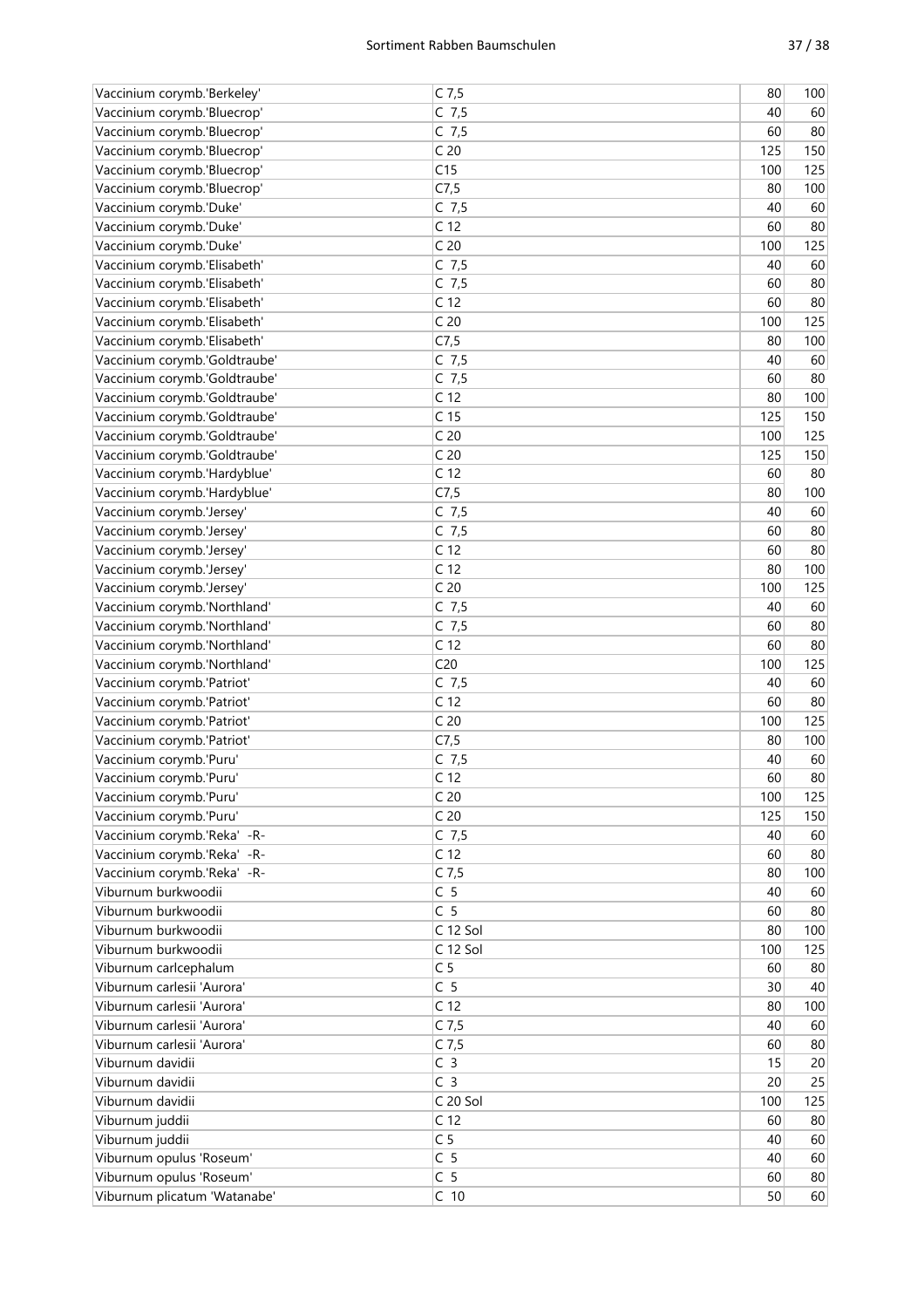| | | | |
|---|---|---|---|
| Vaccinium corymb.'Berkeley' | C 7,5 | 80 | 100 |
| Vaccinium corymb.'Bluecrop' | C 7,5 | 40 | 60 |
| Vaccinium corymb.'Bluecrop' | C 7,5 | 60 | 80 |
| Vaccinium corymb.'Bluecrop' | C 20 | 125 | 150 |
| Vaccinium corymb.'Bluecrop' | C15 | 100 | 125 |
| Vaccinium corymb.'Bluecrop' | C7,5 | 80 | 100 |
| Vaccinium corymb.'Duke' | C 7,5 | 40 | 60 |
| Vaccinium corymb.'Duke' | C 12 | 60 | 80 |
| Vaccinium corymb.'Duke' | C 20 | 100 | 125 |
| Vaccinium corymb.'Elisabeth' | C 7,5 | 40 | 60 |
| Vaccinium corymb.'Elisabeth' | C 7,5 | 60 | 80 |
| Vaccinium corymb.'Elisabeth' | C 12 | 60 | 80 |
| Vaccinium corymb.'Elisabeth' | C 20 | 100 | 125 |
| Vaccinium corymb.'Elisabeth' | C7,5 | 80 | 100 |
| Vaccinium corymb.'Goldtraube' | C 7,5 | 40 | 60 |
| Vaccinium corymb.'Goldtraube' | C 7,5 | 60 | 80 |
| Vaccinium corymb.'Goldtraube' | C 12 | 80 | 100 |
| Vaccinium corymb.'Goldtraube' | C 15 | 125 | 150 |
| Vaccinium corymb.'Goldtraube' | C 20 | 100 | 125 |
| Vaccinium corymb.'Goldtraube' | C 20 | 125 | 150 |
| Vaccinium corymb.'Hardyblue' | C 12 | 60 | 80 |
| Vaccinium corymb.'Hardyblue' | C7,5 | 80 | 100 |
| Vaccinium corymb.'Jersey' | C 7,5 | 40 | 60 |
| Vaccinium corymb.'Jersey' | C 7,5 | 60 | 80 |
| Vaccinium corymb.'Jersey' | C 12 | 60 | 80 |
| Vaccinium corymb.'Jersey' | C 12 | 80 | 100 |
| Vaccinium corymb.'Jersey' | C 20 | 100 | 125 |
| Vaccinium corymb.'Northland' | C 7,5 | 40 | 60 |
| Vaccinium corymb.'Northland' | C 7,5 | 60 | 80 |
| Vaccinium corymb.'Northland' | C 12 | 60 | 80 |
| Vaccinium corymb.'Northland' | C20 | 100 | 125 |
| Vaccinium corymb.'Patriot' | C 7,5 | 40 | 60 |
| Vaccinium corymb.'Patriot' | C 12 | 60 | 80 |
| Vaccinium corymb.'Patriot' | C 20 | 100 | 125 |
| Vaccinium corymb.'Patriot' | C7,5 | 80 | 100 |
| Vaccinium corymb.'Puru' | C 7,5 | 40 | 60 |
| Vaccinium corymb.'Puru' | C 12 | 60 | 80 |
| Vaccinium corymb.'Puru' | C 20 | 100 | 125 |
| Vaccinium corymb.'Puru' | C 20 | 125 | 150 |
| Vaccinium corymb.'Reka' -R- | C 7,5 | 40 | 60 |
| Vaccinium corymb.'Reka' -R- | C 12 | 60 | 80 |
| Vaccinium corymb.'Reka' -R- | C 7,5 | 80 | 100 |
| Viburnum burkwoodii | C 5 | 40 | 60 |
| Viburnum burkwoodii | C 5 | 60 | 80 |
| Viburnum burkwoodii | C 12 Sol | 80 | 100 |
| Viburnum burkwoodii | C 12 Sol | 100 | 125 |
| Viburnum carlcephalum | C 5 | 60 | 80 |
| Viburnum carlesii 'Aurora' | C 5 | 30 | 40 |
| Viburnum carlesii 'Aurora' | C 12 | 80 | 100 |
| Viburnum carlesii 'Aurora' | C 7,5 | 40 | 60 |
| Viburnum carlesii 'Aurora' | C 7,5 | 60 | 80 |
| Viburnum davidii | C 3 | 15 | 20 |
| Viburnum davidii | C 3 | 20 | 25 |
| Viburnum davidii | C 20 Sol | 100 | 125 |
| Viburnum juddii | C 12 | 60 | 80 |
| Viburnum juddii | C 5 | 40 | 60 |
| Viburnum opulus 'Roseum' | C 5 | 40 | 60 |
| Viburnum opulus 'Roseum' | C 5 | 60 | 80 |
| Viburnum plicatum 'Watanabe' | C 10 | 50 | 60 |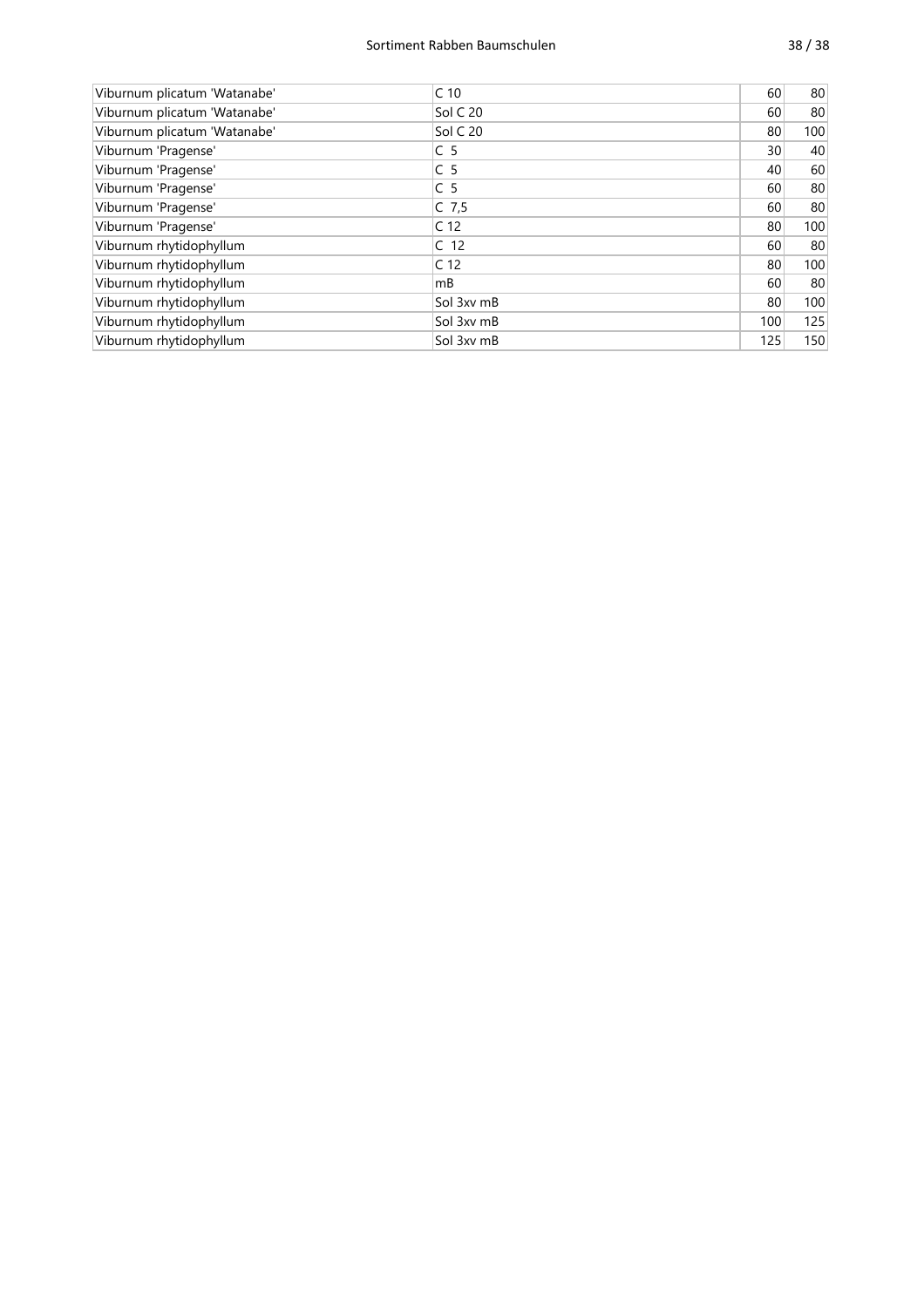| | | | |
|---|---|---|---|
| Viburnum plicatum 'Watanabe' | C 10 | 60 | 80 |
| Viburnum plicatum 'Watanabe' | Sol C 20 | 60 | 80 |
| Viburnum plicatum 'Watanabe' | Sol C 20 | 80 | 100 |
| Viburnum 'Pragense' | C 5 | 30 | 40 |
| Viburnum 'Pragense' | C 5 | 40 | 60 |
| Viburnum 'Pragense' | C 5 | 60 | 80 |
| Viburnum 'Pragense' | C 7,5 | 60 | 80 |
| Viburnum 'Pragense' | C 12 | 80 | 100 |
| Viburnum rhytidophyllum | C 12 | 60 | 80 |
| Viburnum rhytidophyllum | C 12 | 80 | 100 |
| Viburnum rhytidophyllum | mB | 60 | 80 |
| Viburnum rhytidophyllum | Sol 3xv mB | 80 | 100 |
| Viburnum rhytidophyllum | Sol 3xv mB | 100 | 125 |
| Viburnum rhytidophyllum | Sol 3xv mB | 125 | 150 |